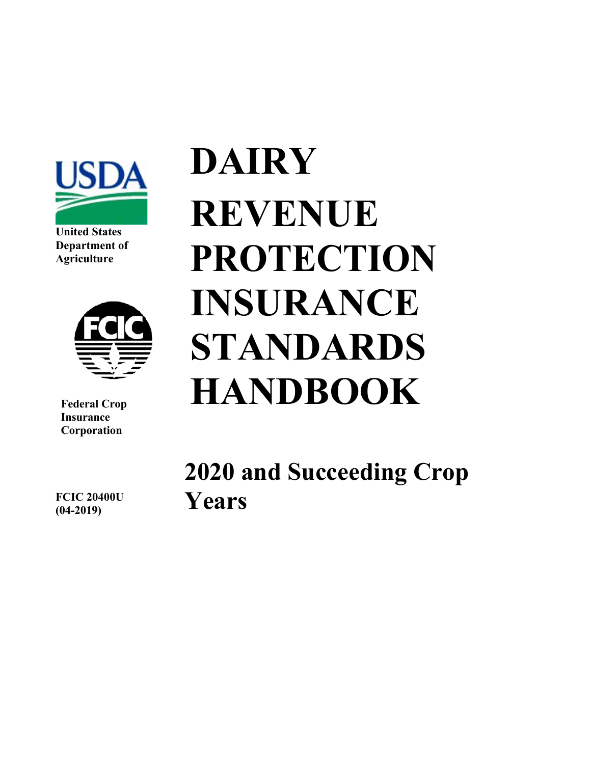United States Department of Agriculture

Federal Crop Insurance Corporation

FCIC 20400U
(04-2019)

# DAIRY REVENUE PROTECTION INSURANCE STANDARDS HANDBOOK

## 2020 and Succeeding Crop Years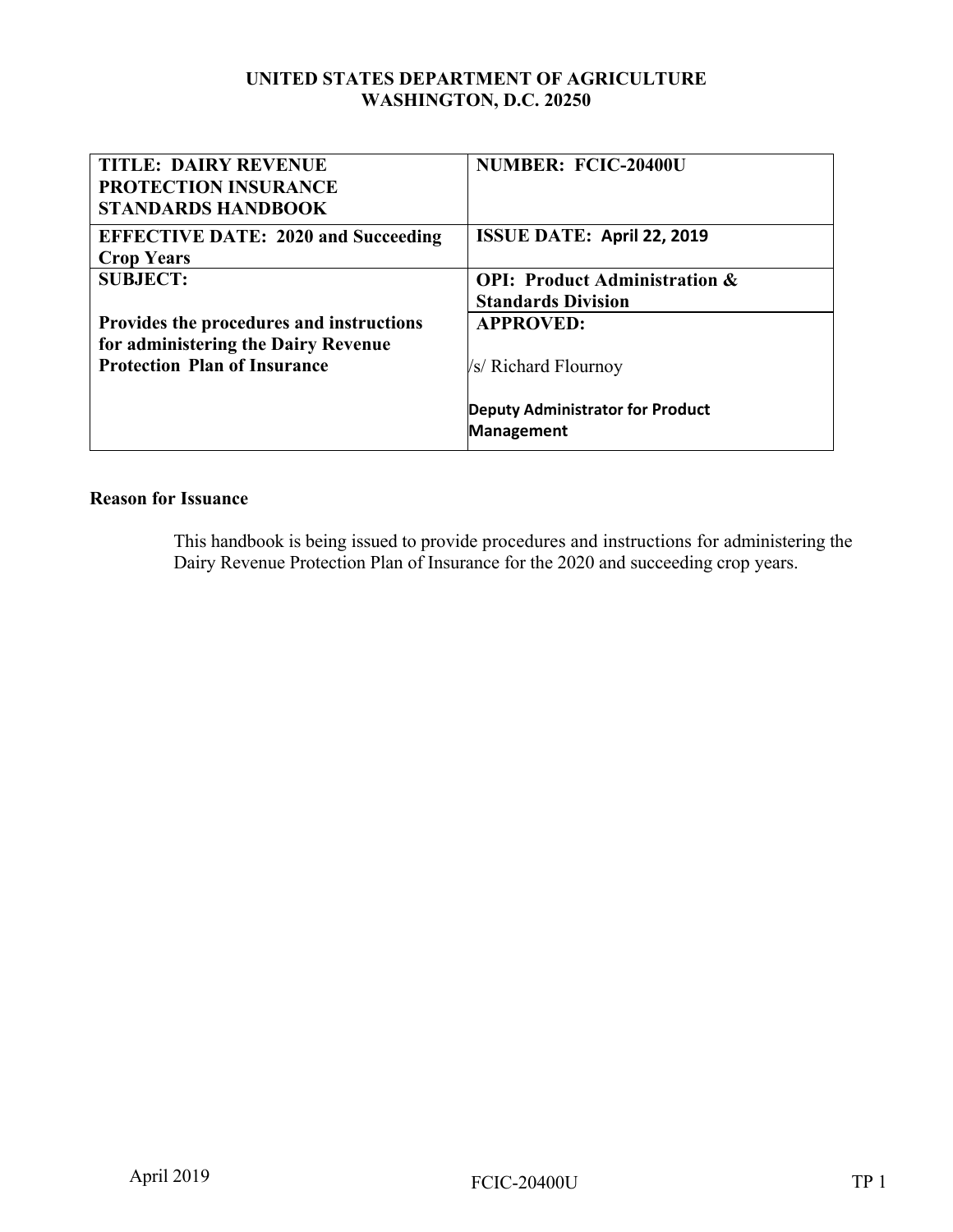**UNITED STATES DEPARTMENT OF AGRICULTURE**
**WASHINGTON, D.C. 20250**

| **TITLE: DAIRY REVENUE PROTECTION INSURANCE STANDARDS HANDBOOK** | **NUMBER: FCIC-20400U** |
|---|---|
| **EFFECTIVE DATE: 2020 and Succeeding Crop Years** | **ISSUE DATE: April 22, 2019** |
| **SUBJECT:** | **OPI: Product Administration & Standards Division** |
| **Provides the procedures and instructions for administering the Dairy Revenue Protection Plan of Insurance** | **APPROVED:** /s/ Richard Flournoy **Deputy Administrator for Product Management** |

**Reason for Issuance**

This handbook is being issued to provide procedures and instructions for administering the Dairy Revenue Protection Plan of Insurance for the 2020 and succeeding crop years.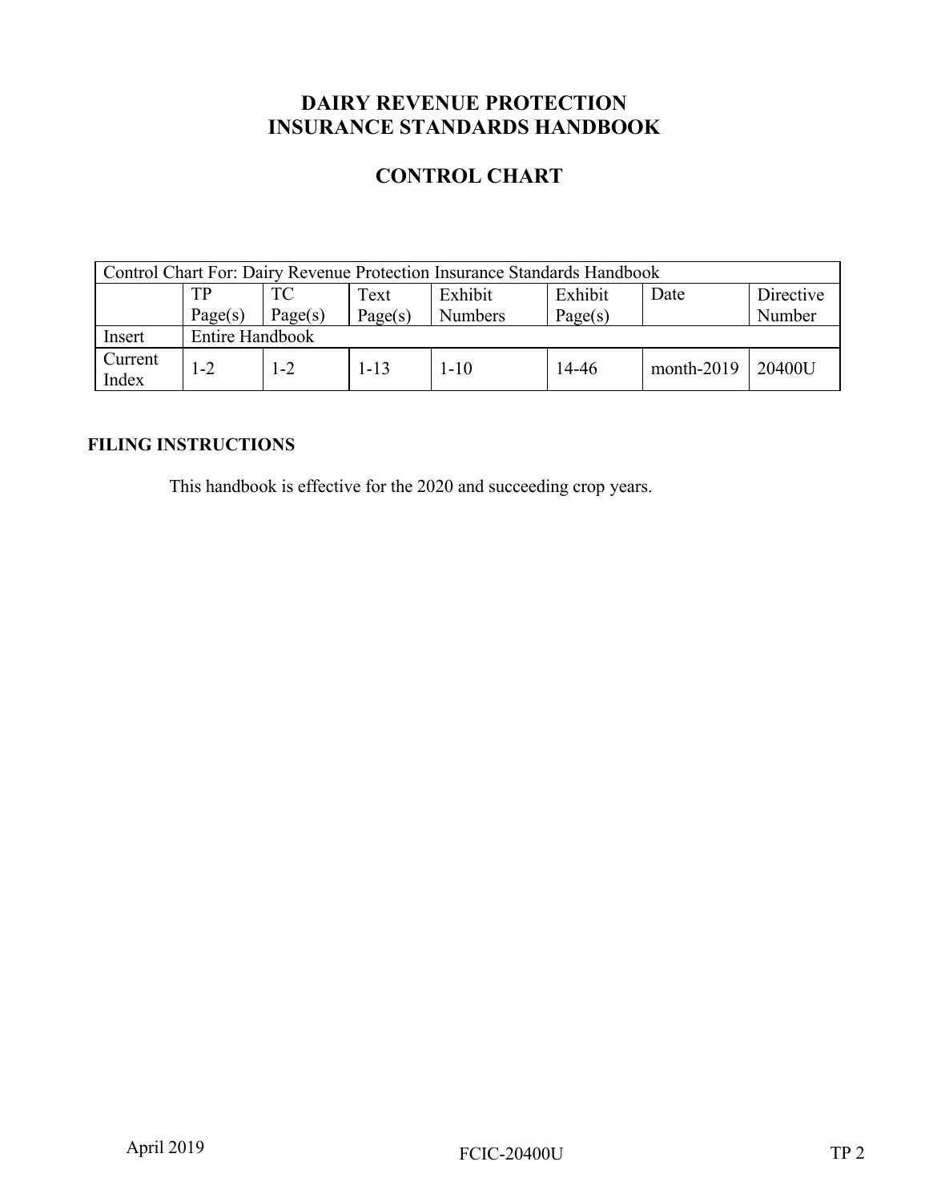# DAIRY REVENUE PROTECTION INSURANCE STANDARDS HANDBOOK

## CONTROL CHART

| Control Chart For: Dairy Revenue Protection Insurance Standards Handbook | | | | | | | |
|---|---|---|---|---|---|---|---|
| | TP Page(s) | TC Page(s) | Text Page(s) | Exhibit Numbers | Exhibit Page(s) | Date | Directive Number |
| Insert | Entire Handbook | | | | | | |
| Current Index | 1-2 | 1-2 | 1-13 | 1-10 | 14-46 | month-2019 | 20400U |

**FILING INSTRUCTIONS**

This handbook is effective for the 2020 and succeeding crop years.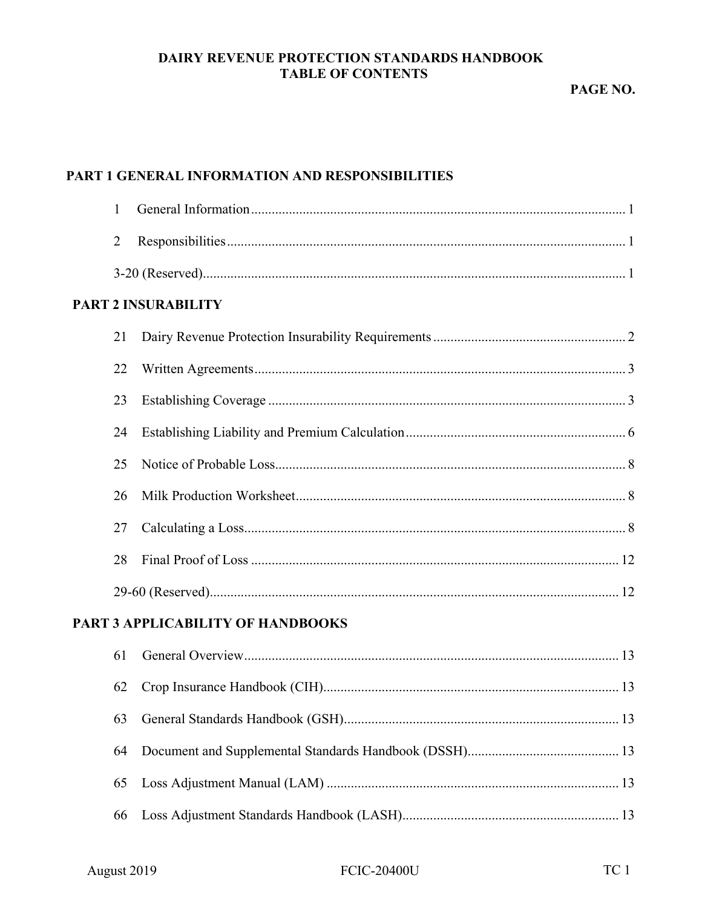# DAIRY REVENUE PROTECTION STANDARDS HANDBOOK
## TABLE OF CONTENTS

**PAGE NO.**

### PART 1 GENERAL INFORMATION AND RESPONSIBILITIES

| | |
|---|---|
| 1 General Information | 1 |
| 2 Responsibilities | 1 |
| 3-20 (Reserved) | 1 |

### PART 2 INSURABILITY

| | |
|---|---|
| 21 Dairy Revenue Protection Insurability Requirements | 2 |
| 22 Written Agreements | 3 |
| 23 Establishing Coverage | 3 |
| 24 Establishing Liability and Premium Calculation | 6 |
| 25 Notice of Probable Loss | 8 |
| 26 Milk Production Worksheet | 8 |
| 27 Calculating a Loss | 8 |
| 28 Final Proof of Loss | 12 |
| 29-60 (Reserved) | 12 |

### PART 3 APPLICABILITY OF HANDBOOKS

| | |
|---|---|
| 61 General Overview | 13 |
| 62 Crop Insurance Handbook (CIH) | 13 |
| 63 General Standards Handbook (GSH) | 13 |
| 64 Document and Supplemental Standards Handbook (DSSH) | 13 |
| 65 Loss Adjustment Manual (LAM) | 13 |
| 66 Loss Adjustment Standards Handbook (LASH) | 13 |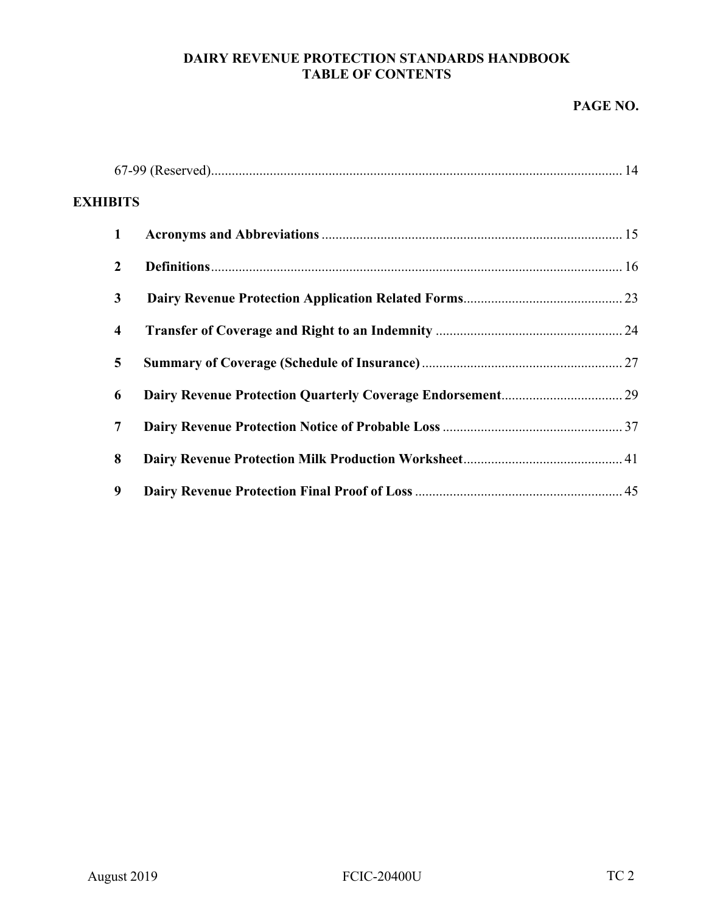## DAIRY REVENUE PROTECTION STANDARDS HANDBOOK
## TABLE OF CONTENTS

**PAGE NO.**

67-99 (Reserved)....................................................................................................................... 14

**EXHIBITS**

| | | |
|---|---|---|
| **1** | **Acronyms and Abbreviations** | 15 |
| **2** | **Definitions** | 16 |
| **3** | **Dairy Revenue Protection Application Related Forms** | 23 |
| **4** | **Transfer of Coverage and Right to an Indemnity** | 24 |
| **5** | **Summary of Coverage (Schedule of Insurance)** | 27 |
| **6** | **Dairy Revenue Protection Quarterly Coverage Endorsement** | 29 |
| **7** | **Dairy Revenue Protection Notice of Probable Loss** | 37 |
| **8** | **Dairy Revenue Protection Milk Production Worksheet** | 41 |
| **9** | **Dairy Revenue Protection Final Proof of Loss** | 45 |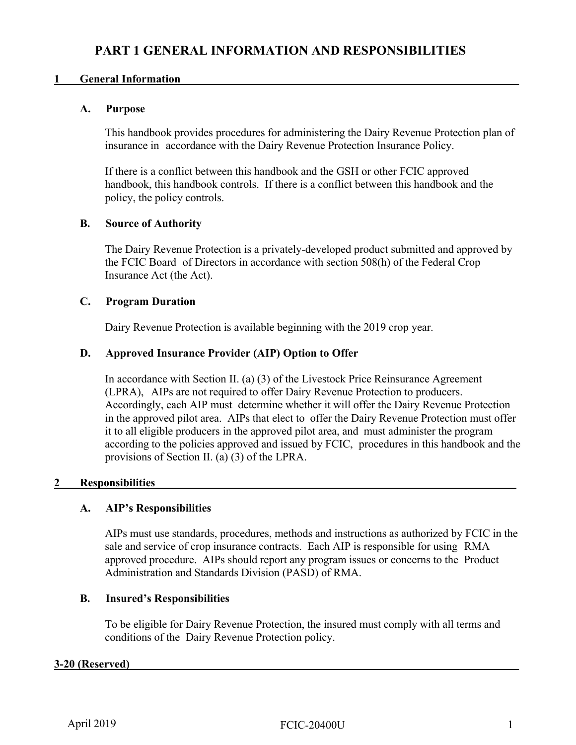# PART 1 GENERAL INFORMATION AND RESPONSIBILITIES

## 1 General Information

### A. Purpose

This handbook provides procedures for administering the Dairy Revenue Protection plan of insurance in accordance with the Dairy Revenue Protection Insurance Policy.

If there is a conflict between this handbook and the GSH or other FCIC approved handbook, this handbook controls. If there is a conflict between this handbook and the policy, the policy controls.

### B. Source of Authority

The Dairy Revenue Protection is a privately-developed product submitted and approved by the FCIC Board of Directors in accordance with section 508(h) of the Federal Crop Insurance Act (the Act).

### C. Program Duration

Dairy Revenue Protection is available beginning with the 2019 crop year.

### D. Approved Insurance Provider (AIP) Option to Offer

In accordance with Section II. (a) (3) of the Livestock Price Reinsurance Agreement (LPRA), AIPs are not required to offer Dairy Revenue Protection to producers. Accordingly, each AIP must determine whether it will offer the Dairy Revenue Protection in the approved pilot area. AIPs that elect to offer the Dairy Revenue Protection must offer it to all eligible producers in the approved pilot area, and must administer the program according to the policies approved and issued by FCIC, procedures in this handbook and the provisions of Section II. (a) (3) of the LPRA.

## 2 Responsibilities

### A. AIP's Responsibilities

AIPs must use standards, procedures, methods and instructions as authorized by FCIC in the sale and service of crop insurance contracts. Each AIP is responsible for using RMA approved procedure. AIPs should report any program issues or concerns to the Product Administration and Standards Division (PASD) of RMA.

### B. Insured's Responsibilities

To be eligible for Dairy Revenue Protection, the insured must comply with all terms and conditions of the Dairy Revenue Protection policy.

## 3-20 (Reserved)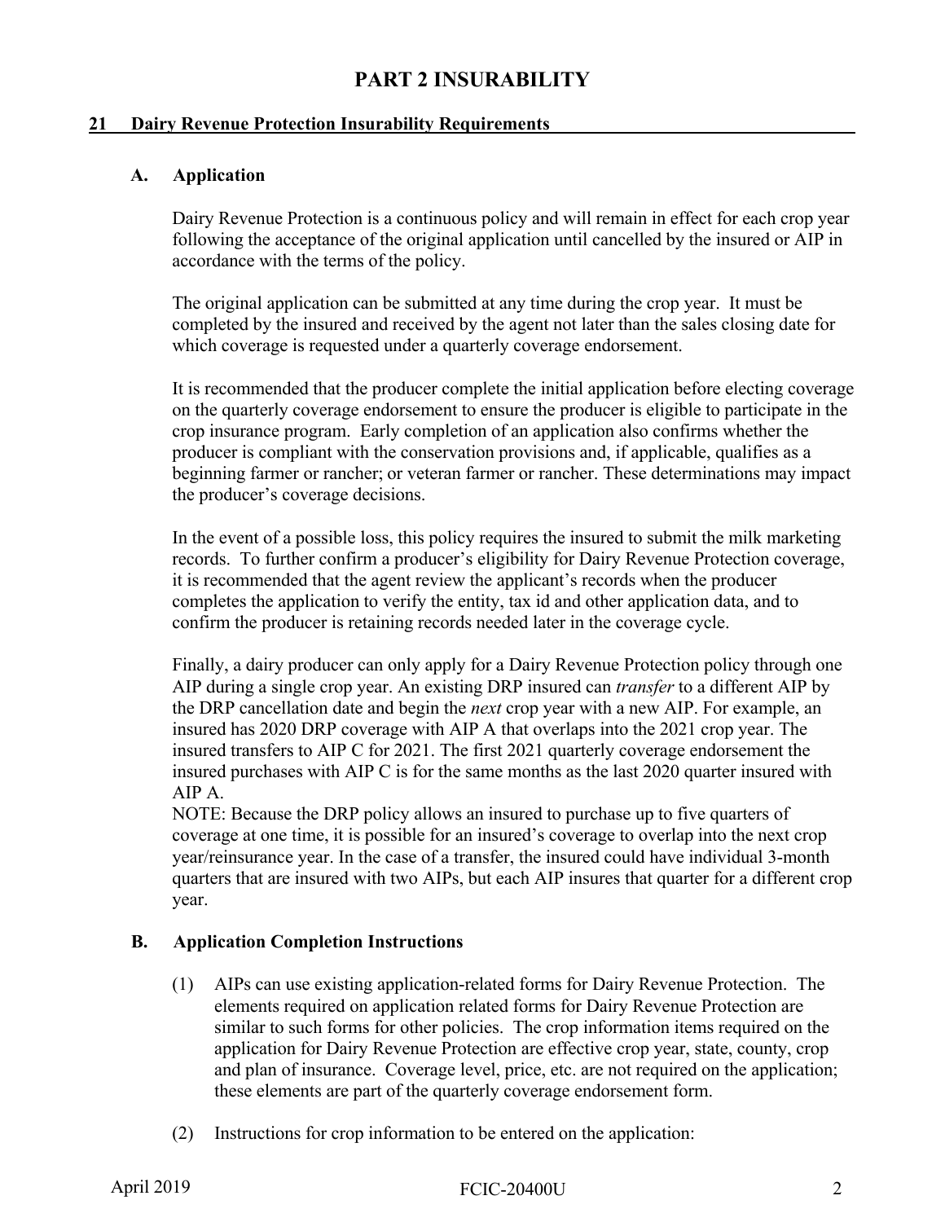# PART 2 INSURABILITY

## 21 Dairy Revenue Protection Insurability Requirements

### A. Application

Dairy Revenue Protection is a continuous policy and will remain in effect for each crop year following the acceptance of the original application until cancelled by the insured or AIP in accordance with the terms of the policy.

The original application can be submitted at any time during the crop year. It must be completed by the insured and received by the agent not later than the sales closing date for which coverage is requested under a quarterly coverage endorsement.

It is recommended that the producer complete the initial application before electing coverage on the quarterly coverage endorsement to ensure the producer is eligible to participate in the crop insurance program. Early completion of an application also confirms whether the producer is compliant with the conservation provisions and, if applicable, qualifies as a beginning farmer or rancher; or veteran farmer or rancher. These determinations may impact the producer's coverage decisions.

In the event of a possible loss, this policy requires the insured to submit the milk marketing records. To further confirm a producer's eligibility for Dairy Revenue Protection coverage, it is recommended that the agent review the applicant's records when the producer completes the application to verify the entity, tax id and other application data, and to confirm the producer is retaining records needed later in the coverage cycle.

Finally, a dairy producer can only apply for a Dairy Revenue Protection policy through one AIP during a single crop year. An existing DRP insured can *transfer* to a different AIP by the DRP cancellation date and begin the *next* crop year with a new AIP. For example, an insured has 2020 DRP coverage with AIP A that overlaps into the 2021 crop year. The insured transfers to AIP C for 2021. The first 2021 quarterly coverage endorsement the insured purchases with AIP C is for the same months as the last 2020 quarter insured with AIP A.

NOTE: Because the DRP policy allows an insured to purchase up to five quarters of coverage at one time, it is possible for an insured's coverage to overlap into the next crop year/reinsurance year. In the case of a transfer, the insured could have individual 3-month quarters that are insured with two AIPs, but each AIP insures that quarter for a different crop year.

### B. Application Completion Instructions

(1) AIPs can use existing application-related forms for Dairy Revenue Protection. The elements required on application related forms for Dairy Revenue Protection are similar to such forms for other policies. The crop information items required on the application for Dairy Revenue Protection are effective crop year, state, county, crop and plan of insurance. Coverage level, price, etc. are not required on the application; these elements are part of the quarterly coverage endorsement form.

(2) Instructions for crop information to be entered on the application: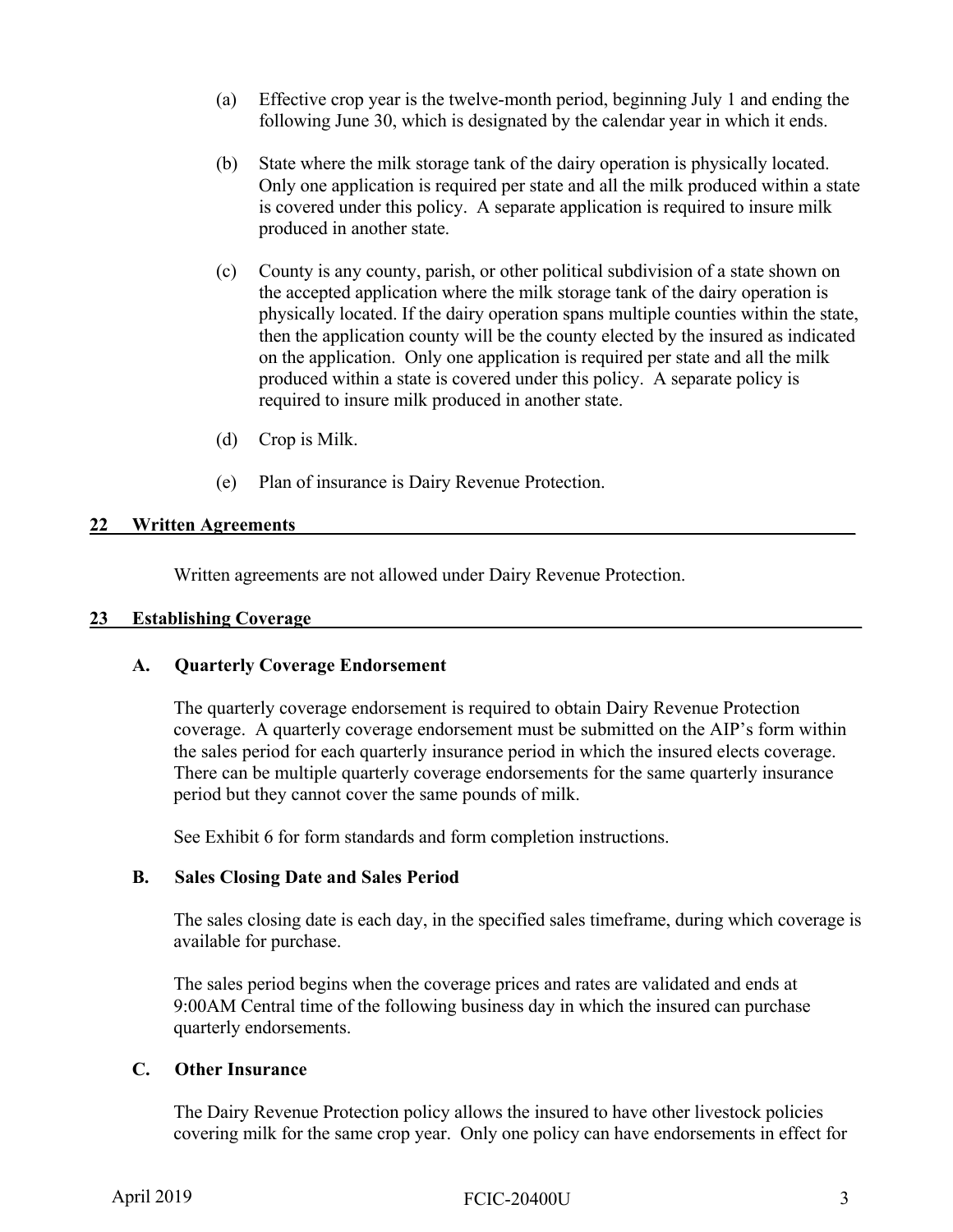(a) Effective crop year is the twelve-month period, beginning July 1 and ending the following June 30, which is designated by the calendar year in which it ends.

(b) State where the milk storage tank of the dairy operation is physically located. Only one application is required per state and all the milk produced within a state is covered under this policy. A separate application is required to insure milk produced in another state.

(c) County is any county, parish, or other political subdivision of a state shown on the accepted application where the milk storage tank of the dairy operation is physically located. If the dairy operation spans multiple counties within the state, then the application county will be the county elected by the insured as indicated on the application. Only one application is required per state and all the milk produced within a state is covered under this policy. A separate policy is required to insure milk produced in another state.

(d) Crop is Milk.

(e) Plan of insurance is Dairy Revenue Protection.

## 22 Written Agreements

Written agreements are not allowed under Dairy Revenue Protection.

## 23 Establishing Coverage

### A. Quarterly Coverage Endorsement

The quarterly coverage endorsement is required to obtain Dairy Revenue Protection coverage. A quarterly coverage endorsement must be submitted on the AIP's form within the sales period for each quarterly insurance period in which the insured elects coverage. There can be multiple quarterly coverage endorsements for the same quarterly insurance period but they cannot cover the same pounds of milk.

See Exhibit 6 for form standards and form completion instructions.

### B. Sales Closing Date and Sales Period

The sales closing date is each day, in the specified sales timeframe, during which coverage is available for purchase.

The sales period begins when the coverage prices and rates are validated and ends at 9:00AM Central time of the following business day in which the insured can purchase quarterly endorsements.

### C. Other Insurance

The Dairy Revenue Protection policy allows the insured to have other livestock policies covering milk for the same crop year. Only one policy can have endorsements in effect for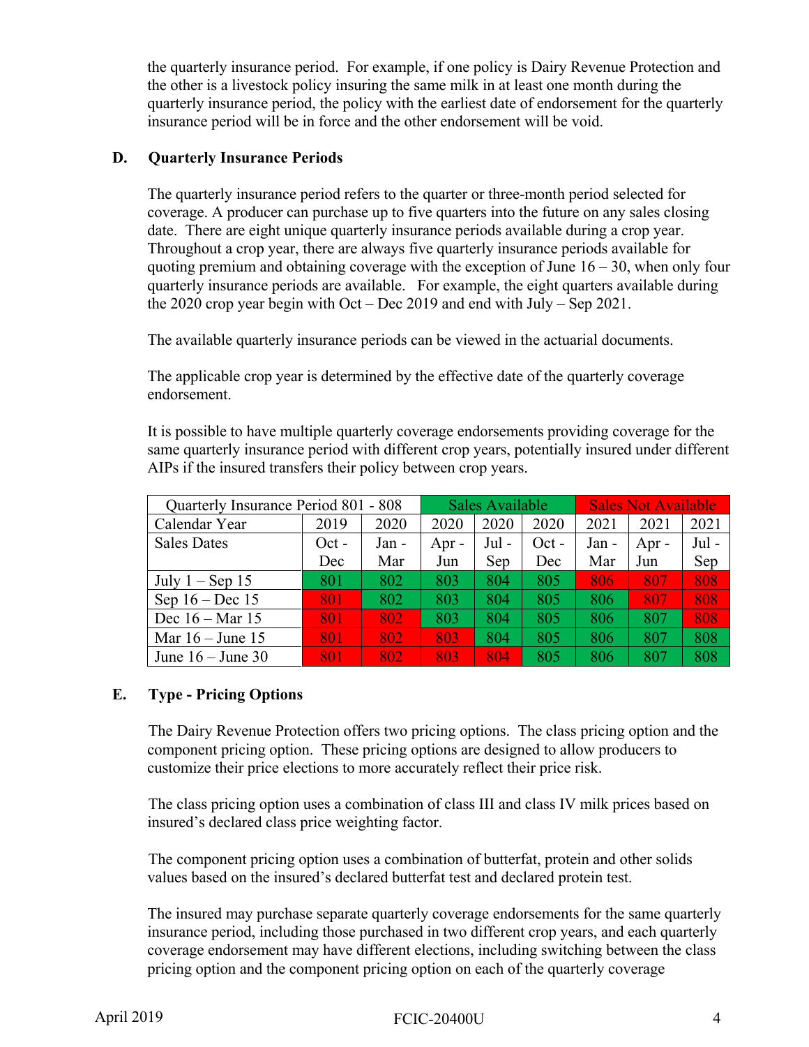the quarterly insurance period. For example, if one policy is Dairy Revenue Protection and the other is a livestock policy insuring the same milk in at least one month during the quarterly insurance period, the policy with the earliest date of endorsement for the quarterly insurance period will be in force and the other endorsement will be void.

## D. Quarterly Insurance Periods

The quarterly insurance period refers to the quarter or three-month period selected for coverage. A producer can purchase up to five quarters into the future on any sales closing date. There are eight unique quarterly insurance periods available during a crop year. Throughout a crop year, there are always five quarterly insurance periods available for quoting premium and obtaining coverage with the exception of June 16 – 30, when only four quarterly insurance periods are available. For example, the eight quarters available during the 2020 crop year begin with Oct – Dec 2019 and end with July – Sep 2021.

The available quarterly insurance periods can be viewed in the actuarial documents.

The applicable crop year is determined by the effective date of the quarterly coverage endorsement.

It is possible to have multiple quarterly coverage endorsements providing coverage for the same quarterly insurance period with different crop years, potentially insured under different AIPs if the insured transfers their policy between crop years.

| Quarterly Insurance Period 801 - 808 | | | Sales Available | | | Sales Not Available | | |
|---|---|---|---|---|---|---|---|---|
| Calendar Year | 2019 | 2020 | 2020 | 2020 | 2020 | 2021 | 2021 | 2021 |
| Sales Dates | Oct - Dec | Jan - Mar | Apr - Jun | Jul - Sep | Oct - Dec | Jan - Mar | Apr - Jun | Jul - Sep |
| July 1 – Sep 15 | 801 | 802 | 803 | 804 | 805 | 806 | 807 | 808 |
| Sep 16 – Dec 15 | 801 | 802 | 803 | 804 | 805 | 806 | 807 | 808 |
| Dec 16 – Mar 15 | 801 | 802 | 803 | 804 | 805 | 806 | 807 | 808 |
| Mar 16 – June 15 | 801 | 802 | 803 | 804 | 805 | 806 | 807 | 808 |
| June 16 – June 30 | 801 | 802 | 803 | 804 | 805 | 806 | 807 | 808 |

## E. Type - Pricing Options

The Dairy Revenue Protection offers two pricing options. The class pricing option and the component pricing option. These pricing options are designed to allow producers to customize their price elections to more accurately reflect their price risk.

The class pricing option uses a combination of class III and class IV milk prices based on insured's declared class price weighting factor.

The component pricing option uses a combination of butterfat, protein and other solids values based on the insured's declared butterfat test and declared protein test.

The insured may purchase separate quarterly coverage endorsements for the same quarterly insurance period, including those purchased in two different crop years, and each quarterly coverage endorsement may have different elections, including switching between the class pricing option and the component pricing option on each of the quarterly coverage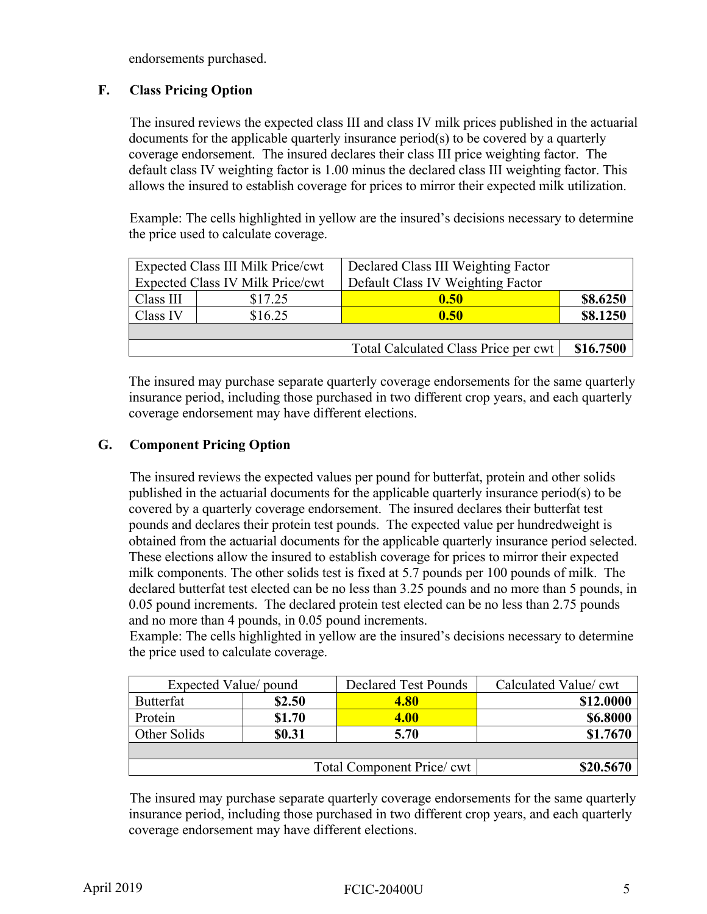endorsements purchased.

### F. Class Pricing Option

The insured reviews the expected class III and class IV milk prices published in the actuarial documents for the applicable quarterly insurance period(s) to be covered by a quarterly coverage endorsement. The insured declares their class III price weighting factor. The default class IV weighting factor is 1.00 minus the declared class III weighting factor. This allows the insured to establish coverage for prices to mirror their expected milk utilization.

Example: The cells highlighted in yellow are the insured's decisions necessary to determine the price used to calculate coverage.

| Expected Class III Milk Price/cwt<br>Expected Class IV Milk Price/cwt | | Declared Class III Weighting Factor<br>Default Class IV Weighting Factor | |
|---|---|---|---|
| Class III | $17.25 | **0.50** | **$8.6250** |
| Class IV | $16.25 | **0.50** | **$8.1250** |
| | | | |
| | | Total Calculated Class Price per cwt | **$16.7500** |

The insured may purchase separate quarterly coverage endorsements for the same quarterly insurance period, including those purchased in two different crop years, and each quarterly coverage endorsement may have different elections.

### G. Component Pricing Option

The insured reviews the expected values per pound for butterfat, protein and other solids published in the actuarial documents for the applicable quarterly insurance period(s) to be covered by a quarterly coverage endorsement. The insured declares their butterfat test pounds and declares their protein test pounds. The expected value per hundredweight is obtained from the actuarial documents for the applicable quarterly insurance period selected. These elections allow the insured to establish coverage for prices to mirror their expected milk components. The other solids test is fixed at 5.7 pounds per 100 pounds of milk. The declared butterfat test elected can be no less than 3.25 pounds and no more than 5 pounds, in 0.05 pound increments. The declared protein test elected can be no less than 2.75 pounds and no more than 4 pounds, in 0.05 pound increments.

Example: The cells highlighted in yellow are the insured's decisions necessary to determine the price used to calculate coverage.

| Expected Value/ pound | | Declared Test Pounds | Calculated Value/ cwt |
|---|---|---|---|
| Butterfat | **$2.50** | **4.80** | **$12.0000** |
| Protein | **$1.70** | **4.00** | **$6.8000** |
| Other Solids | **$0.31** | **5.70** | **$1.7670** |
| | | | |
| | | Total Component Price/ cwt | **$20.5670** |

The insured may purchase separate quarterly coverage endorsements for the same quarterly insurance period, including those purchased in two different crop years, and each quarterly coverage endorsement may have different elections.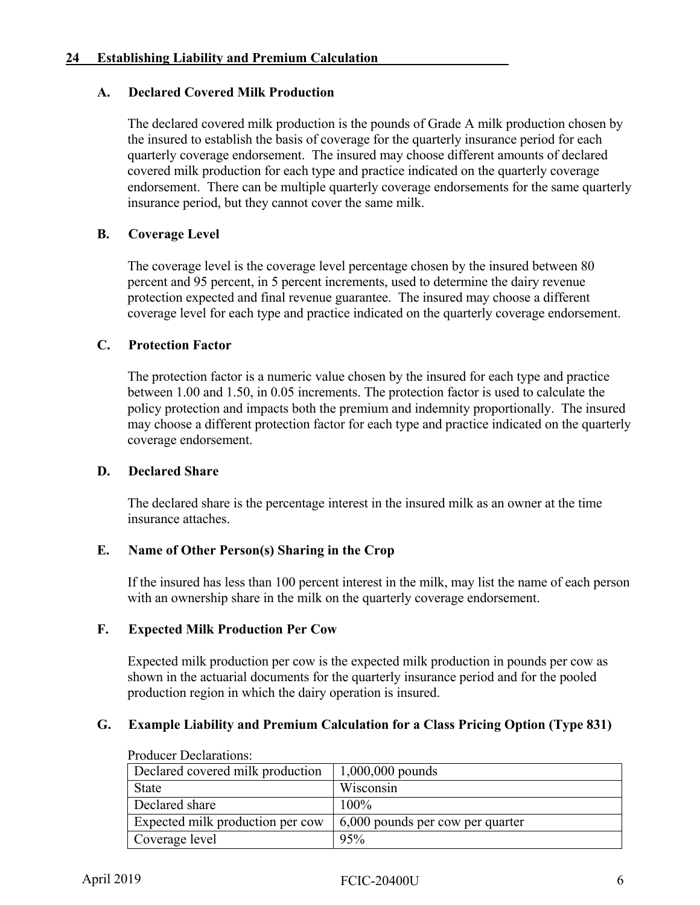## 24 Establishing Liability and Premium Calculation

### A. Declared Covered Milk Production

The declared covered milk production is the pounds of Grade A milk production chosen by the insured to establish the basis of coverage for the quarterly insurance period for each quarterly coverage endorsement. The insured may choose different amounts of declared covered milk production for each type and practice indicated on the quarterly coverage endorsement. There can be multiple quarterly coverage endorsements for the same quarterly insurance period, but they cannot cover the same milk.

### B. Coverage Level

The coverage level is the coverage level percentage chosen by the insured between 80 percent and 95 percent, in 5 percent increments, used to determine the dairy revenue protection expected and final revenue guarantee. The insured may choose a different coverage level for each type and practice indicated on the quarterly coverage endorsement.

### C. Protection Factor

The protection factor is a numeric value chosen by the insured for each type and practice between 1.00 and 1.50, in 0.05 increments. The protection factor is used to calculate the policy protection and impacts both the premium and indemnity proportionally. The insured may choose a different protection factor for each type and practice indicated on the quarterly coverage endorsement.

### D. Declared Share

The declared share is the percentage interest in the insured milk as an owner at the time insurance attaches.

### E. Name of Other Person(s) Sharing in the Crop

If the insured has less than 100 percent interest in the milk, may list the name of each person with an ownership share in the milk on the quarterly coverage endorsement.

### F. Expected Milk Production Per Cow

Expected milk production per cow is the expected milk production in pounds per cow as shown in the actuarial documents for the quarterly insurance period and for the pooled production region in which the dairy operation is insured.

### G. Example Liability and Premium Calculation for a Class Pricing Option (Type 831)

Producer Declarations:

| Declared covered milk production | 1,000,000 pounds |
|---|---|
| State | Wisconsin |
| Declared share | 100% |
| Expected milk production per cow | 6,000 pounds per cow per quarter |
| Coverage level | 95% |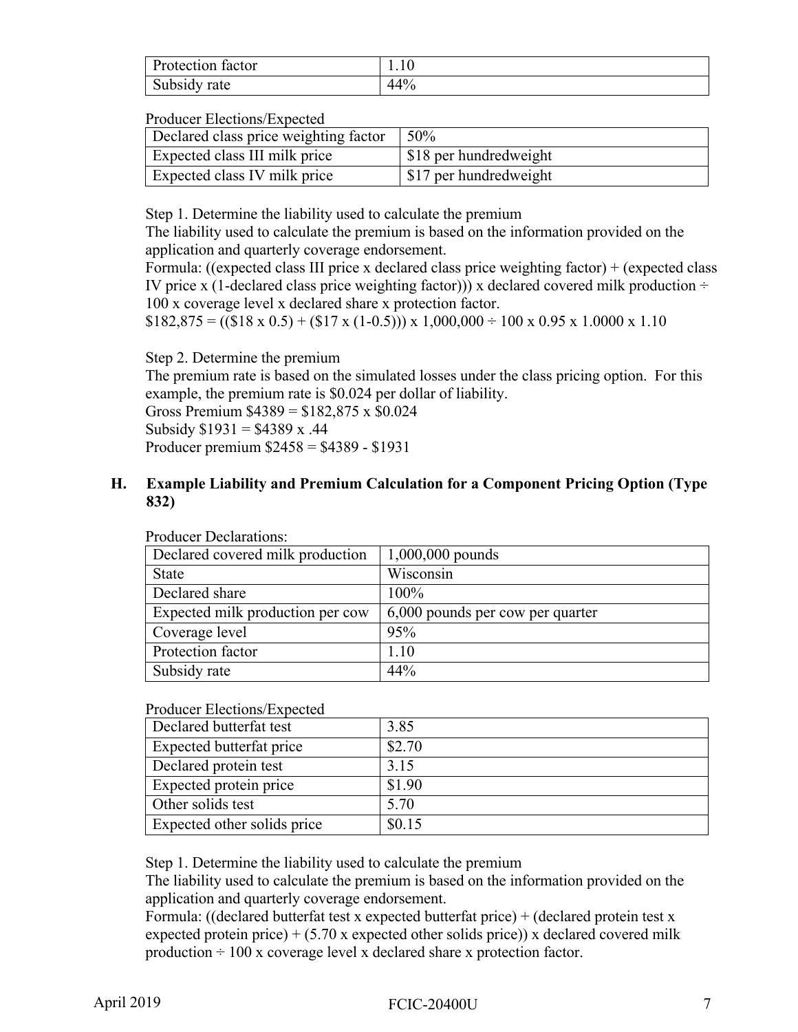| Protection factor | 1.10 |
|---|---|
| Subsidy rate | 44% |

Producer Elections/Expected

| Declared class price weighting factor | 50% |
|---|---|
| Expected class III milk price | $18 per hundredweight |
| Expected class IV milk price | $17 per hundredweight |

Step 1. Determine the liability used to calculate the premium

The liability used to calculate the premium is based on the information provided on the application and quarterly coverage endorsement.

Formula: ((expected class III price x declared class price weighting factor) + (expected class IV price x (1-declared class price weighting factor))) x declared covered milk production ÷ 100 x coverage level x declared share x protection factor.

$182,875 = (($18 x 0.5) + ($17 x (1-0.5))) x 1,000,000 ÷ 100 x 0.95 x 1.0000 x 1.10

Step 2. Determine the premium

The premium rate is based on the simulated losses under the class pricing option. For this example, the premium rate is $0.024 per dollar of liability.

Gross Premium $4389 = $182,875 x $0.024

Subsidy $1931 = $4389 x .44

Producer premium $2458 = $4389 - $1931

## H. Example Liability and Premium Calculation for a Component Pricing Option (Type 832)

Producer Declarations:

| Declared covered milk production | 1,000,000 pounds |
|---|---|
| State | Wisconsin |
| Declared share | 100% |
| Expected milk production per cow | 6,000 pounds per cow per quarter |
| Coverage level | 95% |
| Protection factor | 1.10 |
| Subsidy rate | 44% |

Producer Elections/Expected

| Declared butterfat test | 3.85 |
|---|---|
| Expected butterfat price | $2.70 |
| Declared protein test | 3.15 |
| Expected protein price | $1.90 |
| Other solids test | 5.70 |
| Expected other solids price | $0.15 |

Step 1. Determine the liability used to calculate the premium

The liability used to calculate the premium is based on the information provided on the application and quarterly coverage endorsement.

Formula: ((declared butterfat test x expected butterfat price) + (declared protein test x expected protein price) + (5.70 x expected other solids price)) x declared covered milk production ÷ 100 x coverage level x declared share x protection factor.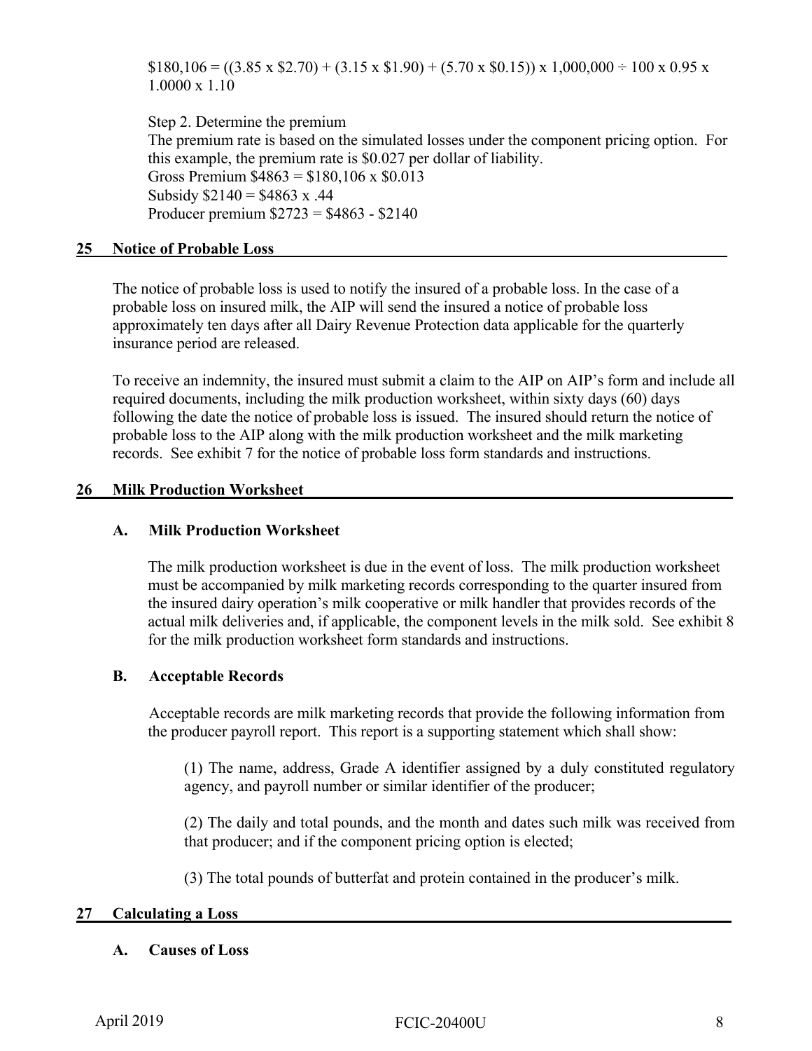$180,106 = ((3.85 x $2.70) + (3.15 x $1.90) + (5.70 x $0.15)) x 1,000,000 ÷ 100 x 0.95 x 1.0000 x 1.10

Step 2. Determine the premium
The premium rate is based on the simulated losses under the component pricing option. For this example, the premium rate is $0.027 per dollar of liability.
Gross Premium $4863 = $180,106 x $0.013
Subsidy $2140 = $4863 x .44
Producer premium $2723 = $4863 - $2140

## 25 Notice of Probable Loss

The notice of probable loss is used to notify the insured of a probable loss. In the case of a probable loss on insured milk, the AIP will send the insured a notice of probable loss approximately ten days after all Dairy Revenue Protection data applicable for the quarterly insurance period are released.

To receive an indemnity, the insured must submit a claim to the AIP on AIP's form and include all required documents, including the milk production worksheet, within sixty days (60) days following the date the notice of probable loss is issued. The insured should return the notice of probable loss to the AIP along with the milk production worksheet and the milk marketing records. See exhibit 7 for the notice of probable loss form standards and instructions.

## 26 Milk Production Worksheet

### A. Milk Production Worksheet

The milk production worksheet is due in the event of loss. The milk production worksheet must be accompanied by milk marketing records corresponding to the quarter insured from the insured dairy operation's milk cooperative or milk handler that provides records of the actual milk deliveries and, if applicable, the component levels in the milk sold. See exhibit 8 for the milk production worksheet form standards and instructions.

### B. Acceptable Records

Acceptable records are milk marketing records that provide the following information from the producer payroll report. This report is a supporting statement which shall show:

(1) The name, address, Grade A identifier assigned by a duly constituted regulatory agency, and payroll number or similar identifier of the producer;

(2) The daily and total pounds, and the month and dates such milk was received from that producer; and if the component pricing option is elected;

(3) The total pounds of butterfat and protein contained in the producer's milk.

## 27 Calculating a Loss

### A. Causes of Loss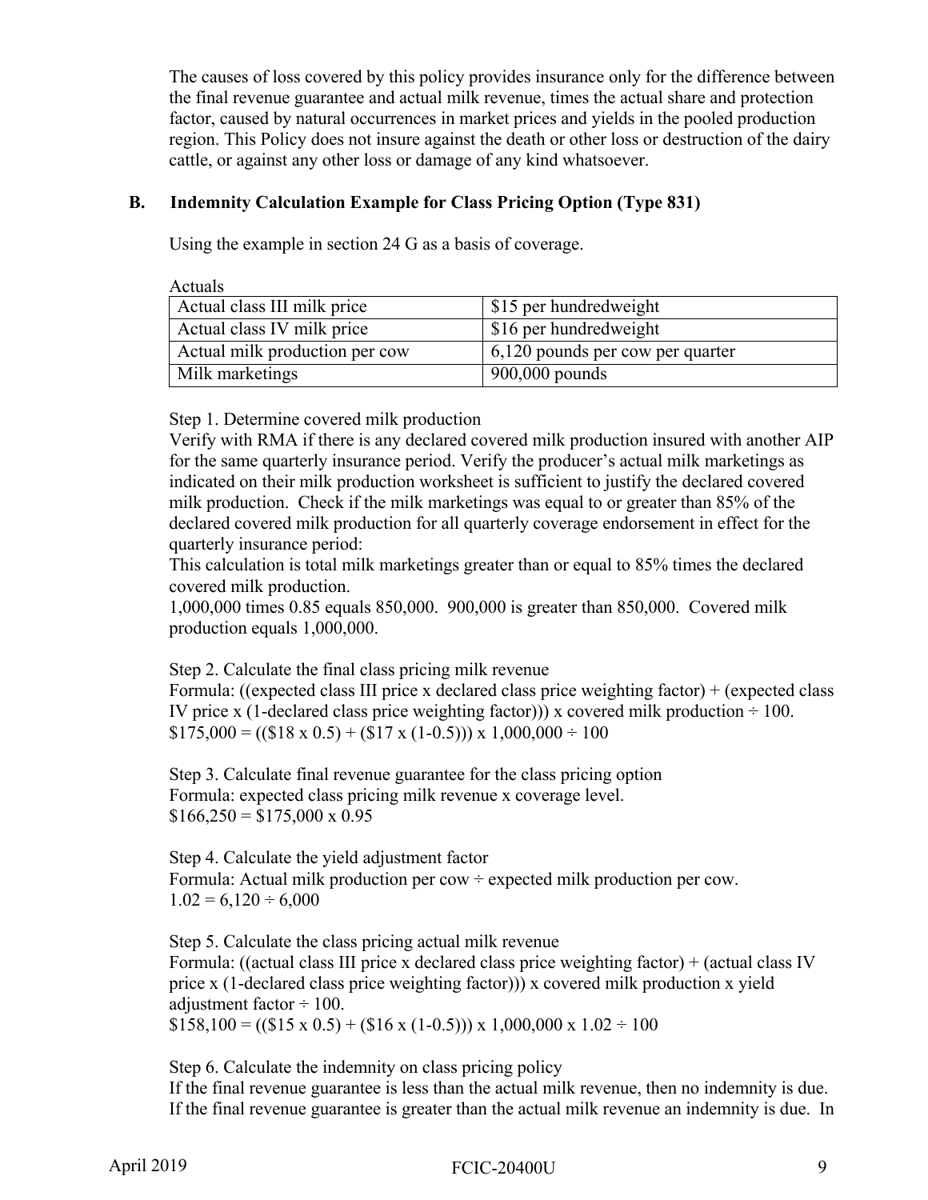The causes of loss covered by this policy provides insurance only for the difference between the final revenue guarantee and actual milk revenue, times the actual share and protection factor, caused by natural occurrences in market prices and yields in the pooled production region. This Policy does not insure against the death or other loss or destruction of the dairy cattle, or against any other loss or damage of any kind whatsoever.

## B. Indemnity Calculation Example for Class Pricing Option (Type 831)

Using the example in section 24 G as a basis of coverage.

Actuals

| Actual class III milk price | $15 per hundredweight |
|---|---|
| Actual class IV milk price | $16 per hundredweight |
| Actual milk production per cow | 6,120 pounds per cow per quarter |
| Milk marketings | 900,000 pounds |

Step 1. Determine covered milk production
Verify with RMA if there is any declared covered milk production insured with another AIP for the same quarterly insurance period. Verify the producer's actual milk marketings as indicated on their milk production worksheet is sufficient to justify the declared covered milk production. Check if the milk marketings was equal to or greater than 85% of the declared covered milk production for all quarterly coverage endorsement in effect for the quarterly insurance period:
This calculation is total milk marketings greater than or equal to 85% times the declared covered milk production.
1,000,000 times 0.85 equals 850,000. 900,000 is greater than 850,000. Covered milk production equals 1,000,000.

Step 2. Calculate the final class pricing milk revenue
Formula: ((expected class III price x declared class price weighting factor) + (expected class IV price x (1-declared class price weighting factor))) x covered milk production ÷ 100.
$175,000 = (($18 x 0.5) + ($17 x (1-0.5))) x 1,000,000 ÷ 100

Step 3. Calculate final revenue guarantee for the class pricing option
Formula: expected class pricing milk revenue x coverage level.
$166,250 = $175,000 x 0.95

Step 4. Calculate the yield adjustment factor
Formula: Actual milk production per cow ÷ expected milk production per cow.
1.02 = 6,120 ÷ 6,000

Step 5. Calculate the class pricing actual milk revenue
Formula: ((actual class III price x declared class price weighting factor) + (actual class IV price x (1-declared class price weighting factor))) x covered milk production x yield adjustment factor ÷ 100.
$158,100 = (($15 x 0.5) + ($16 x (1-0.5))) x 1,000,000 x 1.02 ÷ 100

Step 6. Calculate the indemnity on class pricing policy
If the final revenue guarantee is less than the actual milk revenue, then no indemnity is due. If the final revenue guarantee is greater than the actual milk revenue an indemnity is due. In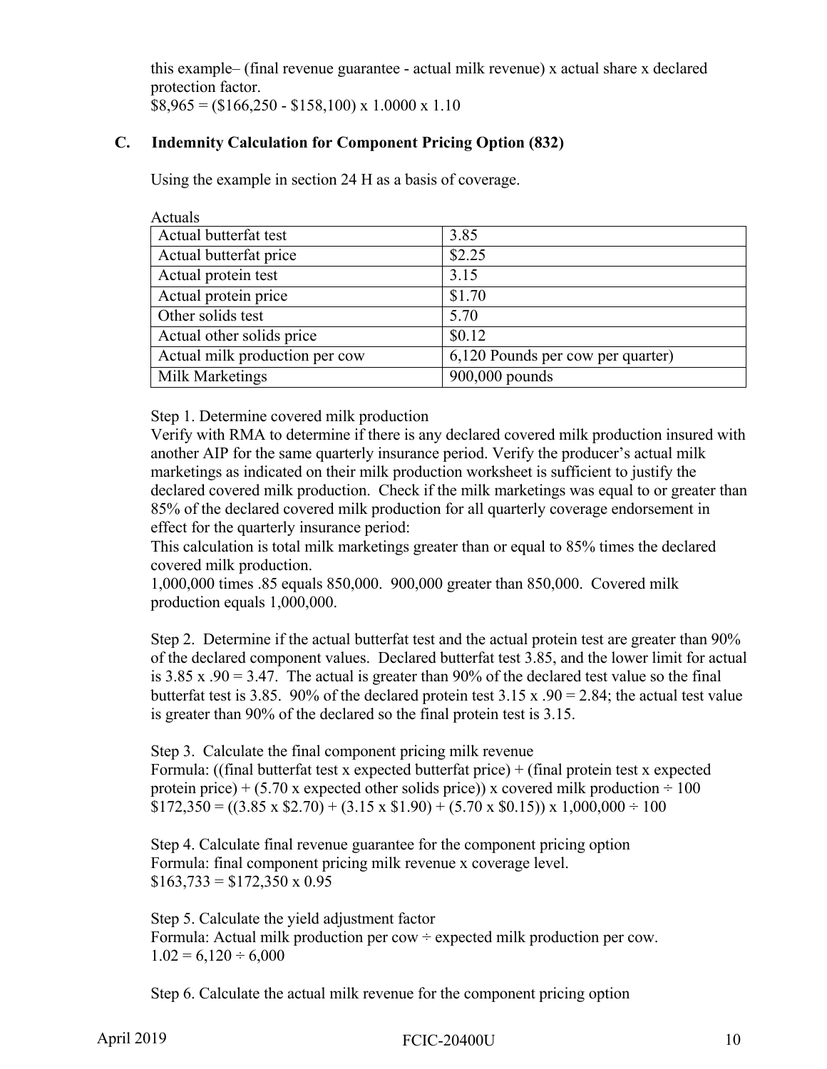this example– (final revenue guarantee - actual milk revenue) x actual share x declared protection factor.
$8,965 = ($166,250 - $158,100) x 1.0000 x 1.10

### C. Indemnity Calculation for Component Pricing Option (832)

Using the example in section 24 H as a basis of coverage.

Actuals

| Actual butterfat test | 3.85 |
|---|---|
| Actual butterfat price | $2.25 |
| Actual protein test | 3.15 |
| Actual protein price | $1.70 |
| Other solids test | 5.70 |
| Actual other solids price | $0.12 |
| Actual milk production per cow | 6,120 Pounds per cow per quarter) |
| Milk Marketings | 900,000 pounds |

Step 1. Determine covered milk production
Verify with RMA to determine if there is any declared covered milk production insured with another AIP for the same quarterly insurance period. Verify the producer's actual milk marketings as indicated on their milk production worksheet is sufficient to justify the declared covered milk production. Check if the milk marketings was equal to or greater than 85% of the declared covered milk production for all quarterly coverage endorsement in effect for the quarterly insurance period:
This calculation is total milk marketings greater than or equal to 85% times the declared covered milk production.
1,000,000 times .85 equals 850,000. 900,000 greater than 850,000. Covered milk production equals 1,000,000.

Step 2. Determine if the actual butterfat test and the actual protein test are greater than 90% of the declared component values. Declared butterfat test 3.85, and the lower limit for actual is 3.85 x .90 = 3.47. The actual is greater than 90% of the declared test value so the final butterfat test is 3.85. 90% of the declared protein test 3.15 x .90 = 2.84; the actual test value is greater than 90% of the declared so the final protein test is 3.15.

Step 3. Calculate the final component pricing milk revenue
Formula: ((final butterfat test x expected butterfat price) + (final protein test x expected protein price) + (5.70 x expected other solids price)) x covered milk production ÷ 100
$172,350 = ((3.85 x $2.70) + (3.15 x $1.90) + (5.70 x $0.15)) x 1,000,000 ÷ 100

Step 4. Calculate final revenue guarantee for the component pricing option
Formula: final component pricing milk revenue x coverage level.
$163,733 = $172,350 x 0.95

Step 5. Calculate the yield adjustment factor
Formula: Actual milk production per cow ÷ expected milk production per cow.
1.02 = 6,120 ÷ 6,000

Step 6. Calculate the actual milk revenue for the component pricing option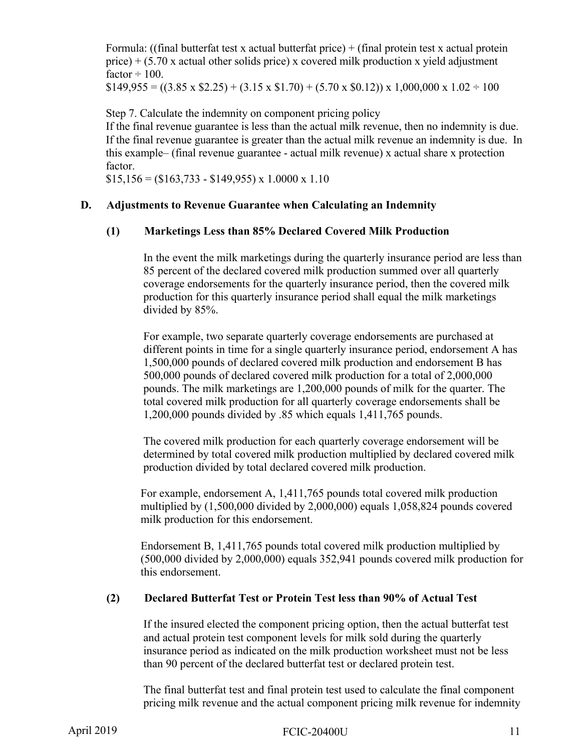Formula: ((final butterfat test x actual butterfat price) + (final protein test x actual protein price) + (5.70 x actual other solids price) x covered milk production x yield adjustment factor ÷ 100.

$149,955 = ((3.85 x $2.25) + (3.15 x $1.70) + (5.70 x $0.12)) x 1,000,000 x 1.02 ÷ 100

Step 7. Calculate the indemnity on component pricing policy

If the final revenue guarantee is less than the actual milk revenue, then no indemnity is due. If the final revenue guarantee is greater than the actual milk revenue an indemnity is due. In this example– (final revenue guarantee - actual milk revenue) x actual share x protection factor.

$15,156 = ($163,733 - $149,955) x 1.0000 x 1.10

## D. Adjustments to Revenue Guarantee when Calculating an Indemnity

### (1) Marketings Less than 85% Declared Covered Milk Production

In the event the milk marketings during the quarterly insurance period are less than 85 percent of the declared covered milk production summed over all quarterly coverage endorsements for the quarterly insurance period, then the covered milk production for this quarterly insurance period shall equal the milk marketings divided by 85%.

For example, two separate quarterly coverage endorsements are purchased at different points in time for a single quarterly insurance period, endorsement A has 1,500,000 pounds of declared covered milk production and endorsement B has 500,000 pounds of declared covered milk production for a total of 2,000,000 pounds. The milk marketings are 1,200,000 pounds of milk for the quarter. The total covered milk production for all quarterly coverage endorsements shall be 1,200,000 pounds divided by .85 which equals 1,411,765 pounds.

The covered milk production for each quarterly coverage endorsement will be determined by total covered milk production multiplied by declared covered milk production divided by total declared covered milk production.

For example, endorsement A, 1,411,765 pounds total covered milk production multiplied by (1,500,000 divided by 2,000,000) equals 1,058,824 pounds covered milk production for this endorsement.

Endorsement B, 1,411,765 pounds total covered milk production multiplied by (500,000 divided by 2,000,000) equals 352,941 pounds covered milk production for this endorsement.

### (2) Declared Butterfat Test or Protein Test less than 90% of Actual Test

If the insured elected the component pricing option, then the actual butterfat test and actual protein test component levels for milk sold during the quarterly insurance period as indicated on the milk production worksheet must not be less than 90 percent of the declared butterfat test or declared protein test.

The final butterfat test and final protein test used to calculate the final component pricing milk revenue and the actual component pricing milk revenue for indemnity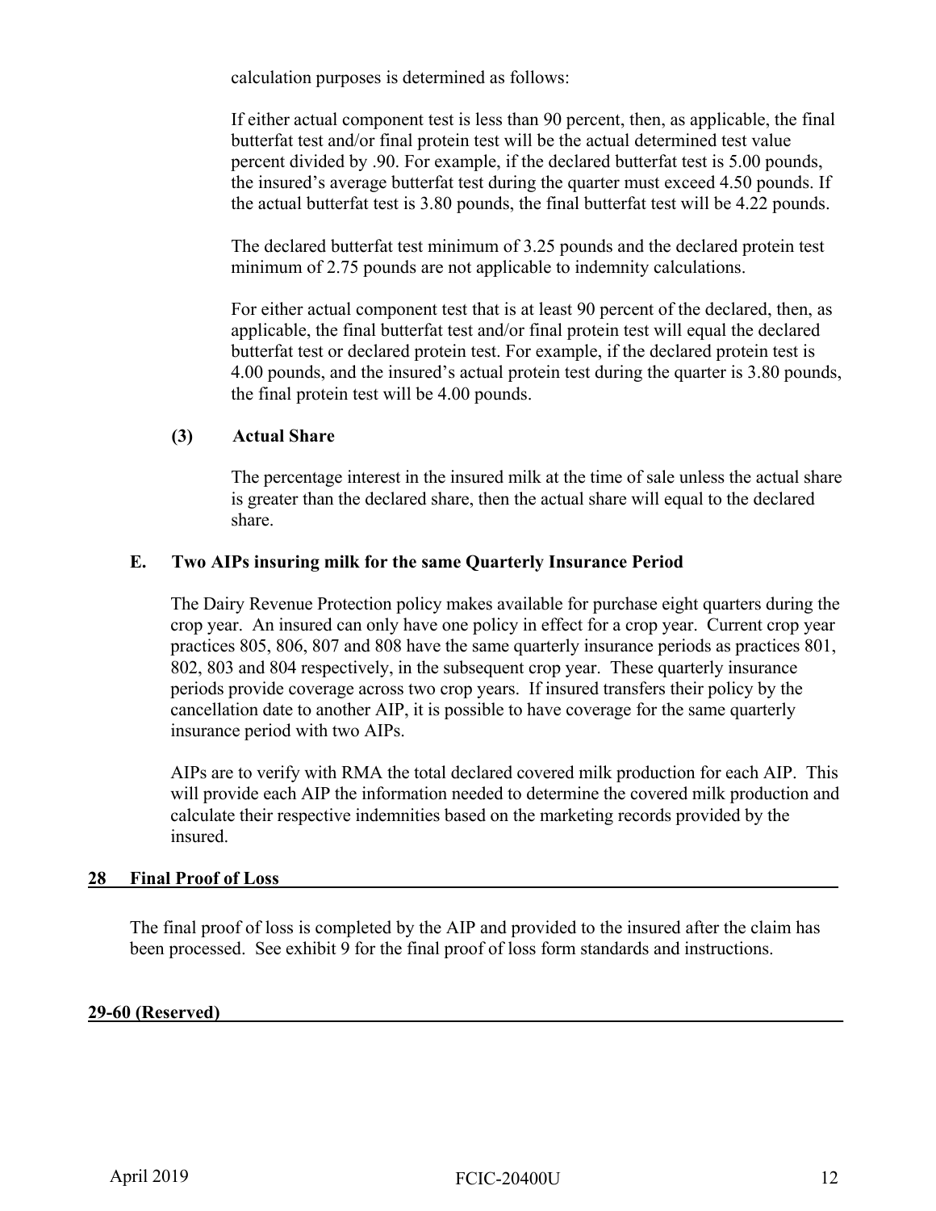calculation purposes is determined as follows:

If either actual component test is less than 90 percent, then, as applicable, the final butterfat test and/or final protein test will be the actual determined test value percent divided by .90. For example, if the declared butterfat test is 5.00 pounds, the insured's average butterfat test during the quarter must exceed 4.50 pounds. If the actual butterfat test is 3.80 pounds, the final butterfat test will be 4.22 pounds.

The declared butterfat test minimum of 3.25 pounds and the declared protein test minimum of 2.75 pounds are not applicable to indemnity calculations.

For either actual component test that is at least 90 percent of the declared, then, as applicable, the final butterfat test and/or final protein test will equal the declared butterfat test or declared protein test. For example, if the declared protein test is 4.00 pounds, and the insured's actual protein test during the quarter is 3.80 pounds, the final protein test will be 4.00 pounds.

**(3) Actual Share**

The percentage interest in the insured milk at the time of sale unless the actual share is greater than the declared share, then the actual share will equal to the declared share.

**E. Two AIPs insuring milk for the same Quarterly Insurance Period**

The Dairy Revenue Protection policy makes available for purchase eight quarters during the crop year. An insured can only have one policy in effect for a crop year. Current crop year practices 805, 806, 807 and 808 have the same quarterly insurance periods as practices 801, 802, 803 and 804 respectively, in the subsequent crop year. These quarterly insurance periods provide coverage across two crop years. If insured transfers their policy by the cancellation date to another AIP, it is possible to have coverage for the same quarterly insurance period with two AIPs.

AIPs are to verify with RMA the total declared covered milk production for each AIP. This will provide each AIP the information needed to determine the covered milk production and calculate their respective indemnities based on the marketing records provided by the insured.

## 28 Final Proof of Loss

The final proof of loss is completed by the AIP and provided to the insured after the claim has been processed. See exhibit 9 for the final proof of loss form standards and instructions.

## 29-60 (Reserved)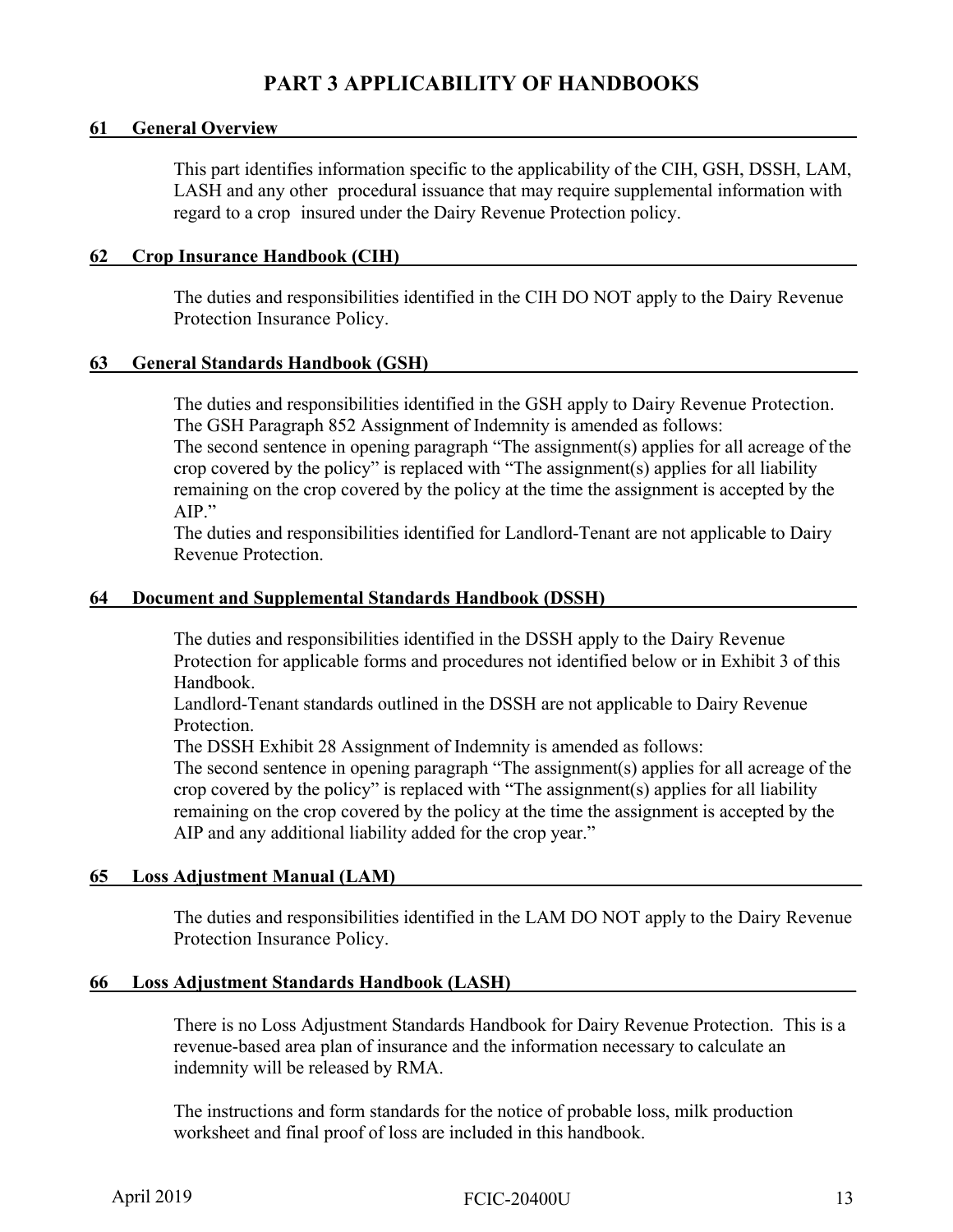# PART 3 APPLICABILITY OF HANDBOOKS

## 61 General Overview

This part identifies information specific to the applicability of the CIH, GSH, DSSH, LAM, LASH and any other procedural issuance that may require supplemental information with regard to a crop insured under the Dairy Revenue Protection policy.

## 62 Crop Insurance Handbook (CIH)

The duties and responsibilities identified in the CIH DO NOT apply to the Dairy Revenue Protection Insurance Policy.

## 63 General Standards Handbook (GSH)

The duties and responsibilities identified in the GSH apply to Dairy Revenue Protection. The GSH Paragraph 852 Assignment of Indemnity is amended as follows:
The second sentence in opening paragraph "The assignment(s) applies for all acreage of the crop covered by the policy" is replaced with "The assignment(s) applies for all liability remaining on the crop covered by the policy at the time the assignment is accepted by the AIP."
The duties and responsibilities identified for Landlord-Tenant are not applicable to Dairy Revenue Protection.

## 64 Document and Supplemental Standards Handbook (DSSH)

The duties and responsibilities identified in the DSSH apply to the Dairy Revenue Protection for applicable forms and procedures not identified below or in Exhibit 3 of this Handbook.
Landlord-Tenant standards outlined in the DSSH are not applicable to Dairy Revenue Protection.
The DSSH Exhibit 28 Assignment of Indemnity is amended as follows:
The second sentence in opening paragraph "The assignment(s) applies for all acreage of the crop covered by the policy" is replaced with "The assignment(s) applies for all liability remaining on the crop covered by the policy at the time the assignment is accepted by the AIP and any additional liability added for the crop year."

## 65 Loss Adjustment Manual (LAM)

The duties and responsibilities identified in the LAM DO NOT apply to the Dairy Revenue Protection Insurance Policy.

## 66 Loss Adjustment Standards Handbook (LASH)

There is no Loss Adjustment Standards Handbook for Dairy Revenue Protection. This is a revenue-based area plan of insurance and the information necessary to calculate an indemnity will be released by RMA.

The instructions and form standards for the notice of probable loss, milk production worksheet and final proof of loss are included in this handbook.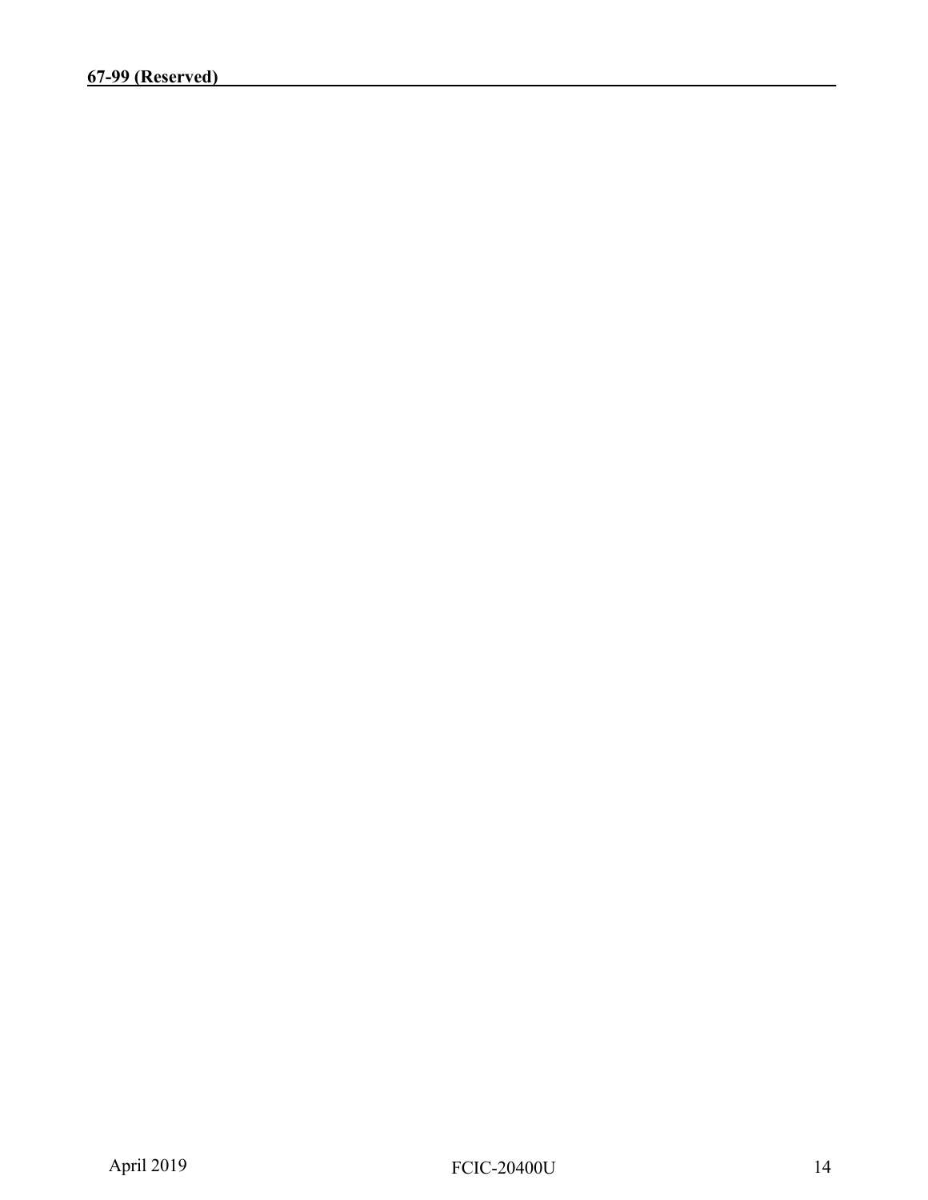**67-99 (Reserved)**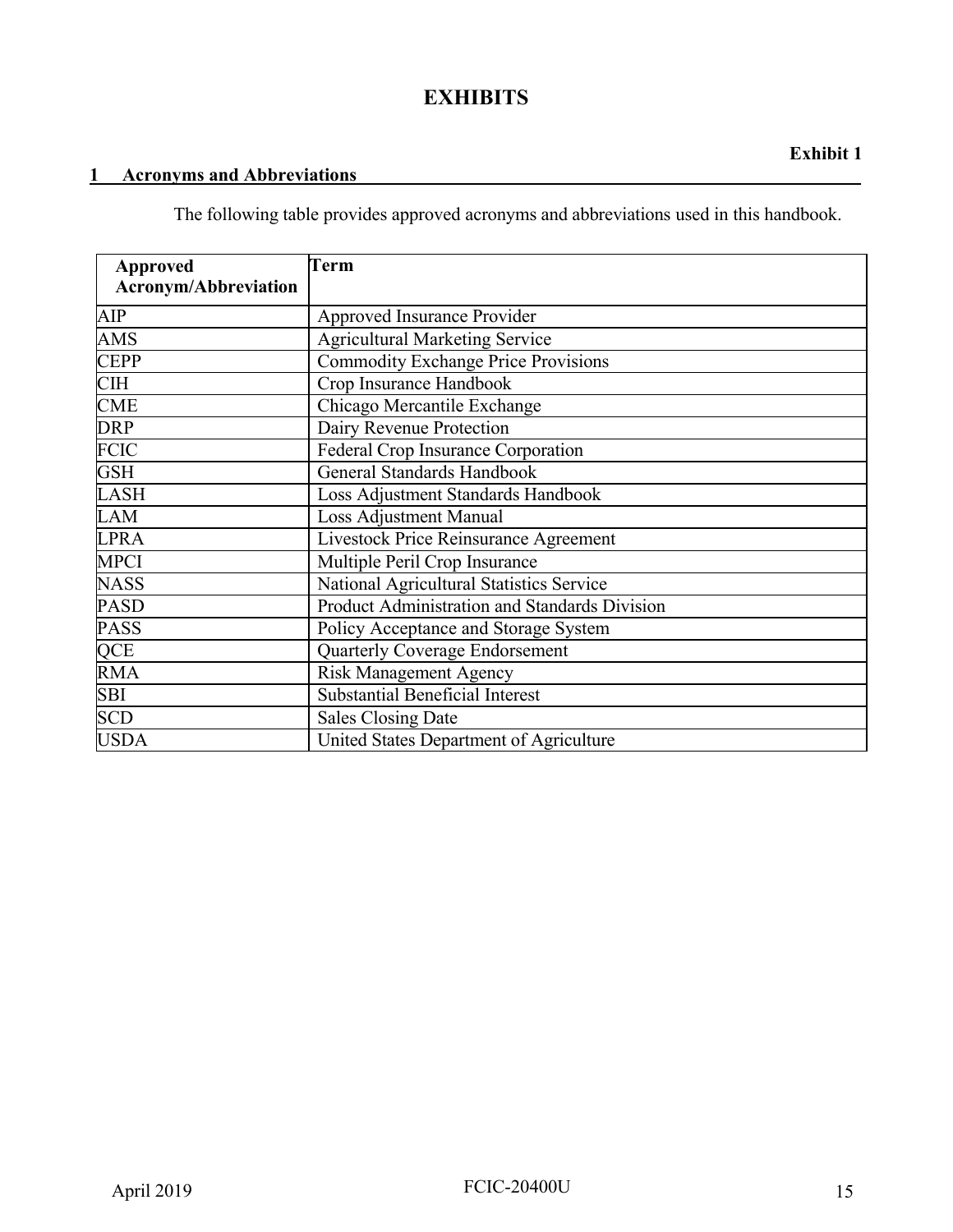# EXHIBITS

**Exhibit 1**

## 1 Acronyms and Abbreviations

The following table provides approved acronyms and abbreviations used in this handbook.

| Approved Acronym/Abbreviation | Term |
|---|---|
| AIP | Approved Insurance Provider |
| AMS | Agricultural Marketing Service |
| CEPP | Commodity Exchange Price Provisions |
| CIH | Crop Insurance Handbook |
| CME | Chicago Mercantile Exchange |
| DRP | Dairy Revenue Protection |
| FCIC | Federal Crop Insurance Corporation |
| GSH | General Standards Handbook |
| LASH | Loss Adjustment Standards Handbook |
| LAM | Loss Adjustment Manual |
| LPRA | Livestock Price Reinsurance Agreement |
| MPCI | Multiple Peril Crop Insurance |
| NASS | National Agricultural Statistics Service |
| PASD | Product Administration and Standards Division |
| PASS | Policy Acceptance and Storage System |
| QCE | Quarterly Coverage Endorsement |
| RMA | Risk Management Agency |
| SBI | Substantial Beneficial Interest |
| SCD | Sales Closing Date |
| USDA | United States Department of Agriculture |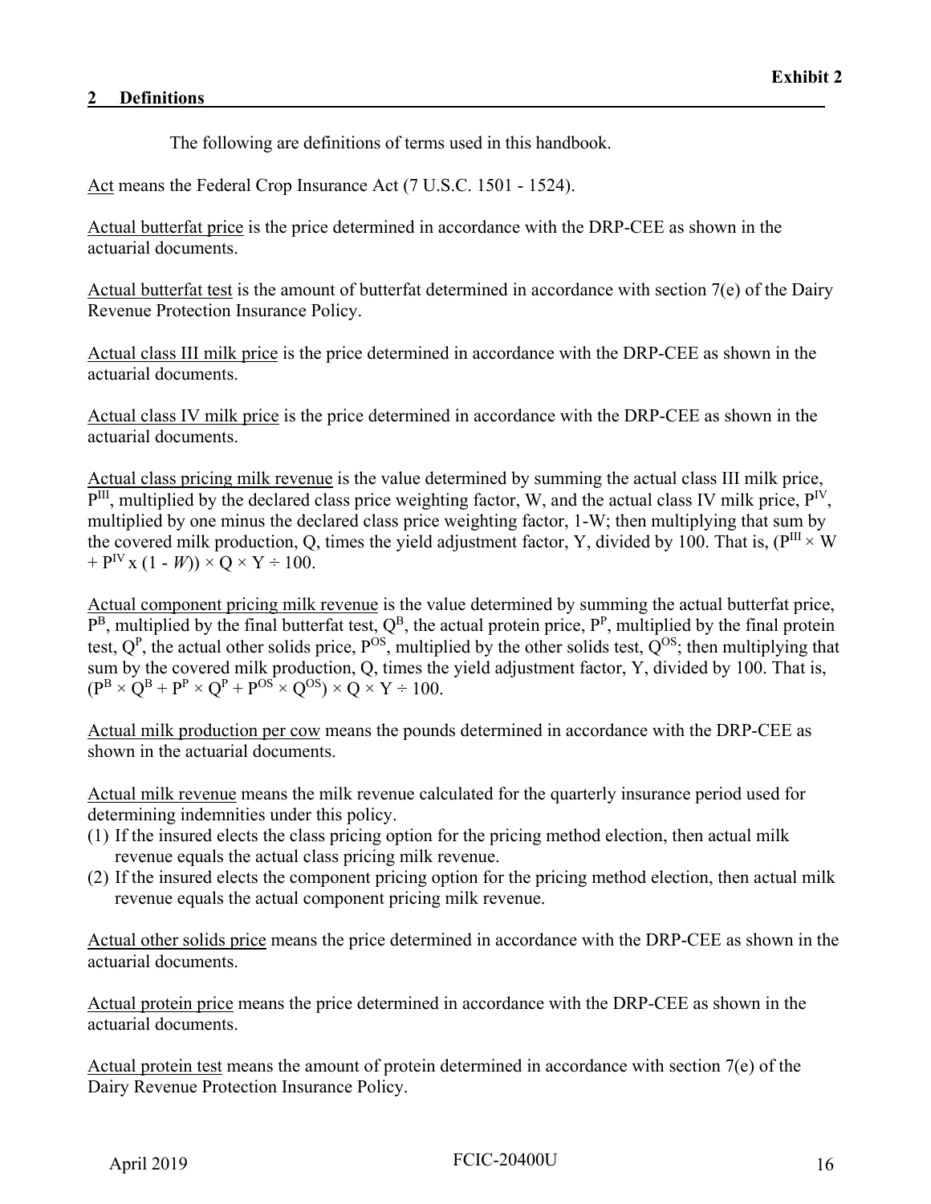**Exhibit 2**

## 2 Definitions

The following are definitions of terms used in this handbook.

Act means the Federal Crop Insurance Act (7 U.S.C. 1501 - 1524).

Actual butterfat price is the price determined in accordance with the DRP-CEE as shown in the actuarial documents.

Actual butterfat test is the amount of butterfat determined in accordance with section 7(e) of the Dairy Revenue Protection Insurance Policy.

Actual class III milk price is the price determined in accordance with the DRP-CEE as shown in the actuarial documents.

Actual class IV milk price is the price determined in accordance with the DRP-CEE as shown in the actuarial documents.

Actual class pricing milk revenue is the value determined by summing the actual class III milk price, $P^{III}$, multiplied by the declared class price weighting factor, W, and the actual class IV milk price, $P^{IV}$, multiplied by one minus the declared class price weighting factor, 1-W; then multiplying that sum by the covered milk production, Q, times the yield adjustment factor, Y, divided by 100. That is, $(P^{III} \times W + P^{IV} \times (1 - W)) \times Q \times Y \div 100$.

Actual component pricing milk revenue is the value determined by summing the actual butterfat price, $P^B$, multiplied by the final butterfat test, $Q^B$, the actual protein price, $P^P$, multiplied by the final protein test, $Q^P$, the actual other solids price, $P^{OS}$, multiplied by the other solids test, $Q^{OS}$; then multiplying that sum by the covered milk production, Q, times the yield adjustment factor, Y, divided by 100. That is, $(P^B \times Q^B + P^P \times Q^P + P^{OS} \times Q^{OS}) \times Q \times Y \div 100$.

Actual milk production per cow means the pounds determined in accordance with the DRP-CEE as shown in the actuarial documents.

Actual milk revenue means the milk revenue calculated for the quarterly insurance period used for determining indemnities under this policy.

(1) If the insured elects the class pricing option for the pricing method election, then actual milk revenue equals the actual class pricing milk revenue.
(2) If the insured elects the component pricing option for the pricing method election, then actual milk revenue equals the actual component pricing milk revenue.

Actual other solids price means the price determined in accordance with the DRP-CEE as shown in the actuarial documents.

Actual protein price means the price determined in accordance with the DRP-CEE as shown in the actuarial documents.

Actual protein test means the amount of protein determined in accordance with section 7(e) of the Dairy Revenue Protection Insurance Policy.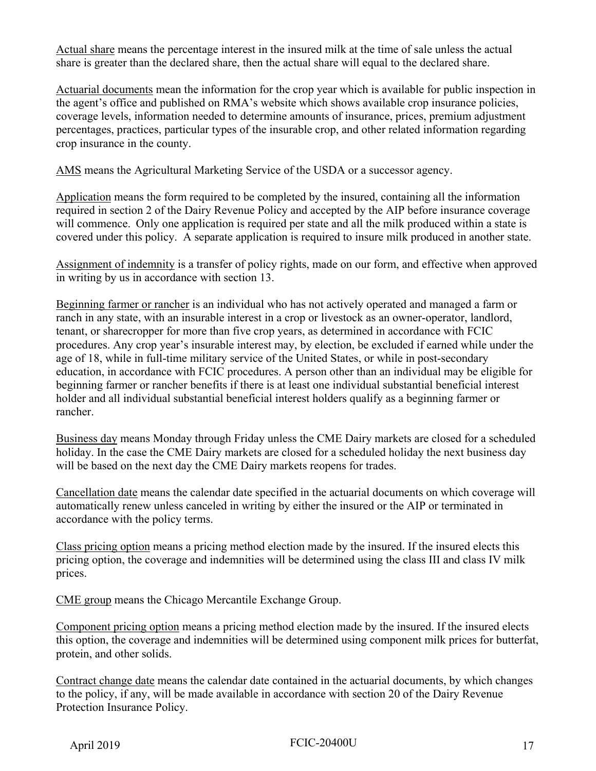Actual share means the percentage interest in the insured milk at the time of sale unless the actual share is greater than the declared share, then the actual share will equal to the declared share.

Actuarial documents mean the information for the crop year which is available for public inspection in the agent's office and published on RMA's website which shows available crop insurance policies, coverage levels, information needed to determine amounts of insurance, prices, premium adjustment percentages, practices, particular types of the insurable crop, and other related information regarding crop insurance in the county.

AMS means the Agricultural Marketing Service of the USDA or a successor agency.

Application means the form required to be completed by the insured, containing all the information required in section 2 of the Dairy Revenue Policy and accepted by the AIP before insurance coverage will commence. Only one application is required per state and all the milk produced within a state is covered under this policy. A separate application is required to insure milk produced in another state.

Assignment of indemnity is a transfer of policy rights, made on our form, and effective when approved in writing by us in accordance with section 13.

Beginning farmer or rancher is an individual who has not actively operated and managed a farm or ranch in any state, with an insurable interest in a crop or livestock as an owner-operator, landlord, tenant, or sharecropper for more than five crop years, as determined in accordance with FCIC procedures. Any crop year's insurable interest may, by election, be excluded if earned while under the age of 18, while in full-time military service of the United States, or while in post-secondary education, in accordance with FCIC procedures. A person other than an individual may be eligible for beginning farmer or rancher benefits if there is at least one individual substantial beneficial interest holder and all individual substantial beneficial interest holders qualify as a beginning farmer or rancher.

Business day means Monday through Friday unless the CME Dairy markets are closed for a scheduled holiday. In the case the CME Dairy markets are closed for a scheduled holiday the next business day will be based on the next day the CME Dairy markets reopens for trades.

Cancellation date means the calendar date specified in the actuarial documents on which coverage will automatically renew unless canceled in writing by either the insured or the AIP or terminated in accordance with the policy terms.

Class pricing option means a pricing method election made by the insured. If the insured elects this pricing option, the coverage and indemnities will be determined using the class III and class IV milk prices.

CME group means the Chicago Mercantile Exchange Group.

Component pricing option means a pricing method election made by the insured. If the insured elects this option, the coverage and indemnities will be determined using component milk prices for butterfat, protein, and other solids.

Contract change date means the calendar date contained in the actuarial documents, by which changes to the policy, if any, will be made available in accordance with section 20 of the Dairy Revenue Protection Insurance Policy.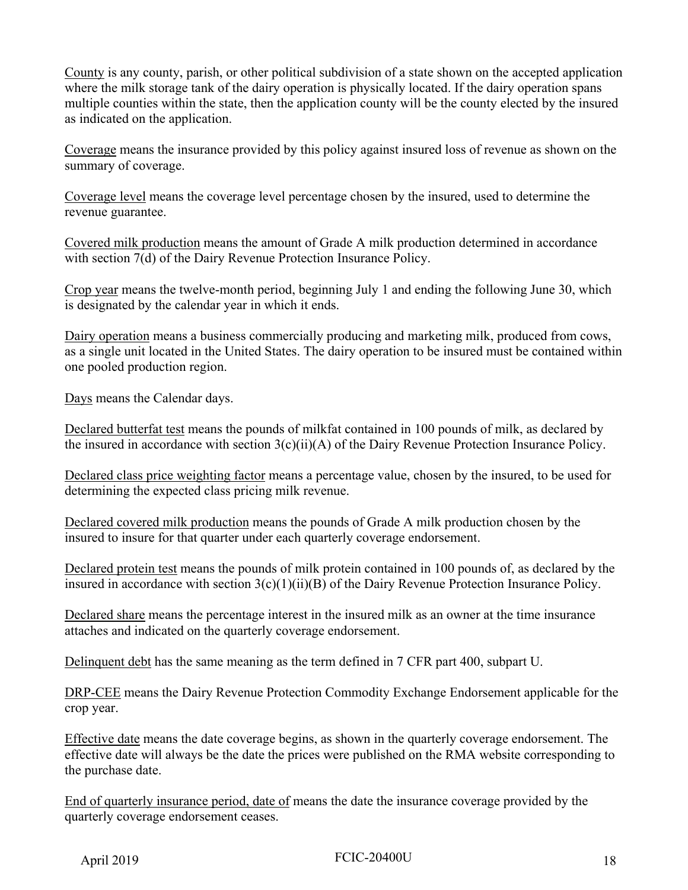County is any county, parish, or other political subdivision of a state shown on the accepted application where the milk storage tank of the dairy operation is physically located. If the dairy operation spans multiple counties within the state, then the application county will be the county elected by the insured as indicated on the application.

Coverage means the insurance provided by this policy against insured loss of revenue as shown on the summary of coverage.

Coverage level means the coverage level percentage chosen by the insured, used to determine the revenue guarantee.

Covered milk production means the amount of Grade A milk production determined in accordance with section 7(d) of the Dairy Revenue Protection Insurance Policy.

Crop year means the twelve-month period, beginning July 1 and ending the following June 30, which is designated by the calendar year in which it ends.

Dairy operation means a business commercially producing and marketing milk, produced from cows, as a single unit located in the United States. The dairy operation to be insured must be contained within one pooled production region.

Days means the Calendar days.

Declared butterfat test means the pounds of milkfat contained in 100 pounds of milk, as declared by the insured in accordance with section 3(c)(ii)(A) of the Dairy Revenue Protection Insurance Policy.

Declared class price weighting factor means a percentage value, chosen by the insured, to be used for determining the expected class pricing milk revenue.

Declared covered milk production means the pounds of Grade A milk production chosen by the insured to insure for that quarter under each quarterly coverage endorsement.

Declared protein test means the pounds of milk protein contained in 100 pounds of, as declared by the insured in accordance with section 3(c)(1)(ii)(B) of the Dairy Revenue Protection Insurance Policy.

Declared share means the percentage interest in the insured milk as an owner at the time insurance attaches and indicated on the quarterly coverage endorsement.

Delinquent debt has the same meaning as the term defined in 7 CFR part 400, subpart U.

DRP-CEE means the Dairy Revenue Protection Commodity Exchange Endorsement applicable for the crop year.

Effective date means the date coverage begins, as shown in the quarterly coverage endorsement. The effective date will always be the date the prices were published on the RMA website corresponding to the purchase date.

End of quarterly insurance period, date of means the date the insurance coverage provided by the quarterly coverage endorsement ceases.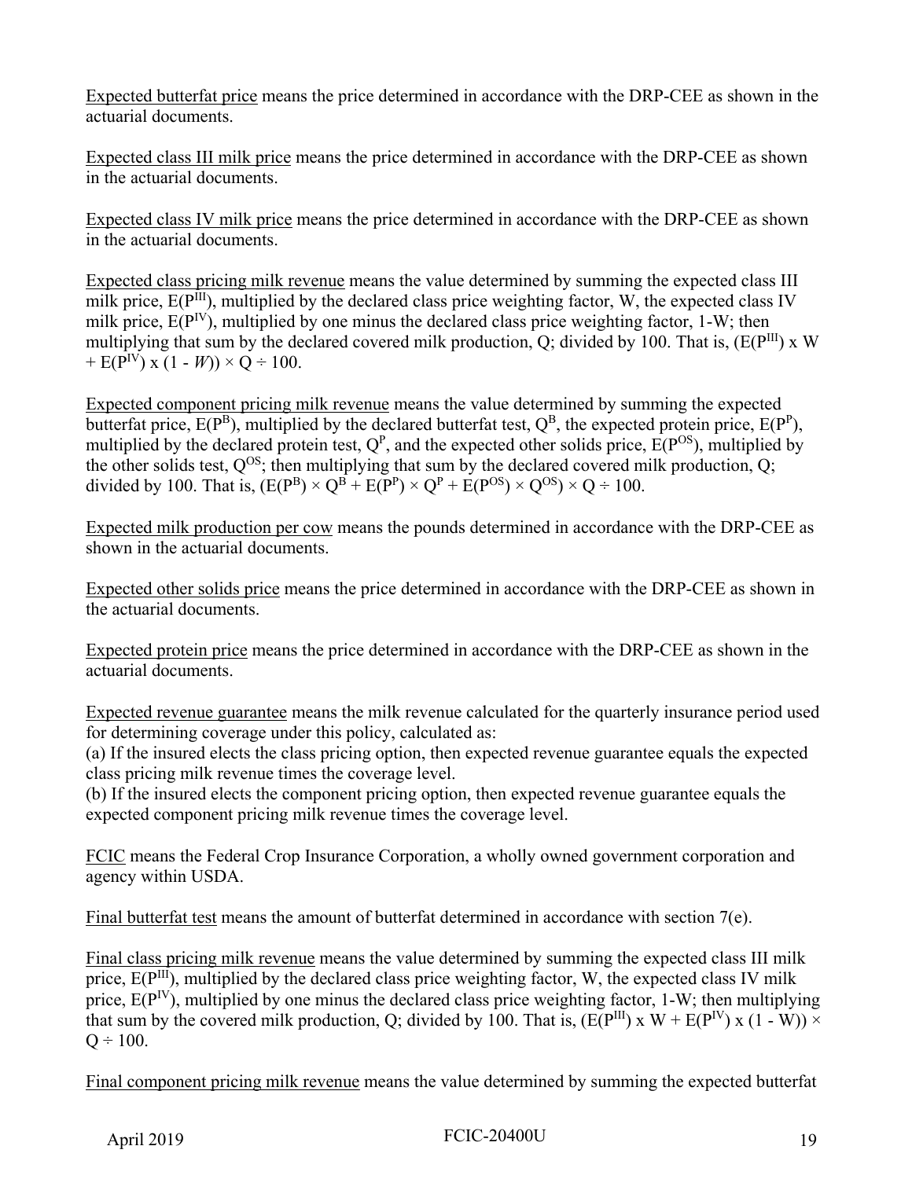Expected butterfat price means the price determined in accordance with the DRP-CEE as shown in the actuarial documents.

Expected class III milk price means the price determined in accordance with the DRP-CEE as shown in the actuarial documents.

Expected class IV milk price means the price determined in accordance with the DRP-CEE as shown in the actuarial documents.

Expected class pricing milk revenue means the value determined by summing the expected class III milk price, $E(P^{III})$, multiplied by the declared class price weighting factor, W, the expected class IV milk price, $E(P^{IV})$, multiplied by one minus the declared class price weighting factor, 1-W; then multiplying that sum by the declared covered milk production, Q; divided by 100. That is, $(E(P^{III}) \text{ x } W + E(P^{IV}) \text{ x } (1 - W)) \times Q \div 100$.

Expected component pricing milk revenue means the value determined by summing the expected butterfat price, $E(P^B)$, multiplied by the declared butterfat test, $Q^B$, the expected protein price, $E(P^P)$, multiplied by the declared protein test, $Q^P$, and the expected other solids price, $E(P^{OS})$, multiplied by the other solids test, $Q^{OS}$; then multiplying that sum by the declared covered milk production, Q; divided by 100. That is, $(E(P^B) \times Q^B + E(P^P) \times Q^P + E(P^{OS}) \times Q^{OS}) \times Q \div 100$.

Expected milk production per cow means the pounds determined in accordance with the DRP-CEE as shown in the actuarial documents.

Expected other solids price means the price determined in accordance with the DRP-CEE as shown in the actuarial documents.

Expected protein price means the price determined in accordance with the DRP-CEE as shown in the actuarial documents.

Expected revenue guarantee means the milk revenue calculated for the quarterly insurance period used for determining coverage under this policy, calculated as:
(a) If the insured elects the class pricing option, then expected revenue guarantee equals the expected class pricing milk revenue times the coverage level.
(b) If the insured elects the component pricing option, then expected revenue guarantee equals the expected component pricing milk revenue times the coverage level.

FCIC means the Federal Crop Insurance Corporation, a wholly owned government corporation and agency within USDA.

Final butterfat test means the amount of butterfat determined in accordance with section 7(e).

Final class pricing milk revenue means the value determined by summing the expected class III milk price, $E(P^{III})$, multiplied by the declared class price weighting factor, W, the expected class IV milk price, $E(P^{IV})$, multiplied by one minus the declared class price weighting factor, 1-W; then multiplying that sum by the covered milk production, Q; divided by 100. That is, $(E(P^{III}) \text{ x } W + E(P^{IV}) \text{ x } (1 - W)) \times Q \div 100$.

Final component pricing milk revenue means the value determined by summing the expected butterfat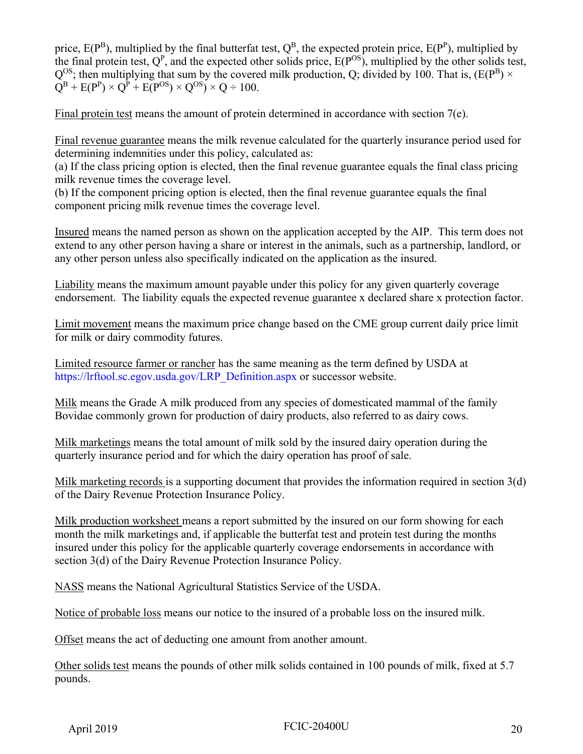price, $E(P^B)$, multiplied by the final butterfat test, $Q^B$, the expected protein price, $E(P^P)$, multiplied by the final protein test, $Q^P$, and the expected other solids price, $E(P^{OS})$, multiplied by the other solids test, $Q^{OS}$; then multiplying that sum by the covered milk production, Q; divided by 100. That is, $(E(P^B) \times Q^B + E(P^P) \times Q^P + E(P^{OS}) \times Q^{OS}) \times Q \div 100$.

Final protein test means the amount of protein determined in accordance with section 7(e).

Final revenue guarantee means the milk revenue calculated for the quarterly insurance period used for determining indemnities under this policy, calculated as:
(a) If the class pricing option is elected, then the final revenue guarantee equals the final class pricing milk revenue times the coverage level.
(b) If the component pricing option is elected, then the final revenue guarantee equals the final component pricing milk revenue times the coverage level.

Insured means the named person as shown on the application accepted by the AIP. This term does not extend to any other person having a share or interest in the animals, such as a partnership, landlord, or any other person unless also specifically indicated on the application as the insured.

Liability means the maximum amount payable under this policy for any given quarterly coverage endorsement. The liability equals the expected revenue guarantee x declared share x protection factor.

Limit movement means the maximum price change based on the CME group current daily price limit for milk or dairy commodity futures.

Limited resource farmer or rancher has the same meaning as the term defined by USDA at https://lrftool.sc.egov.usda.gov/LRP_Definition.aspx or successor website.

Milk means the Grade A milk produced from any species of domesticated mammal of the family Bovidae commonly grown for production of dairy products, also referred to as dairy cows.

Milk marketings means the total amount of milk sold by the insured dairy operation during the quarterly insurance period and for which the dairy operation has proof of sale.

Milk marketing records is a supporting document that provides the information required in section 3(d) of the Dairy Revenue Protection Insurance Policy.

Milk production worksheet means a report submitted by the insured on our form showing for each month the milk marketings and, if applicable the butterfat test and protein test during the months insured under this policy for the applicable quarterly coverage endorsements in accordance with section 3(d) of the Dairy Revenue Protection Insurance Policy.

NASS means the National Agricultural Statistics Service of the USDA.

Notice of probable loss means our notice to the insured of a probable loss on the insured milk.

Offset means the act of deducting one amount from another amount.

Other solids test means the pounds of other milk solids contained in 100 pounds of milk, fixed at 5.7 pounds.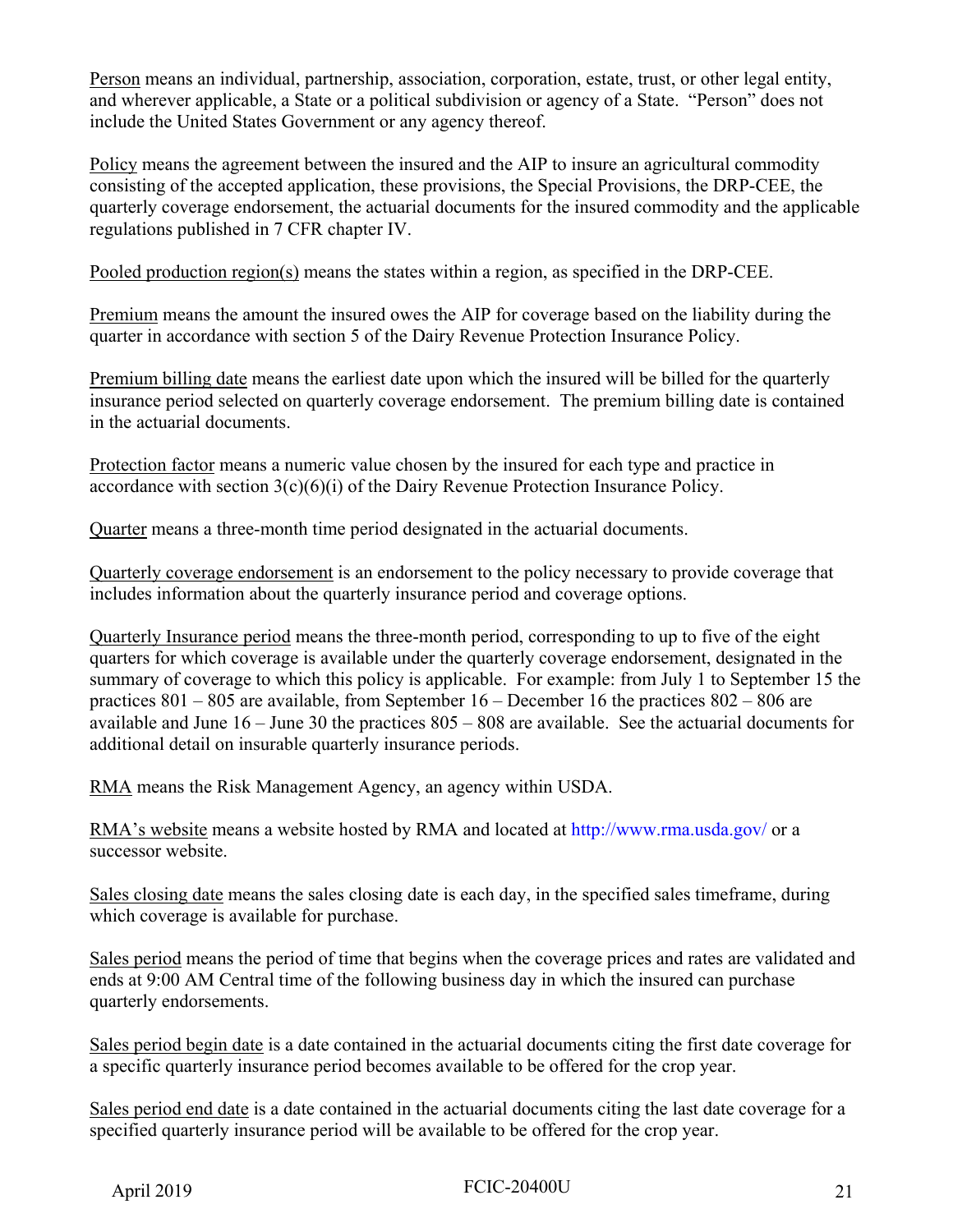Person means an individual, partnership, association, corporation, estate, trust, or other legal entity, and wherever applicable, a State or a political subdivision or agency of a State. "Person" does not include the United States Government or any agency thereof.

Policy means the agreement between the insured and the AIP to insure an agricultural commodity consisting of the accepted application, these provisions, the Special Provisions, the DRP-CEE, the quarterly coverage endorsement, the actuarial documents for the insured commodity and the applicable regulations published in 7 CFR chapter IV.

Pooled production region(s) means the states within a region, as specified in the DRP-CEE.

Premium means the amount the insured owes the AIP for coverage based on the liability during the quarter in accordance with section 5 of the Dairy Revenue Protection Insurance Policy.

Premium billing date means the earliest date upon which the insured will be billed for the quarterly insurance period selected on quarterly coverage endorsement. The premium billing date is contained in the actuarial documents.

Protection factor means a numeric value chosen by the insured for each type and practice in accordance with section 3(c)(6)(i) of the Dairy Revenue Protection Insurance Policy.

Quarter means a three-month time period designated in the actuarial documents.

Quarterly coverage endorsement is an endorsement to the policy necessary to provide coverage that includes information about the quarterly insurance period and coverage options.

Quarterly Insurance period means the three-month period, corresponding to up to five of the eight quarters for which coverage is available under the quarterly coverage endorsement, designated in the summary of coverage to which this policy is applicable. For example: from July 1 to September 15 the practices 801 – 805 are available, from September 16 – December 16 the practices 802 – 806 are available and June 16 – June 30 the practices 805 – 808 are available. See the actuarial documents for additional detail on insurable quarterly insurance periods.

RMA means the Risk Management Agency, an agency within USDA.

RMA's website means a website hosted by RMA and located at http://www.rma.usda.gov/ or a successor website.

Sales closing date means the sales closing date is each day, in the specified sales timeframe, during which coverage is available for purchase.

Sales period means the period of time that begins when the coverage prices and rates are validated and ends at 9:00 AM Central time of the following business day in which the insured can purchase quarterly endorsements.

Sales period begin date is a date contained in the actuarial documents citing the first date coverage for a specific quarterly insurance period becomes available to be offered for the crop year.

Sales period end date is a date contained in the actuarial documents citing the last date coverage for a specified quarterly insurance period will be available to be offered for the crop year.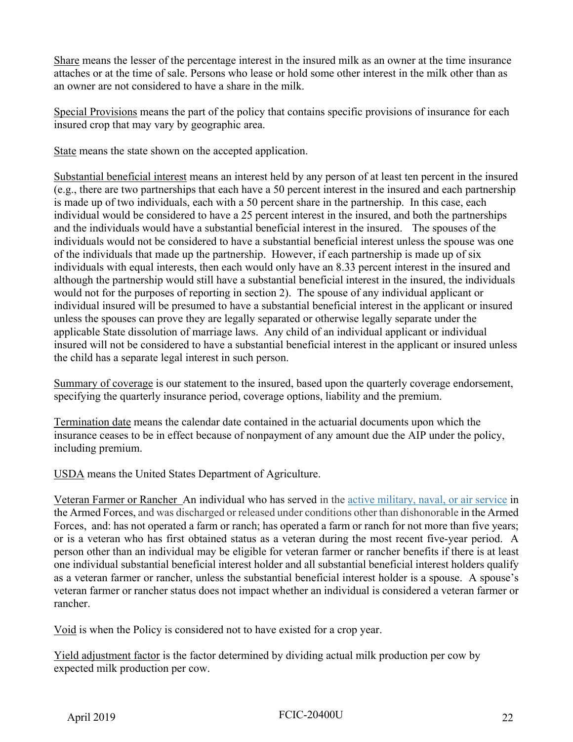Share means the lesser of the percentage interest in the insured milk as an owner at the time insurance attaches or at the time of sale. Persons who lease or hold some other interest in the milk other than as an owner are not considered to have a share in the milk.

Special Provisions means the part of the policy that contains specific provisions of insurance for each insured crop that may vary by geographic area.

State means the state shown on the accepted application.

Substantial beneficial interest means an interest held by any person of at least ten percent in the insured (e.g., there are two partnerships that each have a 50 percent interest in the insured and each partnership is made up of two individuals, each with a 50 percent share in the partnership. In this case, each individual would be considered to have a 25 percent interest in the insured, and both the partnerships and the individuals would have a substantial beneficial interest in the insured. The spouses of the individuals would not be considered to have a substantial beneficial interest unless the spouse was one of the individuals that made up the partnership. However, if each partnership is made up of six individuals with equal interests, then each would only have an 8.33 percent interest in the insured and although the partnership would still have a substantial beneficial interest in the insured, the individuals would not for the purposes of reporting in section 2). The spouse of any individual applicant or individual insured will be presumed to have a substantial beneficial interest in the applicant or insured unless the spouses can prove they are legally separated or otherwise legally separate under the applicable State dissolution of marriage laws. Any child of an individual applicant or individual insured will not be considered to have a substantial beneficial interest in the applicant or insured unless the child has a separate legal interest in such person.

Summary of coverage is our statement to the insured, based upon the quarterly coverage endorsement, specifying the quarterly insurance period, coverage options, liability and the premium.

Termination date means the calendar date contained in the actuarial documents upon which the insurance ceases to be in effect because of nonpayment of any amount due the AIP under the policy, including premium.

USDA means the United States Department of Agriculture.

Veteran Farmer or Rancher An individual who has served in the active military, naval, or air service in the Armed Forces, and was discharged or released under conditions other than dishonorable in the Armed Forces, and: has not operated a farm or ranch; has operated a farm or ranch for not more than five years; or is a veteran who has first obtained status as a veteran during the most recent five-year period. A person other than an individual may be eligible for veteran farmer or rancher benefits if there is at least one individual substantial beneficial interest holder and all substantial beneficial interest holders qualify as a veteran farmer or rancher, unless the substantial beneficial interest holder is a spouse. A spouse's veteran farmer or rancher status does not impact whether an individual is considered a veteran farmer or rancher.

Void is when the Policy is considered not to have existed for a crop year.

Yield adjustment factor is the factor determined by dividing actual milk production per cow by expected milk production per cow.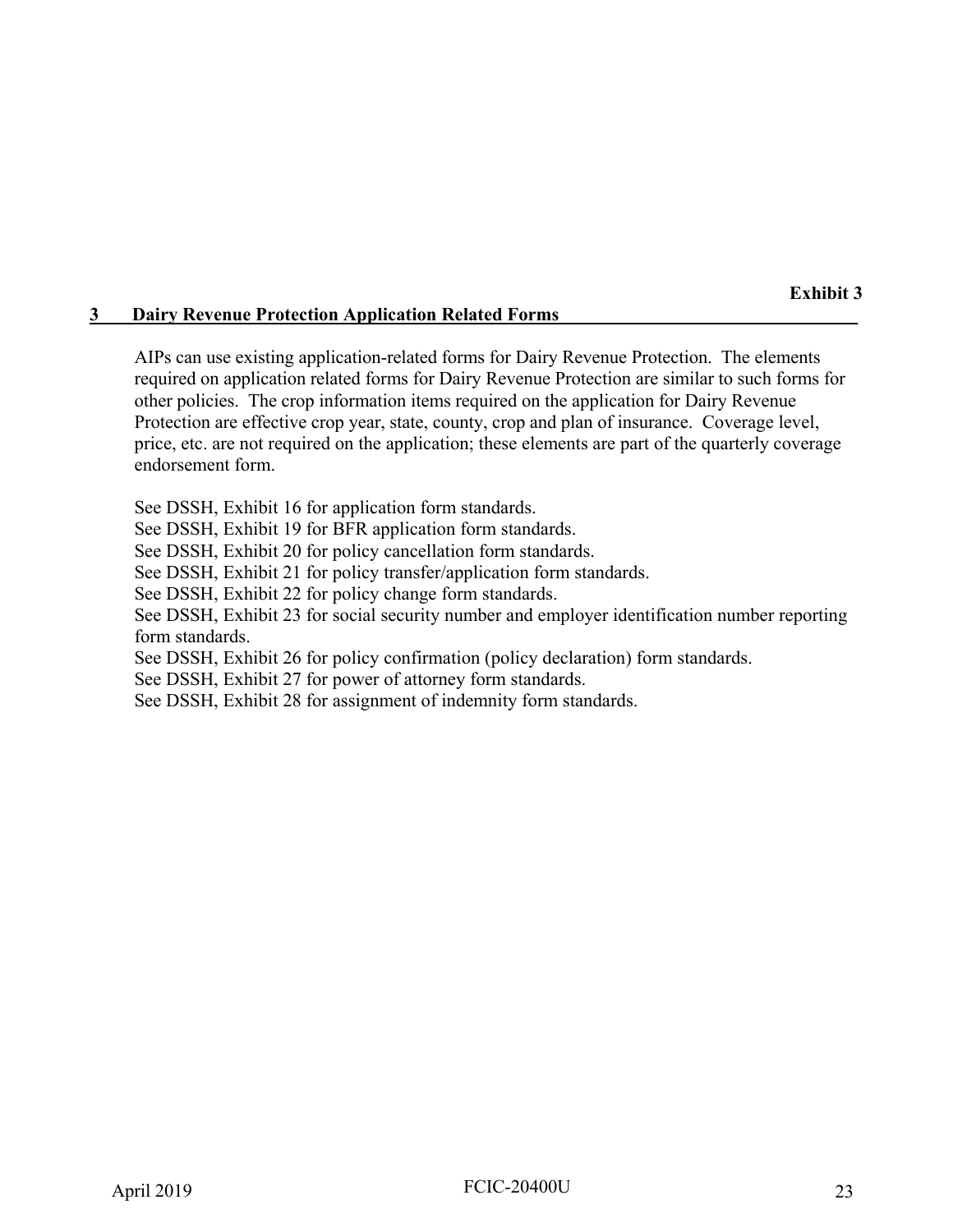**Exhibit 3**

## 3 Dairy Revenue Protection Application Related Forms

AIPs can use existing application-related forms for Dairy Revenue Protection. The elements required on application related forms for Dairy Revenue Protection are similar to such forms for other policies. The crop information items required on the application for Dairy Revenue Protection are effective crop year, state, county, crop and plan of insurance. Coverage level, price, etc. are not required on the application; these elements are part of the quarterly coverage endorsement form.

See DSSH, Exhibit 16 for application form standards.
See DSSH, Exhibit 19 for BFR application form standards.
See DSSH, Exhibit 20 for policy cancellation form standards.
See DSSH, Exhibit 21 for policy transfer/application form standards.
See DSSH, Exhibit 22 for policy change form standards.
See DSSH, Exhibit 23 for social security number and employer identification number reporting form standards.
See DSSH, Exhibit 26 for policy confirmation (policy declaration) form standards.
See DSSH, Exhibit 27 for power of attorney form standards.
See DSSH, Exhibit 28 for assignment of indemnity form standards.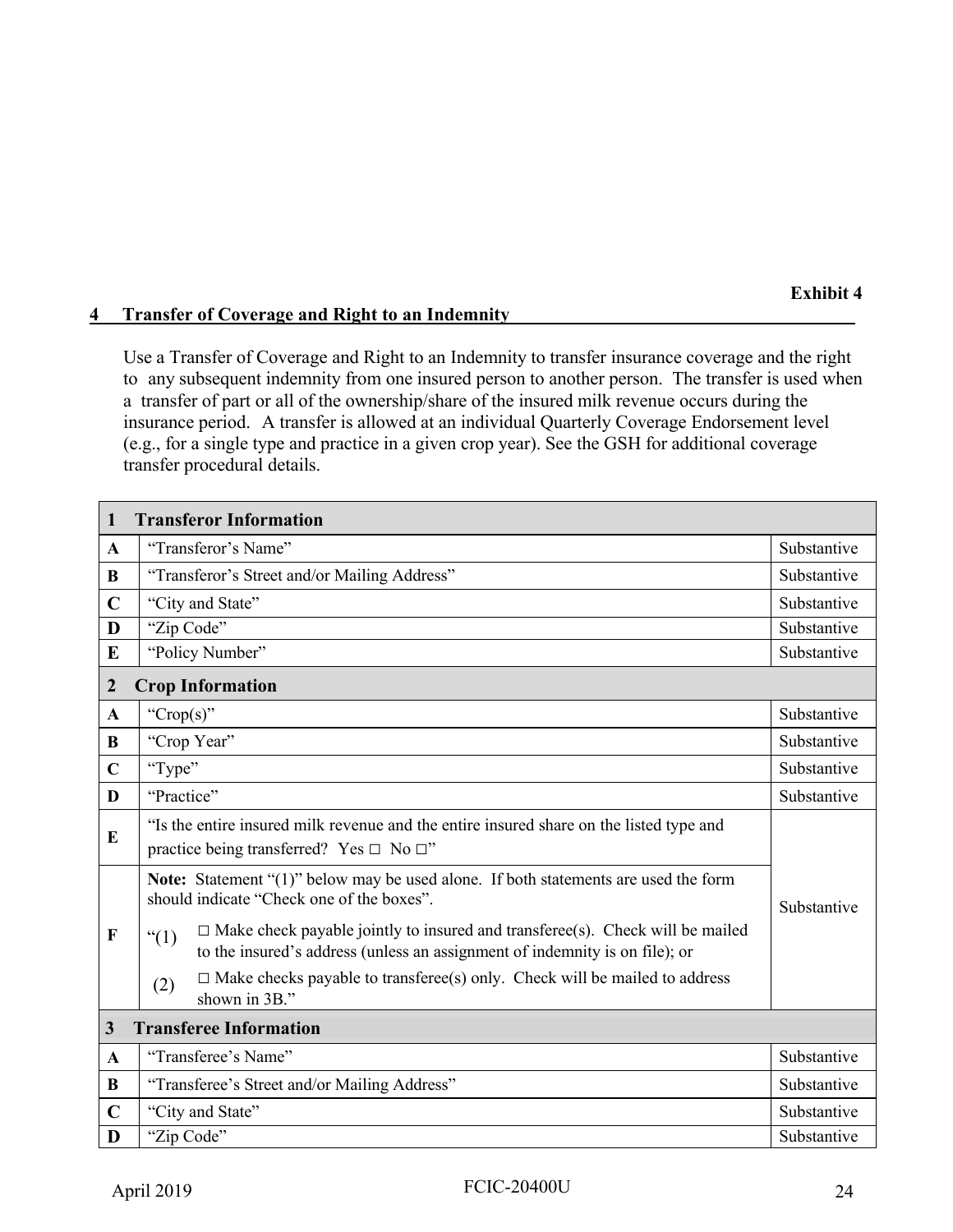**Exhibit 4**

## 4 Transfer of Coverage and Right to an Indemnity

Use a Transfer of Coverage and Right to an Indemnity to transfer insurance coverage and the right to any subsequent indemnity from one insured person to another person. The transfer is used when a transfer of part or all of the ownership/share of the insured milk revenue occurs during the insurance period. A transfer is allowed at an individual Quarterly Coverage Endorsement level (e.g., for a single type and practice in a given crop year). See the GSH for additional coverage transfer procedural details.

| | | |
|---|---|---|
| **1** | **Transferor Information** | |
| **A** | "Transferor's Name" | Substantive |
| **B** | "Transferor's Street and/or Mailing Address" | Substantive |
| **C** | "City and State" | Substantive |
| **D** | "Zip Code" | Substantive |
| **E** | "Policy Number" | Substantive |
| **2** | **Crop Information** | |
| **A** | "Crop(s)" | Substantive |
| **B** | "Crop Year" | Substantive |
| **C** | "Type" | Substantive |
| **D** | "Practice" | Substantive |
| **E** | "Is the entire insured milk revenue and the entire insured share on the listed type and practice being transferred? Yes □ No □" | Substantive |
| **F** | **Note:** Statement "(1)" below may be used alone. If both statements are used the form should indicate "Check one of the boxes".<br>"(1) □ Make check payable jointly to insured and transferee(s). Check will be mailed to the insured's address (unless an assignment of indemnity is on file); or<br>(2) □ Make checks payable to transferee(s) only. Check will be mailed to address shown in 3B." | Substantive |
| **3** | **Transferee Information** | |
| **A** | "Transferee's Name" | Substantive |
| **B** | "Transferee's Street and/or Mailing Address" | Substantive |
| **C** | "City and State" | Substantive |
| **D** | "Zip Code" | Substantive |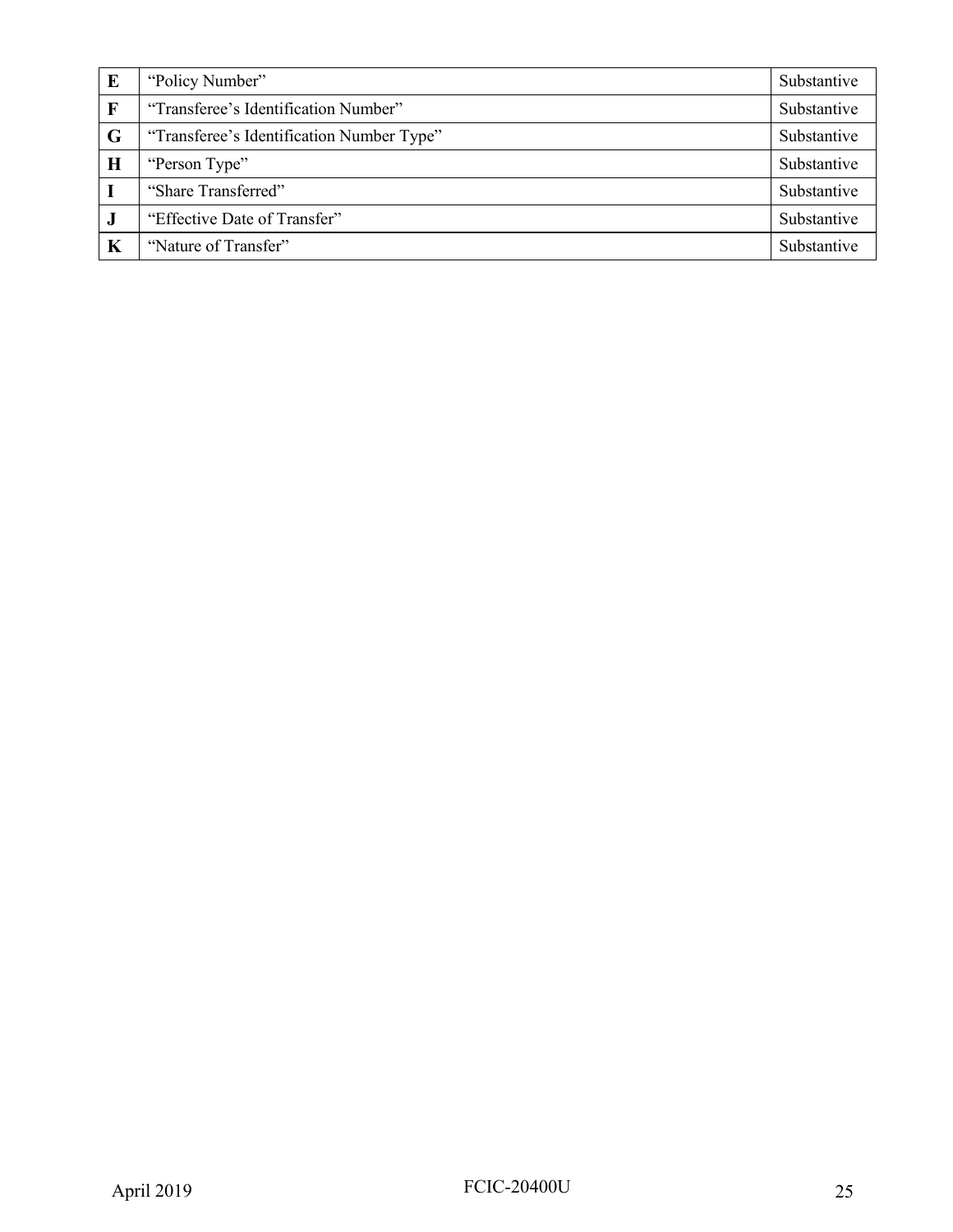| | | |
|---|---|---|
| **E** | “Policy Number” | Substantive |
| **F** | “Transferee’s Identification Number” | Substantive |
| **G** | “Transferee’s Identification Number Type” | Substantive |
| **H** | “Person Type” | Substantive |
| **I** | “Share Transferred” | Substantive |
| **J** | “Effective Date of Transfer” | Substantive |
| **K** | “Nature of Transfer” | Substantive |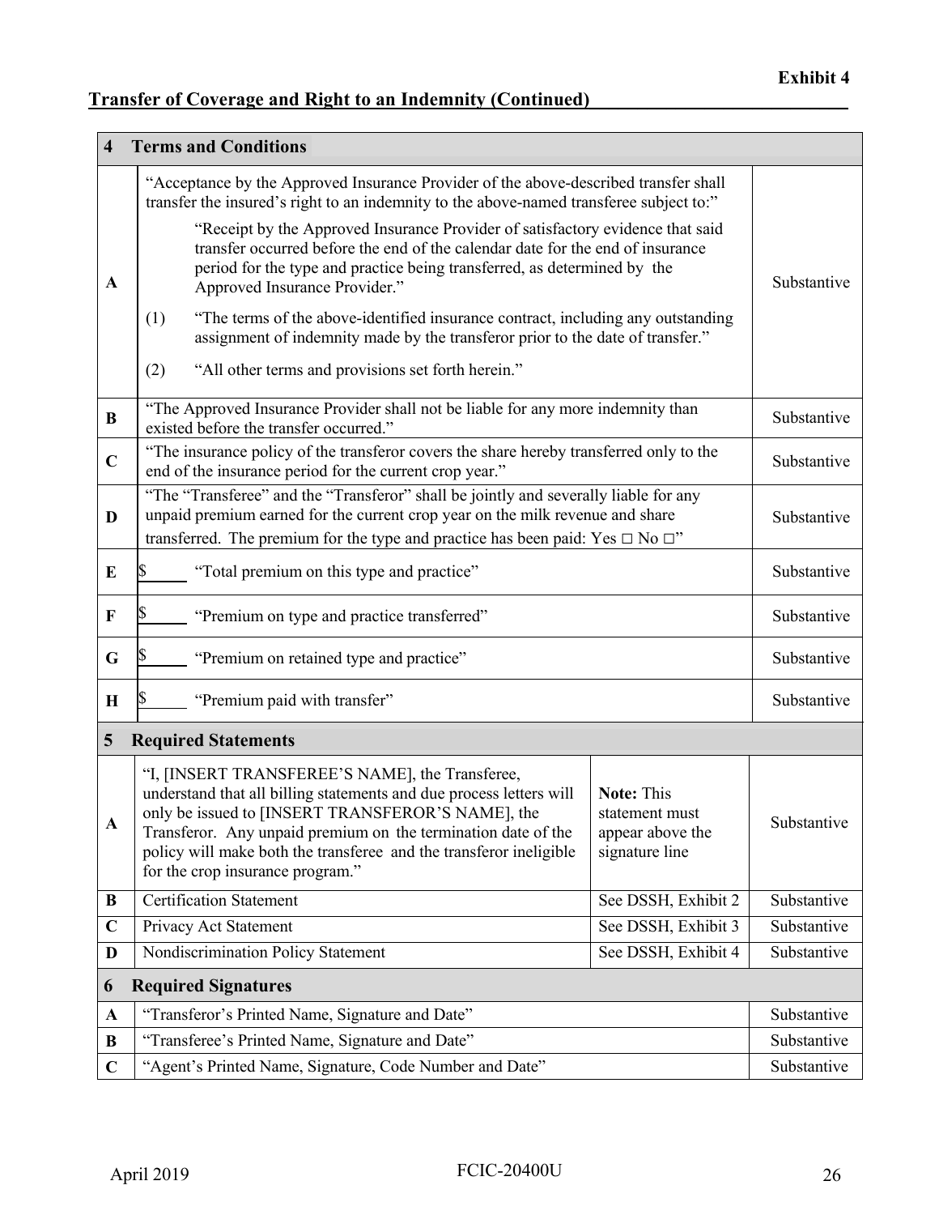**Exhibit 4**

## Transfer of Coverage and Right to an Indemnity (Continued)

| **4** | **Terms and Conditions** | |
|---|---|---|
| **A** | "Acceptance by the Approved Insurance Provider of the above-described transfer shall transfer the insured's right to an indemnity to the above-named transferee subject to:" <br><br> "Receipt by the Approved Insurance Provider of satisfactory evidence that said transfer occurred before the end of the calendar date for the end of insurance period for the type and practice being transferred, as determined by the Approved Insurance Provider." <br><br> (1) "The terms of the above-identified insurance contract, including any outstanding assignment of indemnity made by the transferor prior to the date of transfer." <br><br> (2) "All other terms and provisions set forth herein." | Substantive |
| **B** | "The Approved Insurance Provider shall not be liable for any more indemnity than existed before the transfer occurred." | Substantive |
| **C** | "The insurance policy of the transferor covers the share hereby transferred only to the end of the insurance period for the current crop year." | Substantive |
| **D** | "The "Transferee" and the "Transferor" shall be jointly and severally liable for any unpaid premium earned for the current crop year on the milk revenue and share transferred. The premium for the type and practice has been paid: Yes □ No □" | Substantive |
| **E** | $_____ "Total premium on this type and practice" | Substantive |
| **F** | $_____ "Premium on type and practice transferred" | Substantive |
| **G** | $_____ "Premium on retained type and practice" | Substantive |
| **H** | $_____ "Premium paid with transfer" | Substantive |

| **5** | **Required Statements** | | |
|---|---|---|---|
| **A** | "I, [INSERT TRANSFEREE'S NAME], the Transferee, understand that all billing statements and due process letters will only be issued to [INSERT TRANSFEROR'S NAME], the Transferor. Any unpaid premium on the termination date of the policy will make both the transferee and the transferor ineligible for the crop insurance program." | **Note:** This statement must appear above the signature line | Substantive |
| **B** | Certification Statement | See DSSH, Exhibit 2 | Substantive |
| **C** | Privacy Act Statement | See DSSH, Exhibit 3 | Substantive |
| **D** | Nondiscrimination Policy Statement | See DSSH, Exhibit 4 | Substantive |

| **6** | **Required Signatures** | |
|---|---|---|
| **A** | "Transferor's Printed Name, Signature and Date" | Substantive |
| **B** | "Transferee's Printed Name, Signature and Date" | Substantive |
| **C** | "Agent's Printed Name, Signature, Code Number and Date" | Substantive |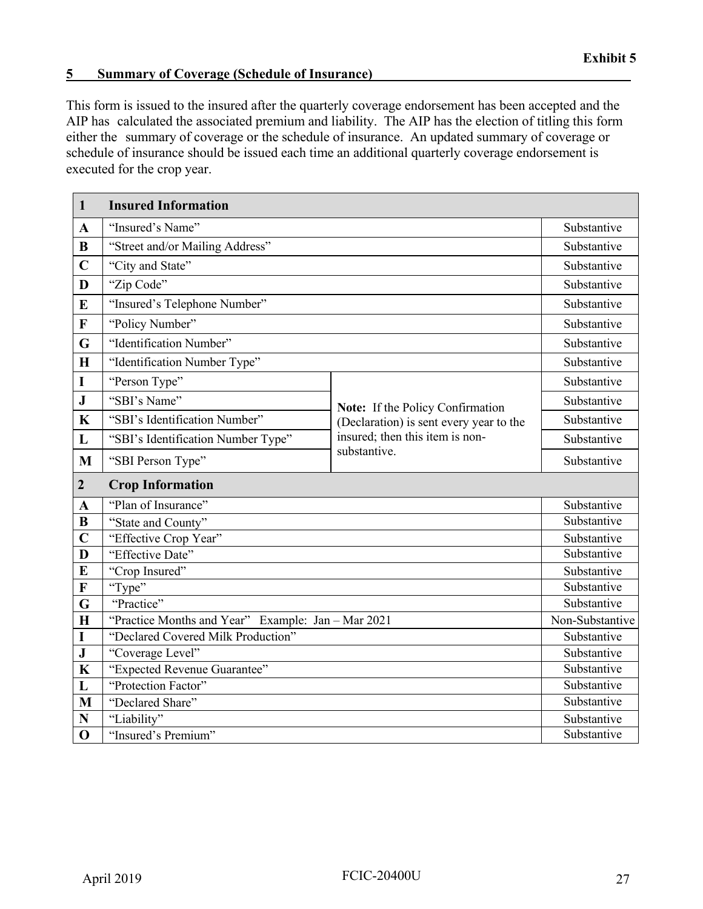**Exhibit 5**

## 5 Summary of Coverage (Schedule of Insurance)

This form is issued to the insured after the quarterly coverage endorsement has been accepted and the AIP has calculated the associated premium and liability. The AIP has the election of titling this form either the summary of coverage or the schedule of insurance. An updated summary of coverage or schedule of insurance should be issued each time an additional quarterly coverage endorsement is executed for the crop year.

| **1** | **Insured Information** | | |
|---|---|---|---|
| **A** | "Insured's Name" | | Substantive |
| **B** | "Street and/or Mailing Address" | | Substantive |
| **C** | "City and State" | | Substantive |
| **D** | "Zip Code" | | Substantive |
| **E** | "Insured's Telephone Number" | | Substantive |
| **F** | "Policy Number" | | Substantive |
| **G** | "Identification Number" | | Substantive |
| **H** | "Identification Number Type" | | Substantive |
| **I** | "Person Type" | **Note:** If the Policy Confirmation (Declaration) is sent every year to the insured; then this item is non-substantive. | Substantive |
| **J** | "SBI's Name" | | Substantive |
| **K** | "SBI's Identification Number" | | Substantive |
| **L** | "SBI's Identification Number Type" | | Substantive |
| **M** | "SBI Person Type" | | Substantive |
| **2** | **Crop Information** | | |
| **A** | "Plan of Insurance" | | Substantive |
| **B** | "State and County" | | Substantive |
| **C** | "Effective Crop Year" | | Substantive |
| **D** | "Effective Date" | | Substantive |
| **E** | "Crop Insured" | | Substantive |
| **F** | "Type" | | Substantive |
| **G** | "Practice" | | Substantive |
| **H** | "Practice Months and Year" Example: Jan – Mar 2021 | | Non-Substantive |
| **I** | "Declared Covered Milk Production" | | Substantive |
| **J** | "Coverage Level" | | Substantive |
| **K** | "Expected Revenue Guarantee" | | Substantive |
| **L** | "Protection Factor" | | Substantive |
| **M** | "Declared Share" | | Substantive |
| **N** | "Liability" | | Substantive |
| **O** | "Insured's Premium" | | Substantive |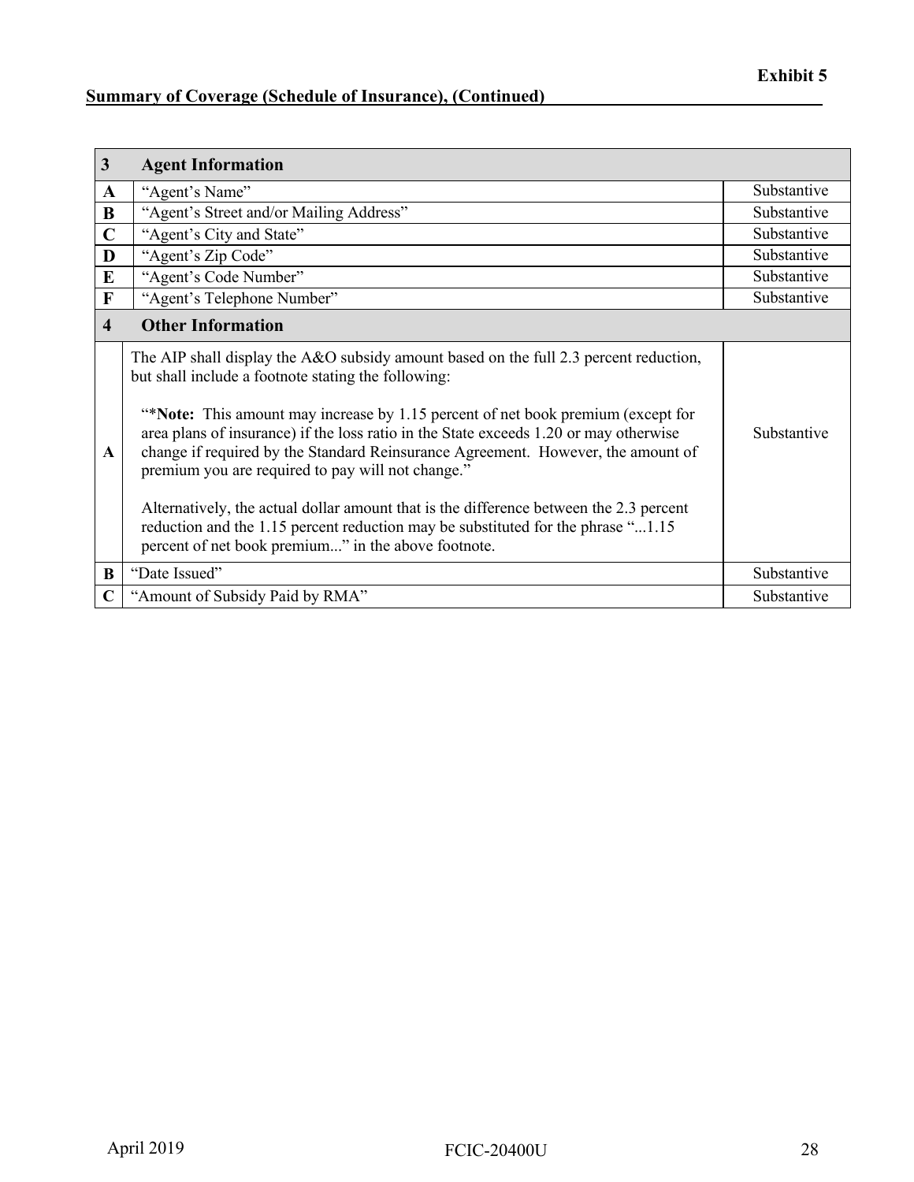**Exhibit 5**

**Summary of Coverage (Schedule of Insurance), (Continued)**

| **3** | **Agent Information** | |
|---|---|---|
| **A** | "Agent's Name" | Substantive |
| **B** | "Agent's Street and/or Mailing Address" | Substantive |
| **C** | "Agent's City and State" | Substantive |
| **D** | "Agent's Zip Code" | Substantive |
| **E** | "Agent's Code Number" | Substantive |
| **F** | "Agent's Telephone Number" | Substantive |
| **4** | **Other Information** | |
| **A** | The AIP shall display the A&O subsidy amount based on the full 2.3 percent reduction, but shall include a footnote stating the following:<br><br>"***Note:** This amount may increase by 1.15 percent of net book premium (except for area plans of insurance) if the loss ratio in the State exceeds 1.20 or may otherwise change if required by the Standard Reinsurance Agreement. However, the amount of premium you are required to pay will not change."<br><br>Alternatively, the actual dollar amount that is the difference between the 2.3 percent reduction and the 1.15 percent reduction may be substituted for the phrase "...1.15 percent of net book premium..." in the above footnote. | Substantive |
| **B** | "Date Issued" | Substantive |
| **C** | "Amount of Subsidy Paid by RMA" | Substantive |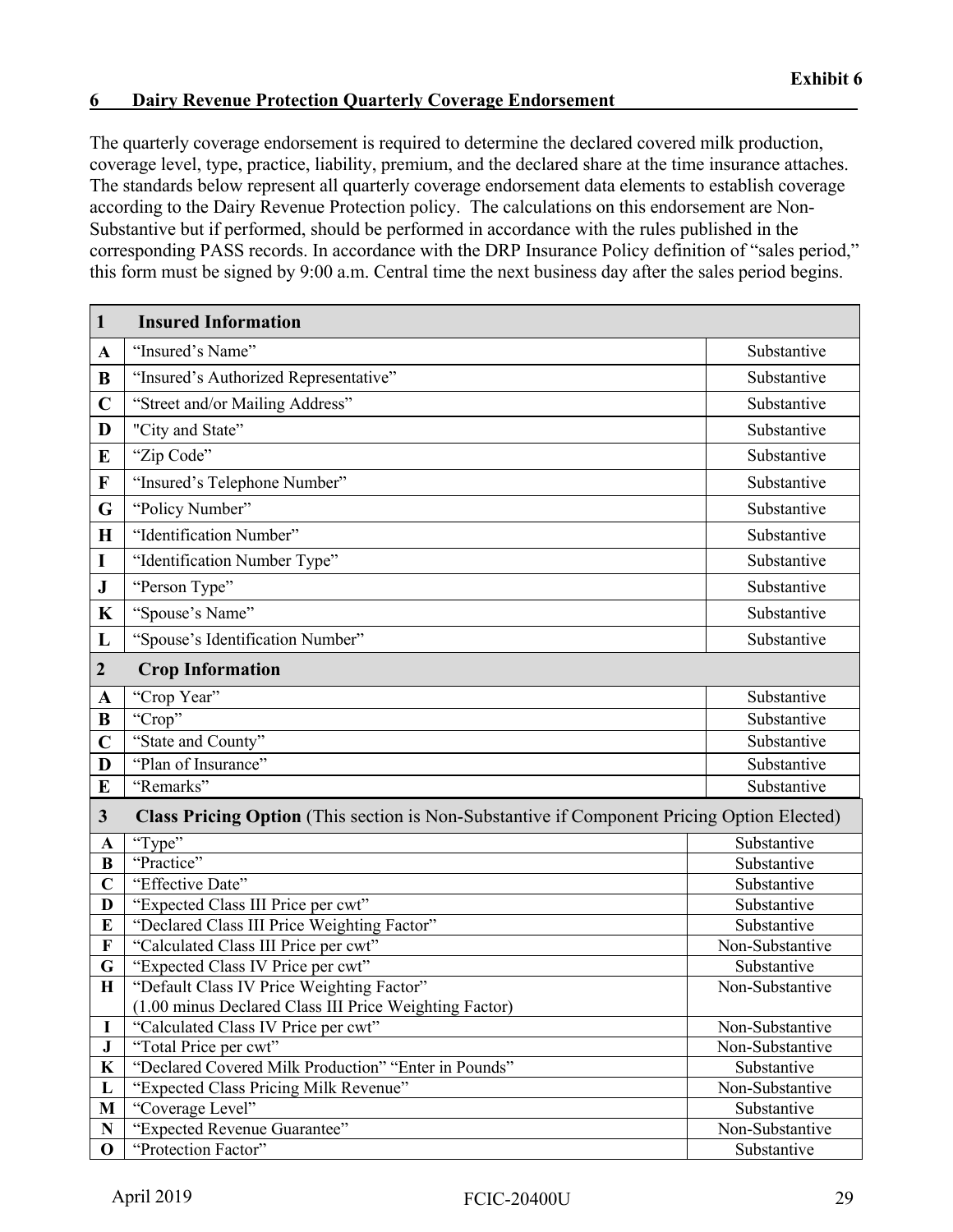**Exhibit 6**

## 6 Dairy Revenue Protection Quarterly Coverage Endorsement

The quarterly coverage endorsement is required to determine the declared covered milk production, coverage level, type, practice, liability, premium, and the declared share at the time insurance attaches. The standards below represent all quarterly coverage endorsement data elements to establish coverage according to the Dairy Revenue Protection policy. The calculations on this endorsement are Non-Substantive but if performed, should be performed in accordance with the rules published in the corresponding PASS records. In accordance with the DRP Insurance Policy definition of "sales period," this form must be signed by 9:00 a.m. Central time the next business day after the sales period begins.

| **1** | **Insured Information** | |
|---|---|---|
| **A** | "Insured's Name" | Substantive |
| **B** | "Insured's Authorized Representative" | Substantive |
| **C** | "Street and/or Mailing Address" | Substantive |
| **D** | "City and State" | Substantive |
| **E** | "Zip Code" | Substantive |
| **F** | "Insured's Telephone Number" | Substantive |
| **G** | "Policy Number" | Substantive |
| **H** | "Identification Number" | Substantive |
| **I** | "Identification Number Type" | Substantive |
| **J** | "Person Type" | Substantive |
| **K** | "Spouse's Name" | Substantive |
| **L** | "Spouse's Identification Number" | Substantive |
| **2** | **Crop Information** | |
| **A** | "Crop Year" | Substantive |
| **B** | "Crop" | Substantive |
| **C** | "State and County" | Substantive |
| **D** | "Plan of Insurance" | Substantive |
| **E** | "Remarks" | Substantive |
| **3** | **Class Pricing Option** (This section is Non-Substantive if Component Pricing Option Elected) | |
| **A** | "Type" | Substantive |
| **B** | "Practice" | Substantive |
| **C** | "Effective Date" | Substantive |
| **D** | "Expected Class III Price per cwt" | Substantive |
| **E** | "Declared Class III Price Weighting Factor" | Substantive |
| **F** | "Calculated Class III Price per cwt" | Non-Substantive |
| **G** | "Expected Class IV Price per cwt" | Substantive |
| **H** | "Default Class IV Price Weighting Factor" (1.00 minus Declared Class III Price Weighting Factor) | Non-Substantive |
| **I** | "Calculated Class IV Price per cwt" | Non-Substantive |
| **J** | "Total Price per cwt" | Non-Substantive |
| **K** | "Declared Covered Milk Production" "Enter in Pounds" | Substantive |
| **L** | "Expected Class Pricing Milk Revenue" | Non-Substantive |
| **M** | "Coverage Level" | Substantive |
| **N** | "Expected Revenue Guarantee" | Non-Substantive |
| **O** | "Protection Factor" | Substantive |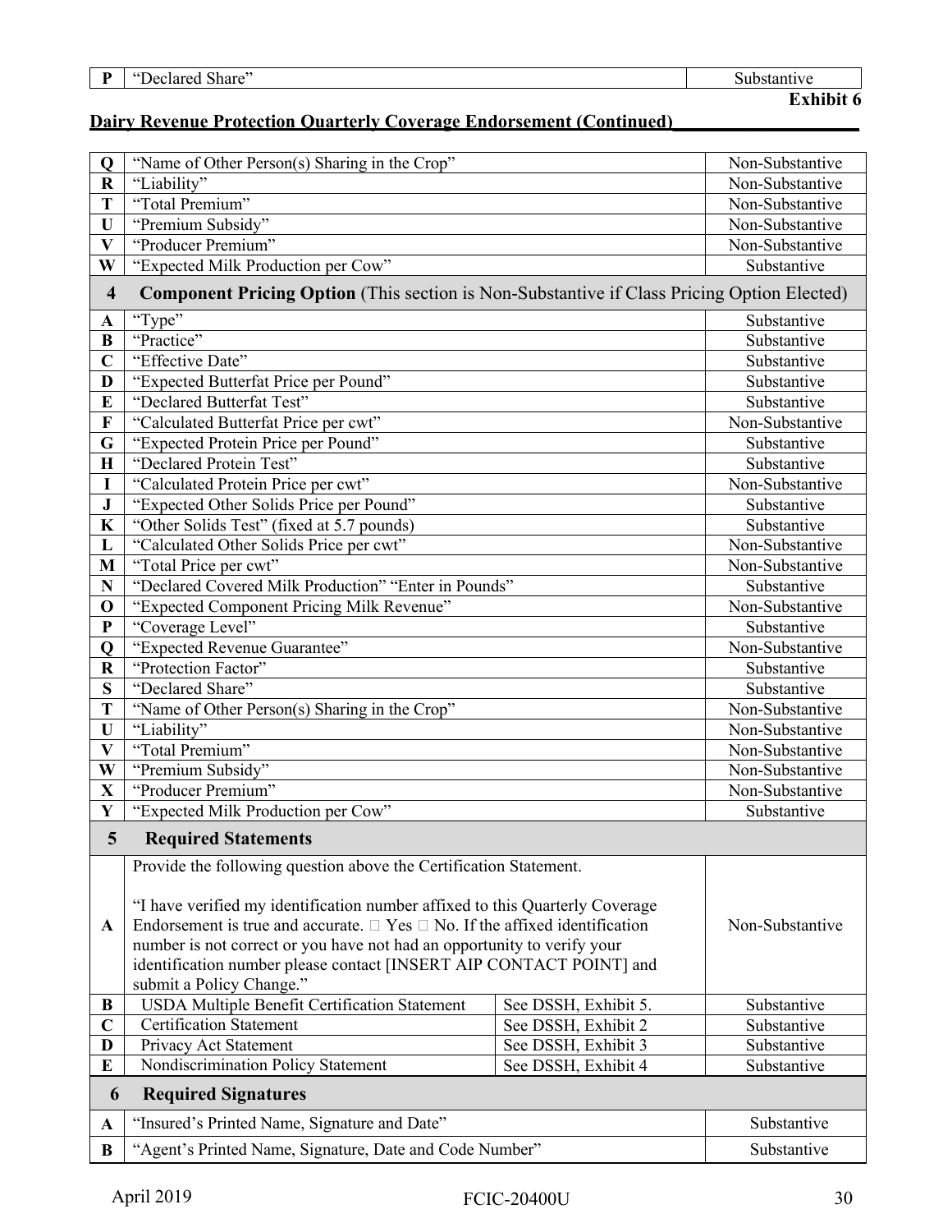| P | "Declared Share" | Substantive |
|---|---|---|

**Exhibit 6**

**Dairy Revenue Protection Quarterly Coverage Endorsement (Continued)**

| | | | |
|---|---|---|---|
| Q | "Name of Other Person(s) Sharing in the Crop" | | Non-Substantive |
| R | "Liability" | | Non-Substantive |
| T | "Total Premium" | | Non-Substantive |
| U | "Premium Subsidy" | | Non-Substantive |
| V | "Producer Premium" | | Non-Substantive |
| W | "Expected Milk Production per Cow" | | Substantive |
| **4** | **Component Pricing Option** (This section is Non-Substantive if Class Pricing Option Elected) | | |
| A | "Type" | | Substantive |
| B | "Practice" | | Substantive |
| C | "Effective Date" | | Substantive |
| D | "Expected Butterfat Price per Pound" | | Substantive |
| E | "Declared Butterfat Test" | | Substantive |
| F | "Calculated Butterfat Price per cwt" | | Non-Substantive |
| G | "Expected Protein Price per Pound" | | Substantive |
| H | "Declared Protein Test" | | Substantive |
| I | "Calculated Protein Price per cwt" | | Non-Substantive |
| J | "Expected Other Solids Price per Pound" | | Substantive |
| K | "Other Solids Test" (fixed at 5.7 pounds) | | Substantive |
| L | "Calculated Other Solids Price per cwt" | | Non-Substantive |
| M | "Total Price per cwt" | | Non-Substantive |
| N | "Declared Covered Milk Production" "Enter in Pounds" | | Substantive |
| O | "Expected Component Pricing Milk Revenue" | | Non-Substantive |
| P | "Coverage Level" | | Substantive |
| Q | "Expected Revenue Guarantee" | | Non-Substantive |
| R | "Protection Factor" | | Substantive |
| S | "Declared Share" | | Substantive |
| T | "Name of Other Person(s) Sharing in the Crop" | | Non-Substantive |
| U | "Liability" | | Non-Substantive |
| V | "Total Premium" | | Non-Substantive |
| W | "Premium Subsidy" | | Non-Substantive |
| X | "Producer Premium" | | Non-Substantive |
| Y | "Expected Milk Production per Cow" | | Substantive |
| **5** | **Required Statements** | | |
| A | Provide the following question above the Certification Statement.<br><br>"I have verified my identification number affixed to this Quarterly Coverage Endorsement is true and accurate. ☐ Yes ☐ No. If the affixed identification number is not correct or you have not had an opportunity to verify your identification number please contact [INSERT AIP CONTACT POINT] and submit a Policy Change." | | Non-Substantive |
| B | USDA Multiple Benefit Certification Statement | See DSSH, Exhibit 5. | Substantive |
| C | Certification Statement | See DSSH, Exhibit 2 | Substantive |
| D | Privacy Act Statement | See DSSH, Exhibit 3 | Substantive |
| E | Nondiscrimination Policy Statement | See DSSH, Exhibit 4 | Substantive |
| **6** | **Required Signatures** | | |
| A | "Insured's Printed Name, Signature and Date" | | Substantive |
| B | "Agent's Printed Name, Signature, Date and Code Number" | | Substantive |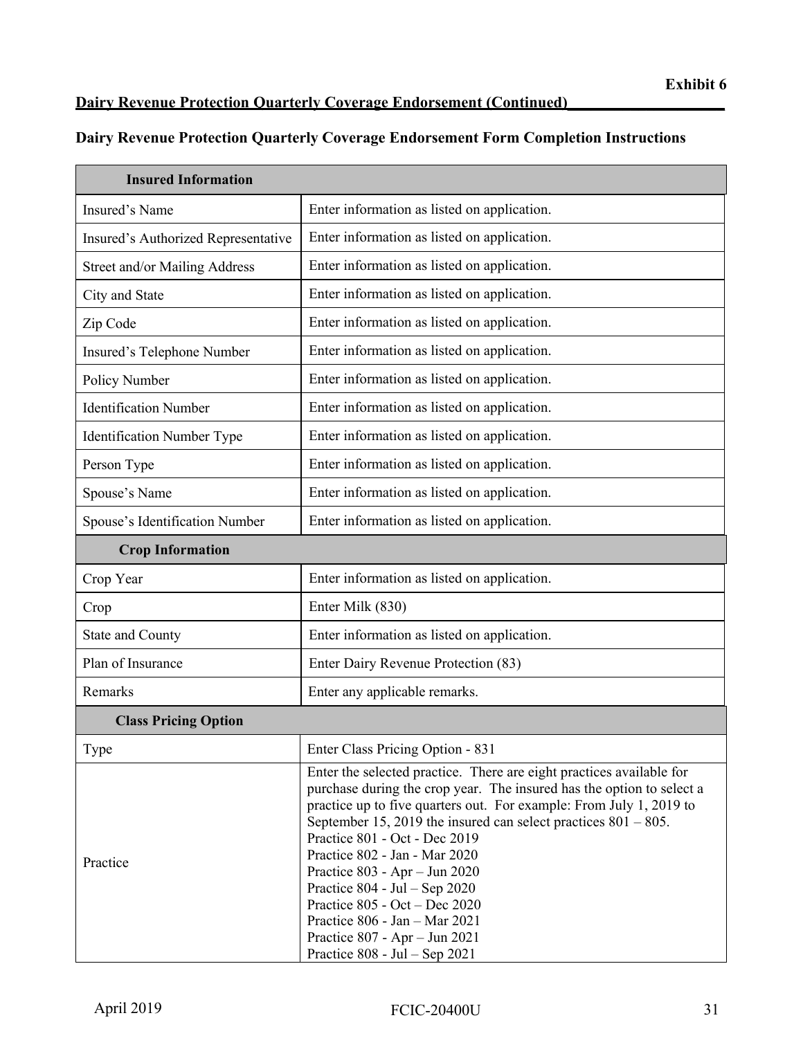**Exhibit 6**

**Dairy Revenue Protection Quarterly Coverage Endorsement (Continued)**

## Dairy Revenue Protection Quarterly Coverage Endorsement Form Completion Instructions

| **Insured Information** | |
|---|---|
| Insured's Name | Enter information as listed on application. |
| Insured's Authorized Representative | Enter information as listed on application. |
| Street and/or Mailing Address | Enter information as listed on application. |
| City and State | Enter information as listed on application. |
| Zip Code | Enter information as listed on application. |
| Insured's Telephone Number | Enter information as listed on application. |
| Policy Number | Enter information as listed on application. |
| Identification Number | Enter information as listed on application. |
| Identification Number Type | Enter information as listed on application. |
| Person Type | Enter information as listed on application. |
| Spouse's Name | Enter information as listed on application. |
| Spouse's Identification Number | Enter information as listed on application. |
| **Crop Information** | |
| Crop Year | Enter information as listed on application. |
| Crop | Enter Milk (830) |
| State and County | Enter information as listed on application. |
| Plan of Insurance | Enter Dairy Revenue Protection (83) |
| Remarks | Enter any applicable remarks. |
| **Class Pricing Option** | |
| Type | Enter Class Pricing Option - 831 |
| Practice | Enter the selected practice. There are eight practices available for purchase during the crop year. The insured has the option to select a practice up to five quarters out. For example: From July 1, 2019 to September 15, 2019 the insured can select practices 801 – 805.<br>Practice 801 - Oct - Dec 2019<br>Practice 802 - Jan - Mar 2020<br>Practice 803 - Apr – Jun 2020<br>Practice 804 - Jul – Sep 2020<br>Practice 805 - Oct – Dec 2020<br>Practice 806 - Jan – Mar 2021<br>Practice 807 - Apr – Jun 2021<br>Practice 808 - Jul – Sep 2021 |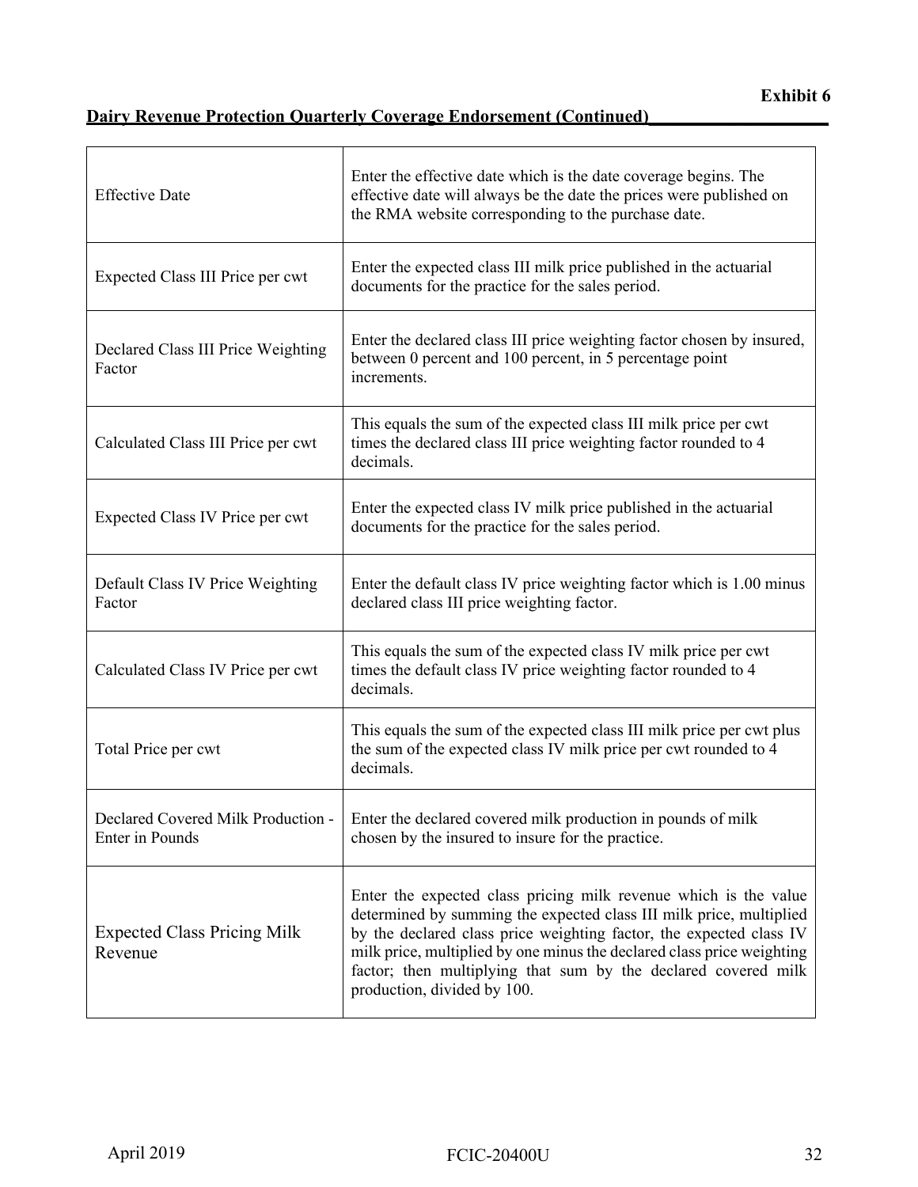**Exhibit 6**

**Dairy Revenue Protection Quarterly Coverage Endorsement (Continued)**

| | |
|---|---|
| Effective Date | Enter the effective date which is the date coverage begins. The effective date will always be the date the prices were published on the RMA website corresponding to the purchase date. |
| Expected Class III Price per cwt | Enter the expected class III milk price published in the actuarial documents for the practice for the sales period. |
| Declared Class III Price Weighting Factor | Enter the declared class III price weighting factor chosen by insured, between 0 percent and 100 percent, in 5 percentage point increments. |
| Calculated Class III Price per cwt | This equals the sum of the expected class III milk price per cwt times the declared class III price weighting factor rounded to 4 decimals. |
| Expected Class IV Price per cwt | Enter the expected class IV milk price published in the actuarial documents for the practice for the sales period. |
| Default Class IV Price Weighting Factor | Enter the default class IV price weighting factor which is 1.00 minus declared class III price weighting factor. |
| Calculated Class IV Price per cwt | This equals the sum of the expected class IV milk price per cwt times the default class IV price weighting factor rounded to 4 decimals. |
| Total Price per cwt | This equals the sum of the expected class III milk price per cwt plus the sum of the expected class IV milk price per cwt rounded to 4 decimals. |
| Declared Covered Milk Production - Enter in Pounds | Enter the declared covered milk production in pounds of milk chosen by the insured to insure for the practice. |
| Expected Class Pricing Milk Revenue | Enter the expected class pricing milk revenue which is the value determined by summing the expected class III milk price, multiplied by the declared class price weighting factor, the expected class IV milk price, multiplied by one minus the declared class price weighting factor; then multiplying that sum by the declared covered milk production, divided by 100. |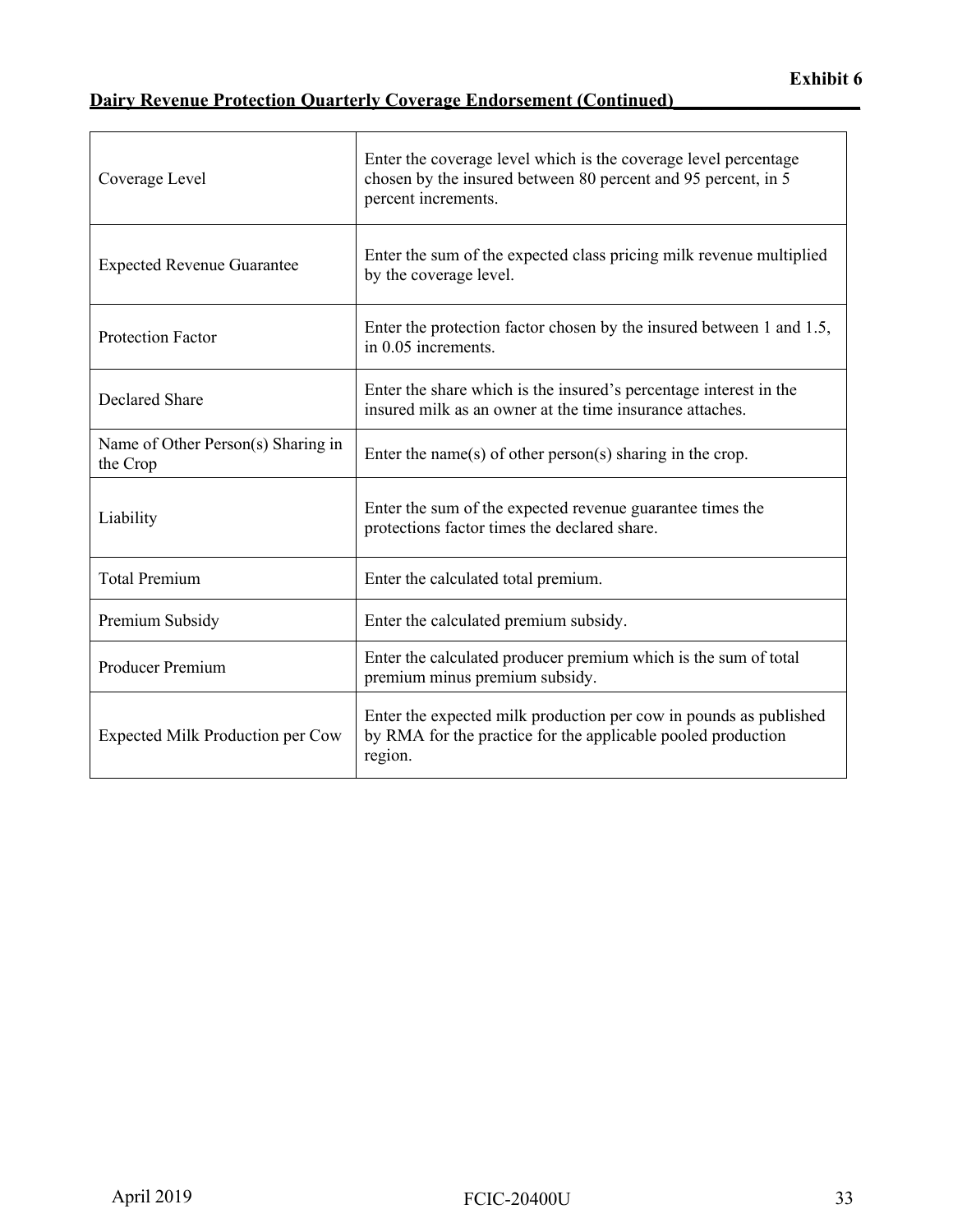**Exhibit 6**

**Dairy Revenue Protection Quarterly Coverage Endorsement (Continued)**

| | |
|---|---|
| Coverage Level | Enter the coverage level which is the coverage level percentage chosen by the insured between 80 percent and 95 percent, in 5 percent increments. |
| Expected Revenue Guarantee | Enter the sum of the expected class pricing milk revenue multiplied by the coverage level. |
| Protection Factor | Enter the protection factor chosen by the insured between 1 and 1.5, in 0.05 increments. |
| Declared Share | Enter the share which is the insured's percentage interest in the insured milk as an owner at the time insurance attaches. |
| Name of Other Person(s) Sharing in the Crop | Enter the name(s) of other person(s) sharing in the crop. |
| Liability | Enter the sum of the expected revenue guarantee times the protections factor times the declared share. |
| Total Premium | Enter the calculated total premium. |
| Premium Subsidy | Enter the calculated premium subsidy. |
| Producer Premium | Enter the calculated producer premium which is the sum of total premium minus premium subsidy. |
| Expected Milk Production per Cow | Enter the expected milk production per cow in pounds as published by RMA for the practice for the applicable pooled production region. |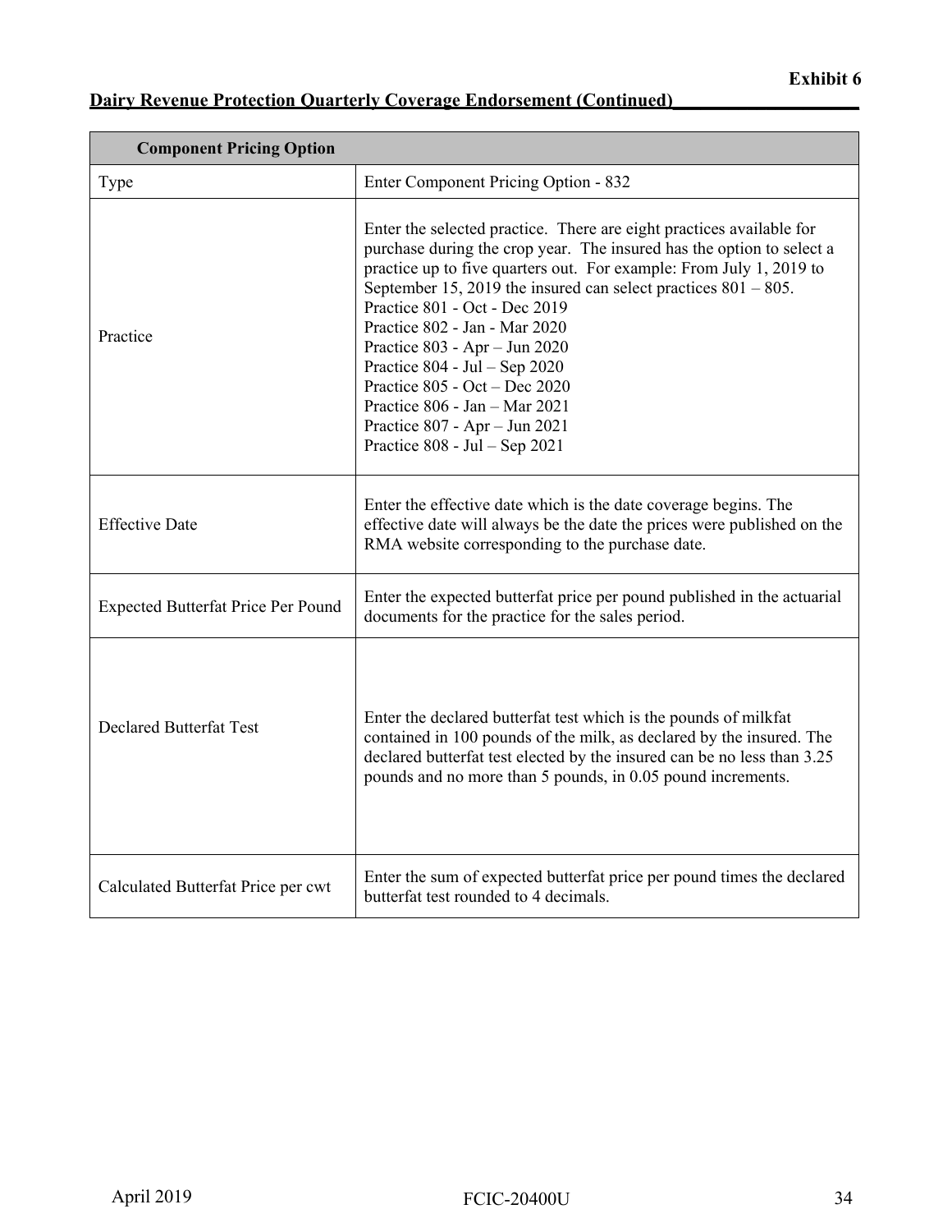**Exhibit 6**

**Dairy Revenue Protection Quarterly Coverage Endorsement (Continued)**

| **Component Pricing Option** | |
|---|---|
| Type | Enter Component Pricing Option - 832 |
| Practice | Enter the selected practice. There are eight practices available for purchase during the crop year. The insured has the option to select a practice up to five quarters out. For example: From July 1, 2019 to September 15, 2019 the insured can select practices 801 – 805.<br>Practice 801 - Oct - Dec 2019<br>Practice 802 - Jan - Mar 2020<br>Practice 803 - Apr – Jun 2020<br>Practice 804 - Jul – Sep 2020<br>Practice 805 - Oct – Dec 2020<br>Practice 806 - Jan – Mar 2021<br>Practice 807 - Apr – Jun 2021<br>Practice 808 - Jul – Sep 2021 |
| Effective Date | Enter the effective date which is the date coverage begins. The effective date will always be the date the prices were published on the RMA website corresponding to the purchase date. |
| Expected Butterfat Price Per Pound | Enter the expected butterfat price per pound published in the actuarial documents for the practice for the sales period. |
| Declared Butterfat Test | Enter the declared butterfat test which is the pounds of milkfat contained in 100 pounds of the milk, as declared by the insured. The declared butterfat test elected by the insured can be no less than 3.25 pounds and no more than 5 pounds, in 0.05 pound increments. |
| Calculated Butterfat Price per cwt | Enter the sum of expected butterfat price per pound times the declared butterfat test rounded to 4 decimals. |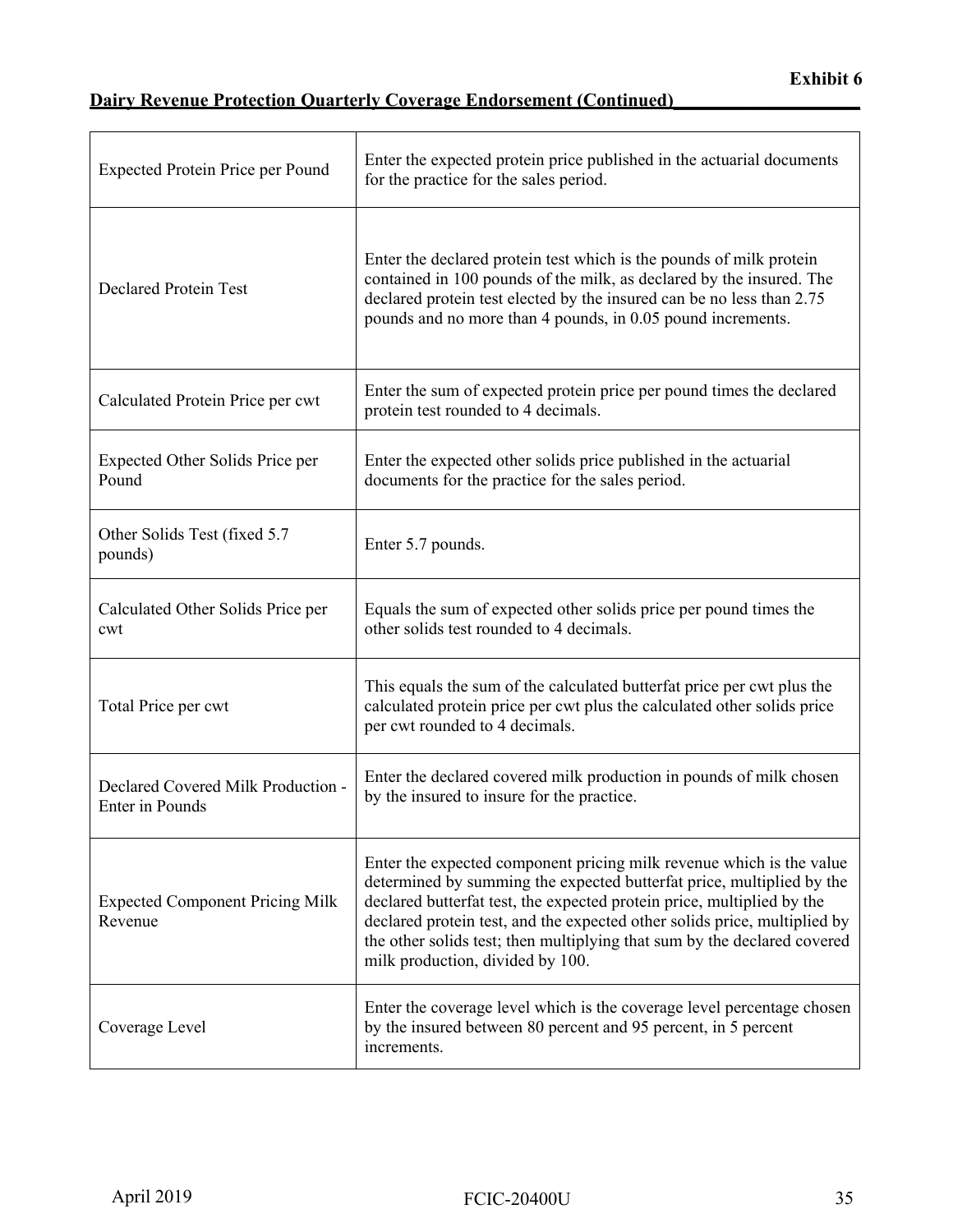**Exhibit 6**

**Dairy Revenue Protection Quarterly Coverage Endorsement (Continued)**

| | |
|---|---|
| Expected Protein Price per Pound | Enter the expected protein price published in the actuarial documents for the practice for the sales period. |
| Declared Protein Test | Enter the declared protein test which is the pounds of milk protein contained in 100 pounds of the milk, as declared by the insured. The declared protein test elected by the insured can be no less than 2.75 pounds and no more than 4 pounds, in 0.05 pound increments. |
| Calculated Protein Price per cwt | Enter the sum of expected protein price per pound times the declared protein test rounded to 4 decimals. |
| Expected Other Solids Price per Pound | Enter the expected other solids price published in the actuarial documents for the practice for the sales period. |
| Other Solids Test (fixed 5.7 pounds) | Enter 5.7 pounds. |
| Calculated Other Solids Price per cwt | Equals the sum of expected other solids price per pound times the other solids test rounded to 4 decimals. |
| Total Price per cwt | This equals the sum of the calculated butterfat price per cwt plus the calculated protein price per cwt plus the calculated other solids price per cwt rounded to 4 decimals. |
| Declared Covered Milk Production - Enter in Pounds | Enter the declared covered milk production in pounds of milk chosen by the insured to insure for the practice. |
| Expected Component Pricing Milk Revenue | Enter the expected component pricing milk revenue which is the value determined by summing the expected butterfat price, multiplied by the declared butterfat test, the expected protein price, multiplied by the declared protein test, and the expected other solids price, multiplied by the other solids test; then multiplying that sum by the declared covered milk production, divided by 100. |
| Coverage Level | Enter the coverage level which is the coverage level percentage chosen by the insured between 80 percent and 95 percent, in 5 percent increments. |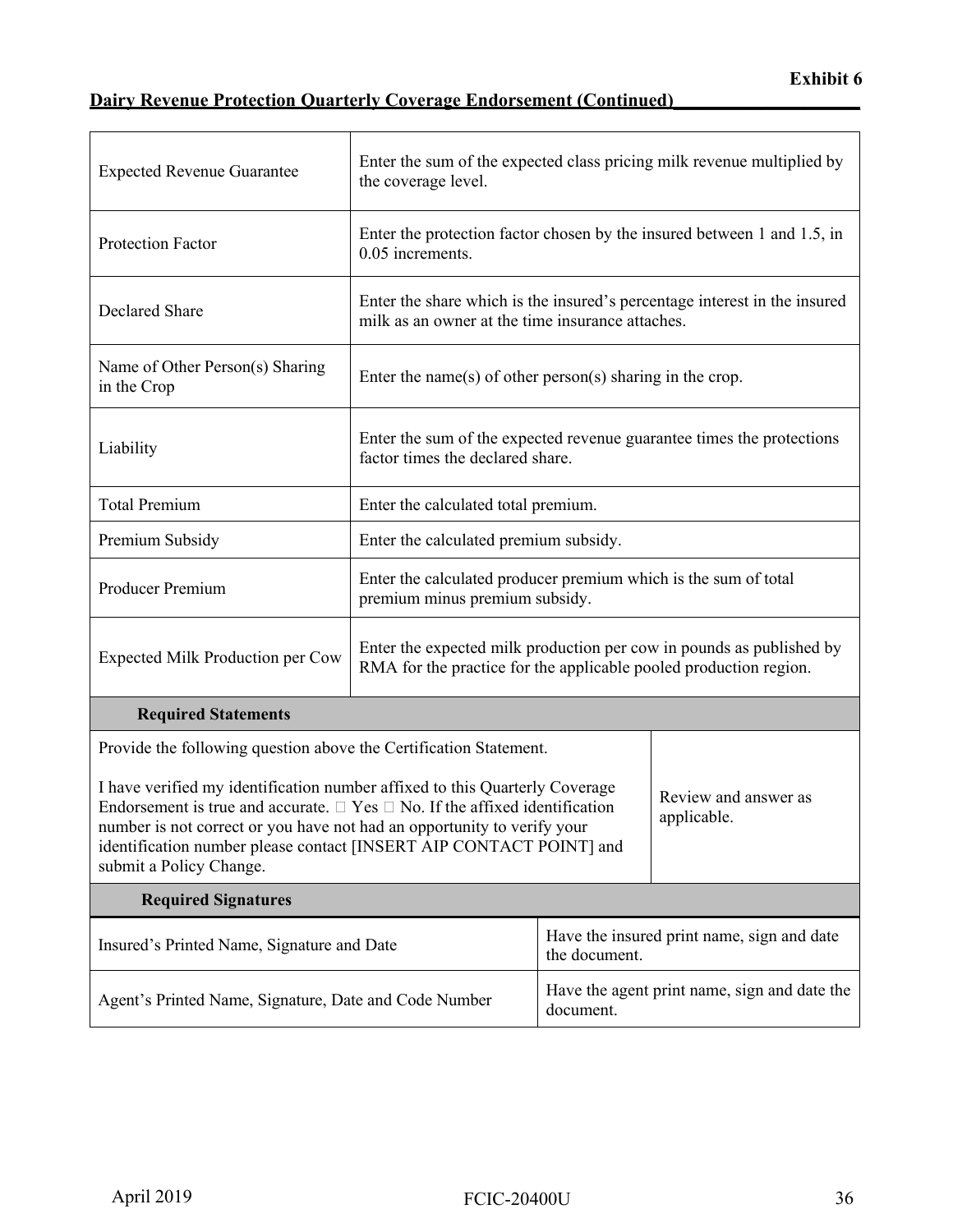**Exhibit 6**

**Dairy Revenue Protection Quarterly Coverage Endorsement (Continued)**

| | |
|---|---|
| Expected Revenue Guarantee | Enter the sum of the expected class pricing milk revenue multiplied by the coverage level. |
| Protection Factor | Enter the protection factor chosen by the insured between 1 and 1.5, in 0.05 increments. |
| Declared Share | Enter the share which is the insured's percentage interest in the insured milk as an owner at the time insurance attaches. |
| Name of Other Person(s) Sharing in the Crop | Enter the name(s) of other person(s) sharing in the crop. |
| Liability | Enter the sum of the expected revenue guarantee times the protections factor times the declared share. |
| Total Premium | Enter the calculated total premium. |
| Premium Subsidy | Enter the calculated premium subsidy. |
| Producer Premium | Enter the calculated producer premium which is the sum of total premium minus premium subsidy. |
| Expected Milk Production per Cow | Enter the expected milk production per cow in pounds as published by RMA for the practice for the applicable pooled production region. |
| **Required Statements** | |
| Provide the following question above the Certification Statement.<br><br>I have verified my identification number affixed to this Quarterly Coverage Endorsement is true and accurate. ☐ Yes ☐ No. If the affixed identification number is not correct or you have not had an opportunity to verify your identification number please contact [INSERT AIP CONTACT POINT] and submit a Policy Change. | Review and answer as applicable. |
| **Required Signatures** | |
| Insured's Printed Name, Signature and Date | Have the insured print name, sign and date the document. |
| Agent's Printed Name, Signature, Date and Code Number | Have the agent print name, sign and date the document. |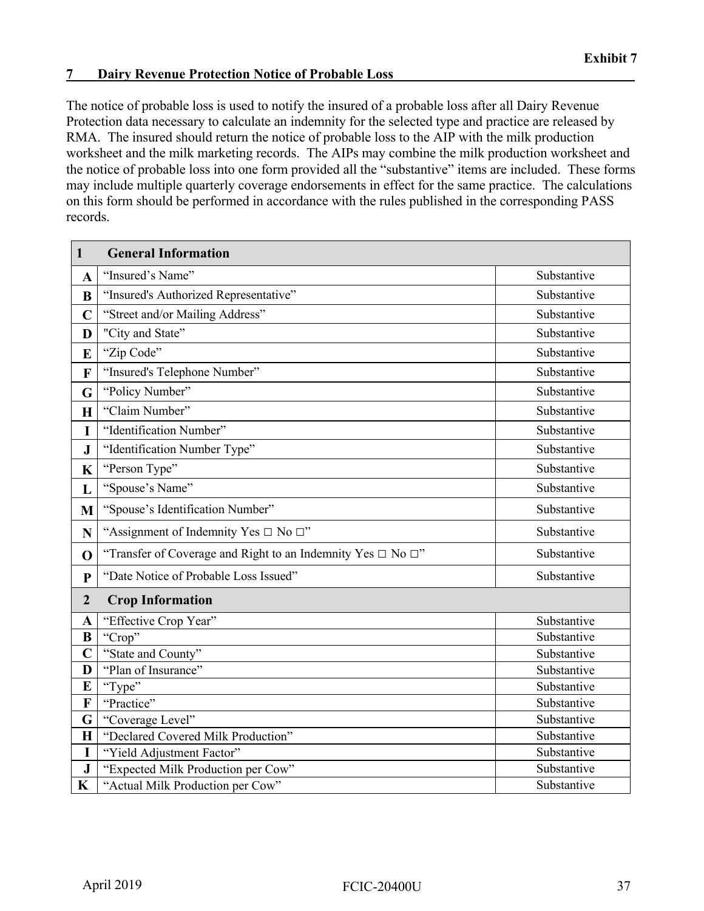**Exhibit 7**

## 7 Dairy Revenue Protection Notice of Probable Loss

The notice of probable loss is used to notify the insured of a probable loss after all Dairy Revenue Protection data necessary to calculate an indemnity for the selected type and practice are released by RMA. The insured should return the notice of probable loss to the AIP with the milk production worksheet and the milk marketing records. The AIPs may combine the milk production worksheet and the notice of probable loss into one form provided all the "substantive" items are included. These forms may include multiple quarterly coverage endorsements in effect for the same practice. The calculations on this form should be performed in accordance with the rules published in the corresponding PASS records.

| **1** | **General Information** | |
|---|---|---|
| **A** | "Insured's Name" | Substantive |
| **B** | "Insured's Authorized Representative" | Substantive |
| **C** | "Street and/or Mailing Address" | Substantive |
| **D** | "City and State" | Substantive |
| **E** | "Zip Code" | Substantive |
| **F** | "Insured's Telephone Number" | Substantive |
| **G** | "Policy Number" | Substantive |
| **H** | "Claim Number" | Substantive |
| **I** | "Identification Number" | Substantive |
| **J** | "Identification Number Type" | Substantive |
| **K** | "Person Type" | Substantive |
| **L** | "Spouse's Name" | Substantive |
| **M** | "Spouse's Identification Number" | Substantive |
| **N** | "Assignment of Indemnity Yes □ No □" | Substantive |
| **O** | "Transfer of Coverage and Right to an Indemnity Yes □ No □" | Substantive |
| **P** | "Date Notice of Probable Loss Issued" | Substantive |
| **2** | **Crop Information** | |
| **A** | "Effective Crop Year" | Substantive |
| **B** | "Crop" | Substantive |
| **C** | "State and County" | Substantive |
| **D** | "Plan of Insurance" | Substantive |
| **E** | "Type" | Substantive |
| **F** | "Practice" | Substantive |
| **G** | "Coverage Level" | Substantive |
| **H** | "Declared Covered Milk Production" | Substantive |
| **I** | "Yield Adjustment Factor" | Substantive |
| **J** | "Expected Milk Production per Cow" | Substantive |
| **K** | "Actual Milk Production per Cow" | Substantive |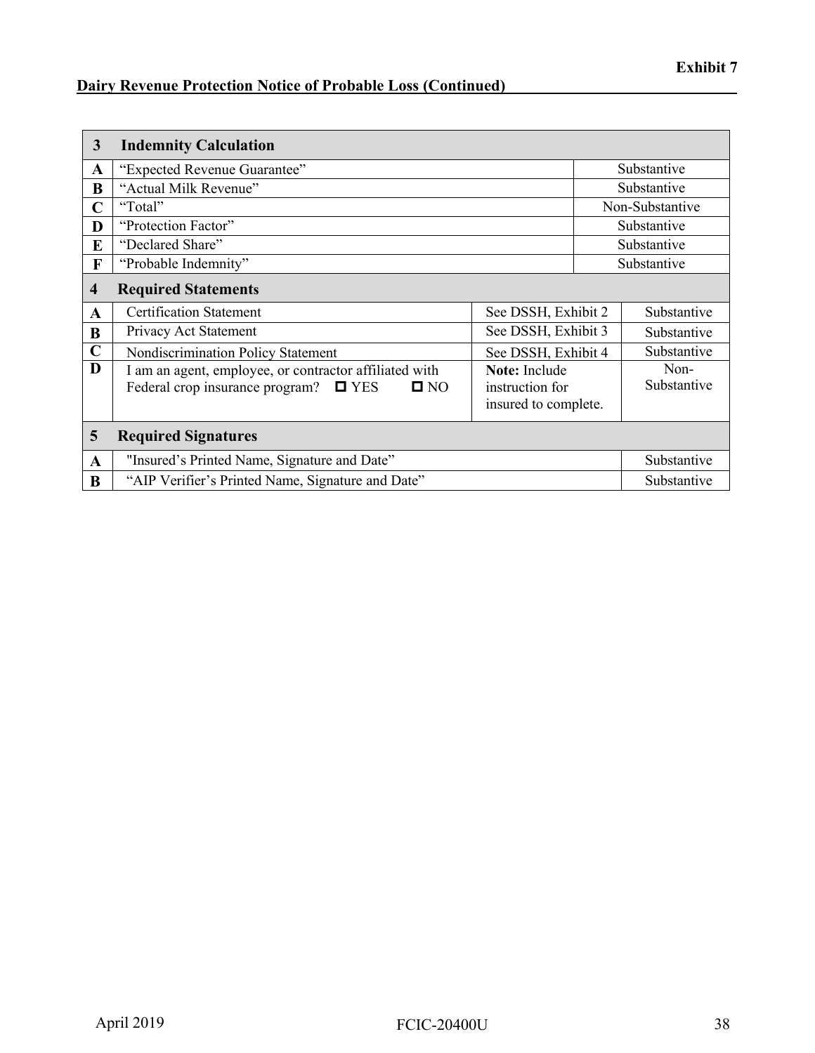**Exhibit 7**

**Dairy Revenue Protection Notice of Probable Loss (Continued)**

| | | | |
|---|---|---|---|
| **3** | **Indemnity Calculation** | | |
| **A** | "Expected Revenue Guarantee" | | Substantive |
| **B** | "Actual Milk Revenue" | | Substantive |
| **C** | "Total" | | Non-Substantive |
| **D** | "Protection Factor" | | Substantive |
| **E** | "Declared Share" | | Substantive |
| **F** | "Probable Indemnity" | | Substantive |
| **4** | **Required Statements** | | |
| **A** | Certification Statement | See DSSH, Exhibit 2 | Substantive |
| **B** | Privacy Act Statement | See DSSH, Exhibit 3 | Substantive |
| **C** | Nondiscrimination Policy Statement | See DSSH, Exhibit 4 | Substantive |
| **D** | I am an agent, employee, or contractor affiliated with Federal crop insurance program? ◻ YES ◻ NO | **Note:** Include instruction for insured to complete. | Non-Substantive |
| **5** | **Required Signatures** | | |
| **A** | "Insured's Printed Name, Signature and Date" | | Substantive |
| **B** | "AIP Verifier's Printed Name, Signature and Date" | | Substantive |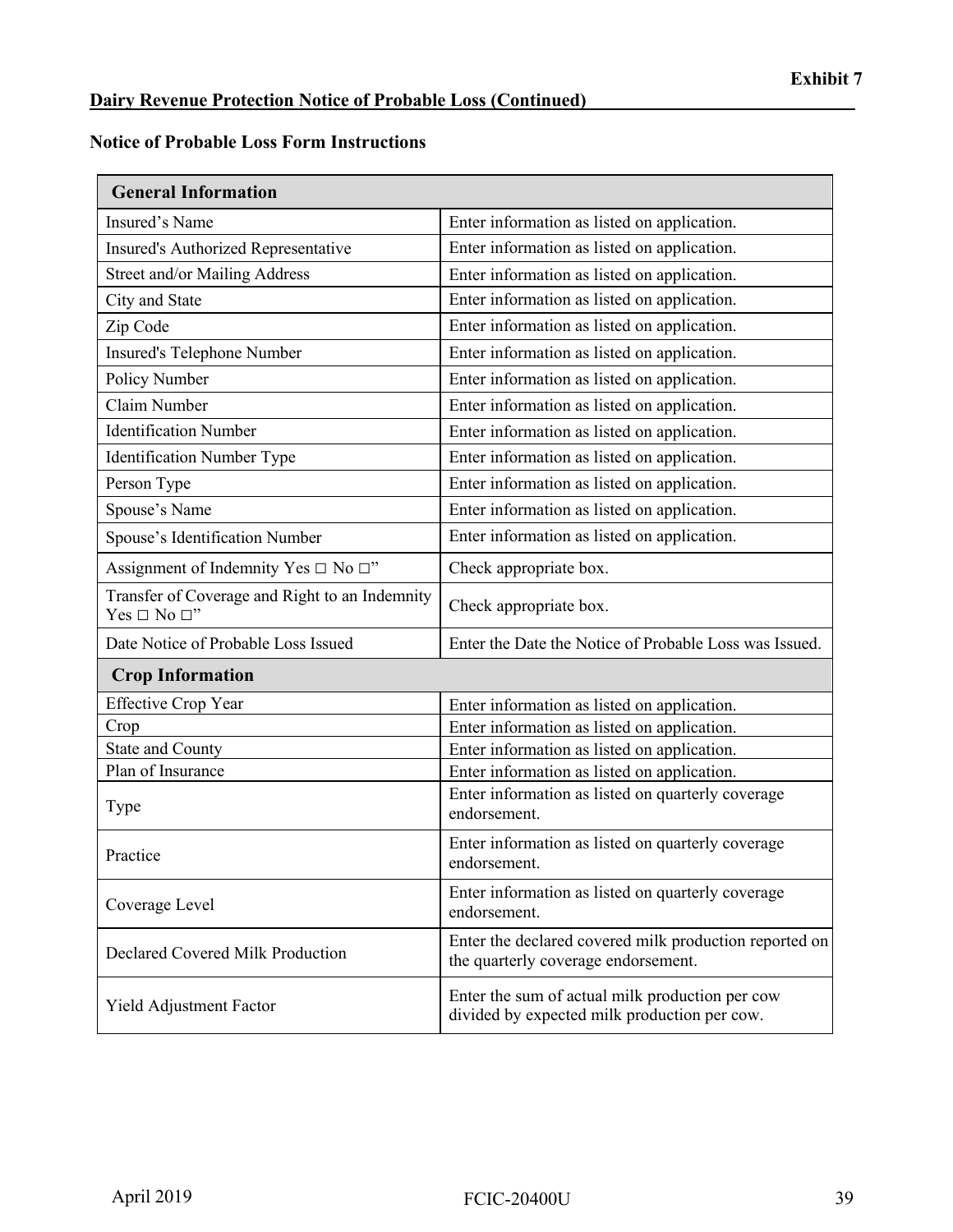**Exhibit 7**

**Dairy Revenue Protection Notice of Probable Loss (Continued)**

**Notice of Probable Loss Form Instructions**

| **General Information** | |
|---|---|
| Insured's Name | Enter information as listed on application. |
| Insured's Authorized Representative | Enter information as listed on application. |
| Street and/or Mailing Address | Enter information as listed on application. |
| City and State | Enter information as listed on application. |
| Zip Code | Enter information as listed on application. |
| Insured's Telephone Number | Enter information as listed on application. |
| Policy Number | Enter information as listed on application. |
| Claim Number | Enter information as listed on application. |
| Identification Number | Enter information as listed on application. |
| Identification Number Type | Enter information as listed on application. |
| Person Type | Enter information as listed on application. |
| Spouse's Name | Enter information as listed on application. |
| Spouse's Identification Number | Enter information as listed on application. |
| Assignment of Indemnity Yes □ No □" | Check appropriate box. |
| Transfer of Coverage and Right to an Indemnity Yes □ No □" | Check appropriate box. |
| Date Notice of Probable Loss Issued | Enter the Date the Notice of Probable Loss was Issued. |
| **Crop Information** | |
| Effective Crop Year | Enter information as listed on application. |
| Crop | Enter information as listed on application. |
| State and County | Enter information as listed on application. |
| Plan of Insurance | Enter information as listed on application. |
| Type | Enter information as listed on quarterly coverage endorsement. |
| Practice | Enter information as listed on quarterly coverage endorsement. |
| Coverage Level | Enter information as listed on quarterly coverage endorsement. |
| Declared Covered Milk Production | Enter the declared covered milk production reported on the quarterly coverage endorsement. |
| Yield Adjustment Factor | Enter the sum of actual milk production per cow divided by expected milk production per cow. |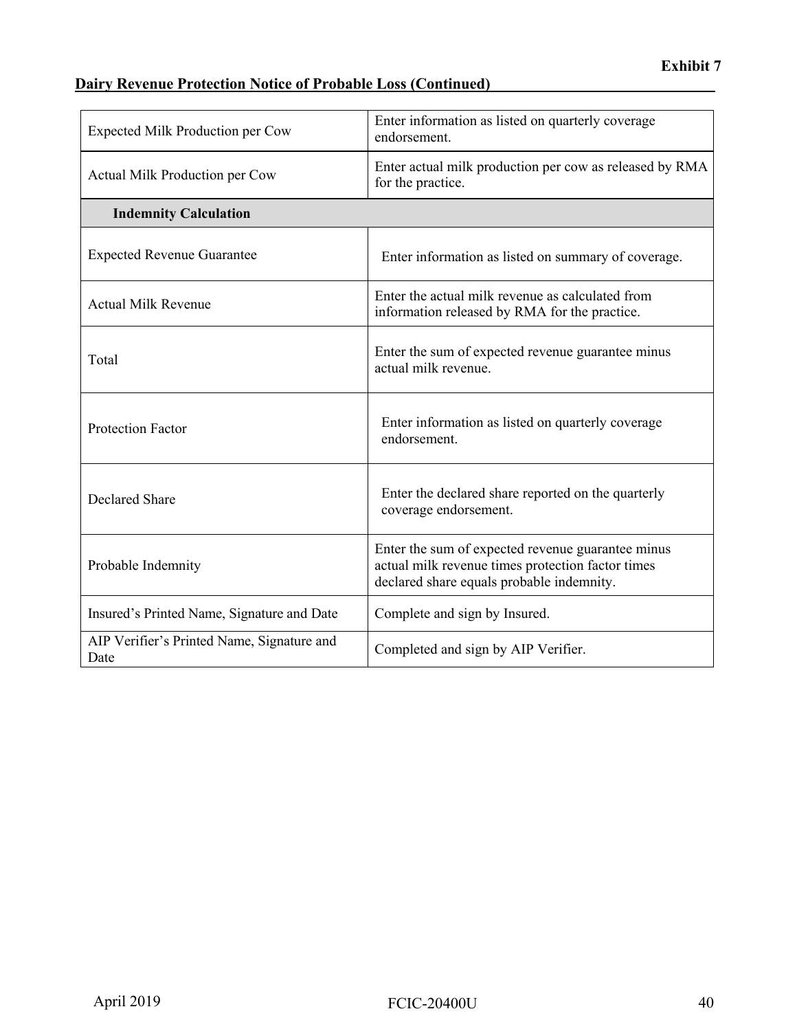**Exhibit 7**

**Dairy Revenue Protection Notice of Probable Loss (Continued)**

| | |
|---|---|
| Expected Milk Production per Cow | Enter information as listed on quarterly coverage endorsement. |
| Actual Milk Production per Cow | Enter actual milk production per cow as released by RMA for the practice. |
| **Indemnity Calculation** | |
| Expected Revenue Guarantee | Enter information as listed on summary of coverage. |
| Actual Milk Revenue | Enter the actual milk revenue as calculated from information released by RMA for the practice. |
| Total | Enter the sum of expected revenue guarantee minus actual milk revenue. |
| Protection Factor | Enter information as listed on quarterly coverage endorsement. |
| Declared Share | Enter the declared share reported on the quarterly coverage endorsement. |
| Probable Indemnity | Enter the sum of expected revenue guarantee minus actual milk revenue times protection factor times declared share equals probable indemnity. |
| Insured's Printed Name, Signature and Date | Complete and sign by Insured. |
| AIP Verifier's Printed Name, Signature and Date | Completed and sign by AIP Verifier. |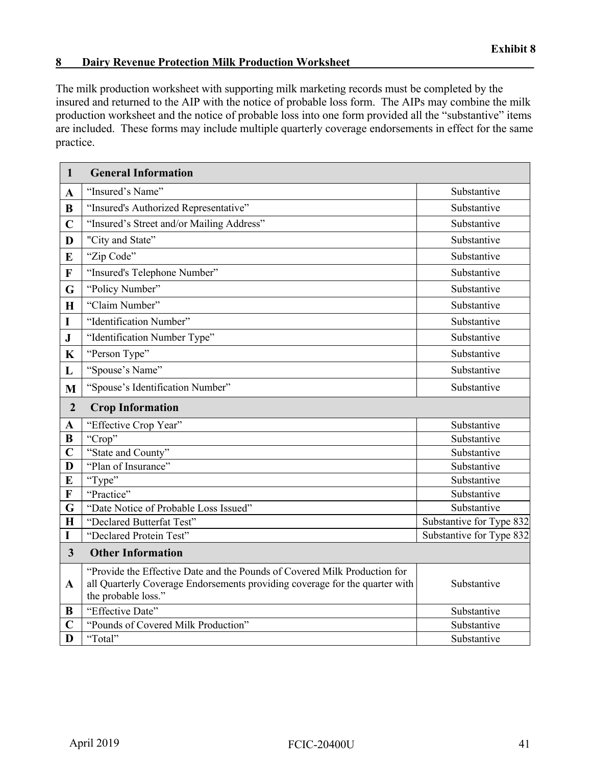**Exhibit 8**

## 8 Dairy Revenue Protection Milk Production Worksheet

The milk production worksheet with supporting milk marketing records must be completed by the insured and returned to the AIP with the notice of probable loss form. The AIPs may combine the milk production worksheet and the notice of probable loss into one form provided all the "substantive" items are included. These forms may include multiple quarterly coverage endorsements in effect for the same practice.

| **1** | **General Information** | |
|---|---|---|
| **A** | "Insured's Name" | Substantive |
| **B** | "Insured's Authorized Representative" | Substantive |
| **C** | "Insured's Street and/or Mailing Address" | Substantive |
| **D** | "City and State" | Substantive |
| **E** | "Zip Code" | Substantive |
| **F** | "Insured's Telephone Number" | Substantive |
| **G** | "Policy Number" | Substantive |
| **H** | "Claim Number" | Substantive |
| **I** | "Identification Number" | Substantive |
| **J** | "Identification Number Type" | Substantive |
| **K** | "Person Type" | Substantive |
| **L** | "Spouse's Name" | Substantive |
| **M** | "Spouse's Identification Number" | Substantive |
| **2** | **Crop Information** | |
| **A** | "Effective Crop Year" | Substantive |
| **B** | "Crop" | Substantive |
| **C** | "State and County" | Substantive |
| **D** | "Plan of Insurance" | Substantive |
| **E** | "Type" | Substantive |
| **F** | "Practice" | Substantive |
| **G** | "Date Notice of Probable Loss Issued" | Substantive |
| **H** | "Declared Butterfat Test" | Substantive for Type 832 |
| **I** | "Declared Protein Test" | Substantive for Type 832 |
| **3** | **Other Information** | |
| **A** | "Provide the Effective Date and the Pounds of Covered Milk Production for all Quarterly Coverage Endorsements providing coverage for the quarter with the probable loss." | Substantive |
| **B** | "Effective Date" | Substantive |
| **C** | "Pounds of Covered Milk Production" | Substantive |
| **D** | "Total" | Substantive |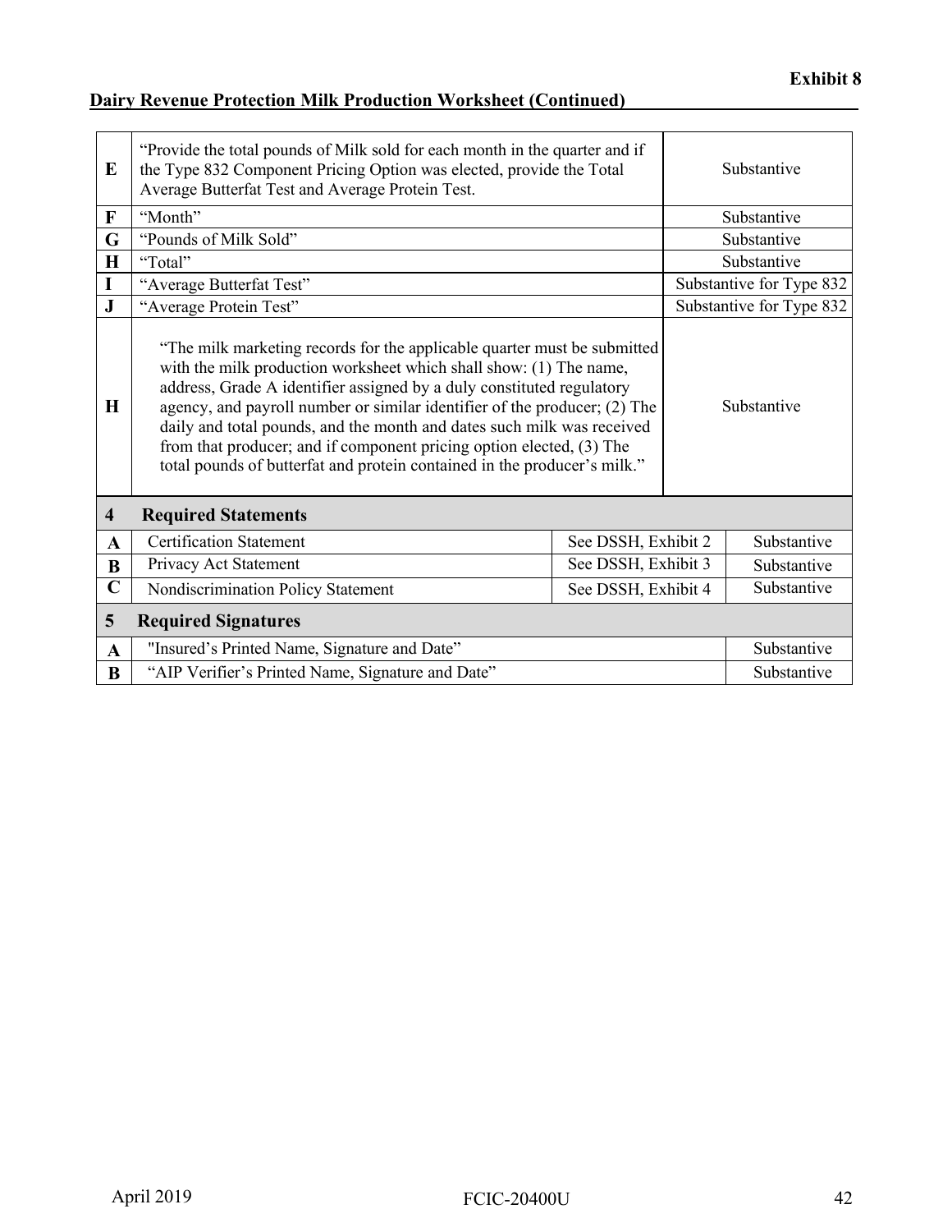**Exhibit 8**

**Dairy Revenue Protection Milk Production Worksheet (Continued)**

| | | | |
|---|---|---|---|
| **E** | "Provide the total pounds of Milk sold for each month in the quarter and if the Type 832 Component Pricing Option was elected, provide the Total Average Butterfat Test and Average Protein Test. | | Substantive |
| **F** | "Month" | | Substantive |
| **G** | "Pounds of Milk Sold" | | Substantive |
| **H** | "Total" | | Substantive |
| **I** | "Average Butterfat Test" | | Substantive for Type 832 |
| **J** | "Average Protein Test" | | Substantive for Type 832 |
| **H** | "The milk marketing records for the applicable quarter must be submitted with the milk production worksheet which shall show: (1) The name, address, Grade A identifier assigned by a duly constituted regulatory agency, and payroll number or similar identifier of the producer; (2) The daily and total pounds, and the month and dates such milk was received from that producer; and if component pricing option elected, (3) The total pounds of butterfat and protein contained in the producer's milk." | | Substantive |
| **4** | **Required Statements** | | |
| **A** | Certification Statement | See DSSH, Exhibit 2 | Substantive |
| **B** | Privacy Act Statement | See DSSH, Exhibit 3 | Substantive |
| **C** | Nondiscrimination Policy Statement | See DSSH, Exhibit 4 | Substantive |
| **5** | **Required Signatures** | | |
| **A** | "Insured's Printed Name, Signature and Date" | | Substantive |
| **B** | "AIP Verifier's Printed Name, Signature and Date" | | Substantive |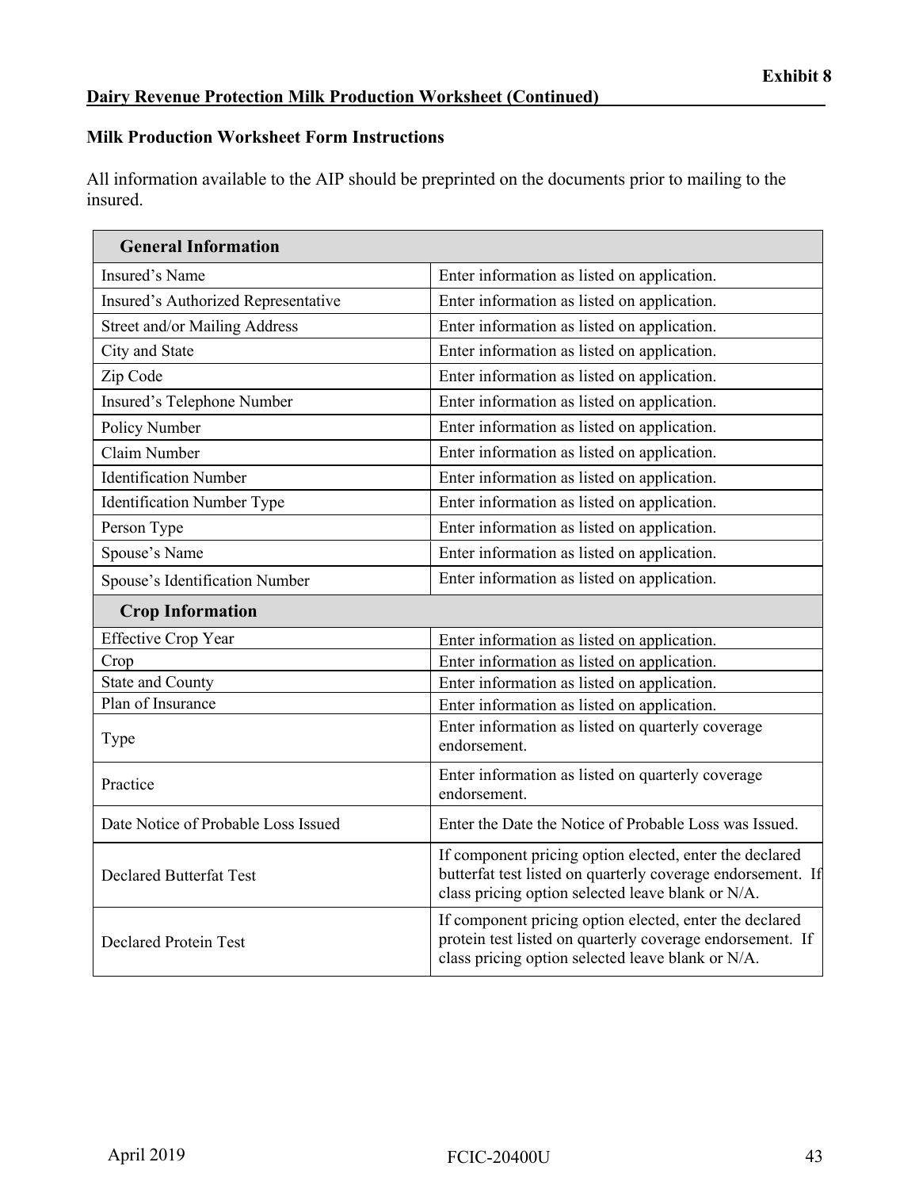**Exhibit 8**

**Dairy Revenue Protection Milk Production Worksheet (Continued)**

**Milk Production Worksheet Form Instructions**

All information available to the AIP should be preprinted on the documents prior to mailing to the insured.

| **General Information** | |
|---|---|
| Insured's Name | Enter information as listed on application. |
| Insured's Authorized Representative | Enter information as listed on application. |
| Street and/or Mailing Address | Enter information as listed on application. |
| City and State | Enter information as listed on application. |
| Zip Code | Enter information as listed on application. |
| Insured's Telephone Number | Enter information as listed on application. |
| Policy Number | Enter information as listed on application. |
| Claim Number | Enter information as listed on application. |
| Identification Number | Enter information as listed on application. |
| Identification Number Type | Enter information as listed on application. |
| Person Type | Enter information as listed on application. |
| Spouse's Name | Enter information as listed on application. |
| Spouse's Identification Number | Enter information as listed on application. |
| **Crop Information** | |
| Effective Crop Year | Enter information as listed on application. |
| Crop | Enter information as listed on application. |
| State and County | Enter information as listed on application. |
| Plan of Insurance | Enter information as listed on application. |
| Type | Enter information as listed on quarterly coverage endorsement. |
| Practice | Enter information as listed on quarterly coverage endorsement. |
| Date Notice of Probable Loss Issued | Enter the Date the Notice of Probable Loss was Issued. |
| Declared Butterfat Test | If component pricing option elected, enter the declared butterfat test listed on quarterly coverage endorsement. If class pricing option selected leave blank or N/A. |
| Declared Protein Test | If component pricing option elected, enter the declared protein test listed on quarterly coverage endorsement. If class pricing option selected leave blank or N/A. |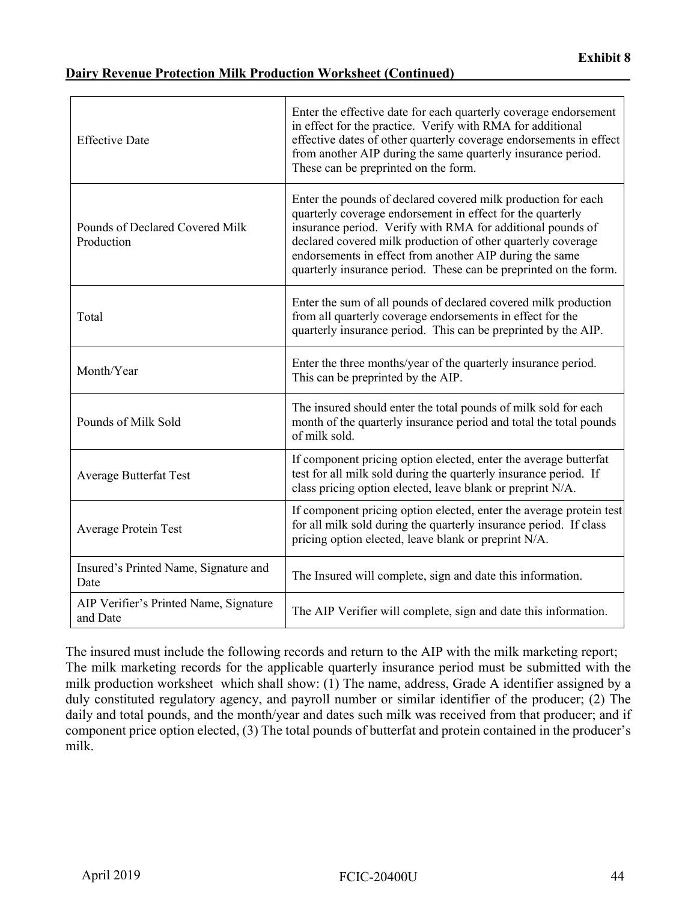**Exhibit 8**

**Dairy Revenue Protection Milk Production Worksheet (Continued)**

| | |
|---|---|
| Effective Date | Enter the effective date for each quarterly coverage endorsement in effect for the practice. Verify with RMA for additional effective dates of other quarterly coverage endorsements in effect from another AIP during the same quarterly insurance period. These can be preprinted on the form. |
| Pounds of Declared Covered Milk Production | Enter the pounds of declared covered milk production for each quarterly coverage endorsement in effect for the quarterly insurance period. Verify with RMA for additional pounds of declared covered milk production of other quarterly coverage endorsements in effect from another AIP during the same quarterly insurance period. These can be preprinted on the form. |
| Total | Enter the sum of all pounds of declared covered milk production from all quarterly coverage endorsements in effect for the quarterly insurance period. This can be preprinted by the AIP. |
| Month/Year | Enter the three months/year of the quarterly insurance period. This can be preprinted by the AIP. |
| Pounds of Milk Sold | The insured should enter the total pounds of milk sold for each month of the quarterly insurance period and total the total pounds of milk sold. |
| Average Butterfat Test | If component pricing option elected, enter the average butterfat test for all milk sold during the quarterly insurance period. If class pricing option elected, leave blank or preprint N/A. |
| Average Protein Test | If component pricing option elected, enter the average protein test for all milk sold during the quarterly insurance period. If class pricing option elected, leave blank or preprint N/A. |
| Insured's Printed Name, Signature and Date | The Insured will complete, sign and date this information. |
| AIP Verifier's Printed Name, Signature and Date | The AIP Verifier will complete, sign and date this information. |

The insured must include the following records and return to the AIP with the milk marketing report; The milk marketing records for the applicable quarterly insurance period must be submitted with the milk production worksheet which shall show: (1) The name, address, Grade A identifier assigned by a duly constituted regulatory agency, and payroll number or similar identifier of the producer; (2) The daily and total pounds, and the month/year and dates such milk was received from that producer; and if component price option elected, (3) The total pounds of butterfat and protein contained in the producer's milk.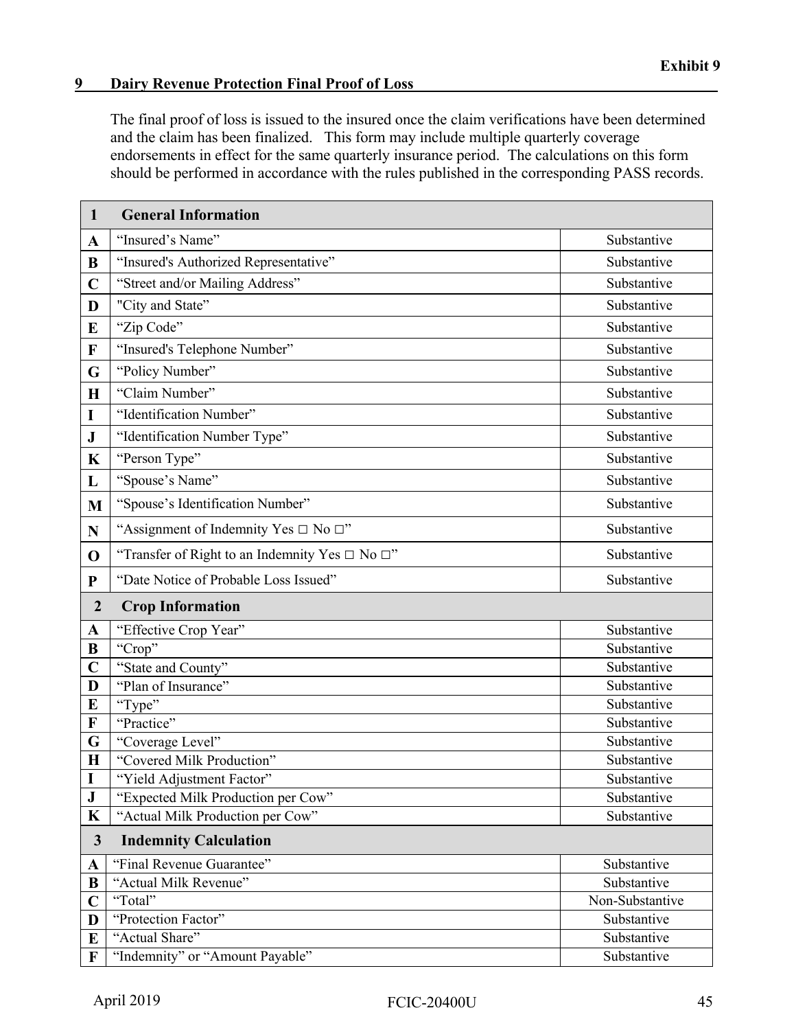**Exhibit 9**

## 9 Dairy Revenue Protection Final Proof of Loss

The final proof of loss is issued to the insured once the claim verifications have been determined and the claim has been finalized. This form may include multiple quarterly coverage endorsements in effect for the same quarterly insurance period. The calculations on this form should be performed in accordance with the rules published in the corresponding PASS records.

| 1 | General Information | |
|---|---|---|
| A | "Insured's Name" | Substantive |
| B | "Insured's Authorized Representative" | Substantive |
| C | "Street and/or Mailing Address" | Substantive |
| D | "City and State" | Substantive |
| E | "Zip Code" | Substantive |
| F | "Insured's Telephone Number" | Substantive |
| G | "Policy Number" | Substantive |
| H | "Claim Number" | Substantive |
| I | "Identification Number" | Substantive |
| J | "Identification Number Type" | Substantive |
| K | "Person Type" | Substantive |
| L | "Spouse's Name" | Substantive |
| M | "Spouse's Identification Number" | Substantive |
| N | "Assignment of Indemnity Yes □ No □" | Substantive |
| O | "Transfer of Right to an Indemnity Yes □ No □" | Substantive |
| P | "Date Notice of Probable Loss Issued" | Substantive |
| **2** | **Crop Information** | |
| A | "Effective Crop Year" | Substantive |
| B | "Crop" | Substantive |
| C | "State and County" | Substantive |
| D | "Plan of Insurance" | Substantive |
| E | "Type" | Substantive |
| F | "Practice" | Substantive |
| G | "Coverage Level" | Substantive |
| H | "Covered Milk Production" | Substantive |
| I | "Yield Adjustment Factor" | Substantive |
| J | "Expected Milk Production per Cow" | Substantive |
| K | "Actual Milk Production per Cow" | Substantive |
| **3** | **Indemnity Calculation** | |
| A | "Final Revenue Guarantee" | Substantive |
| B | "Actual Milk Revenue" | Substantive |
| C | "Total" | Non-Substantive |
| D | "Protection Factor" | Substantive |
| E | "Actual Share" | Substantive |
| F | "Indemnity" or "Amount Payable" | Substantive |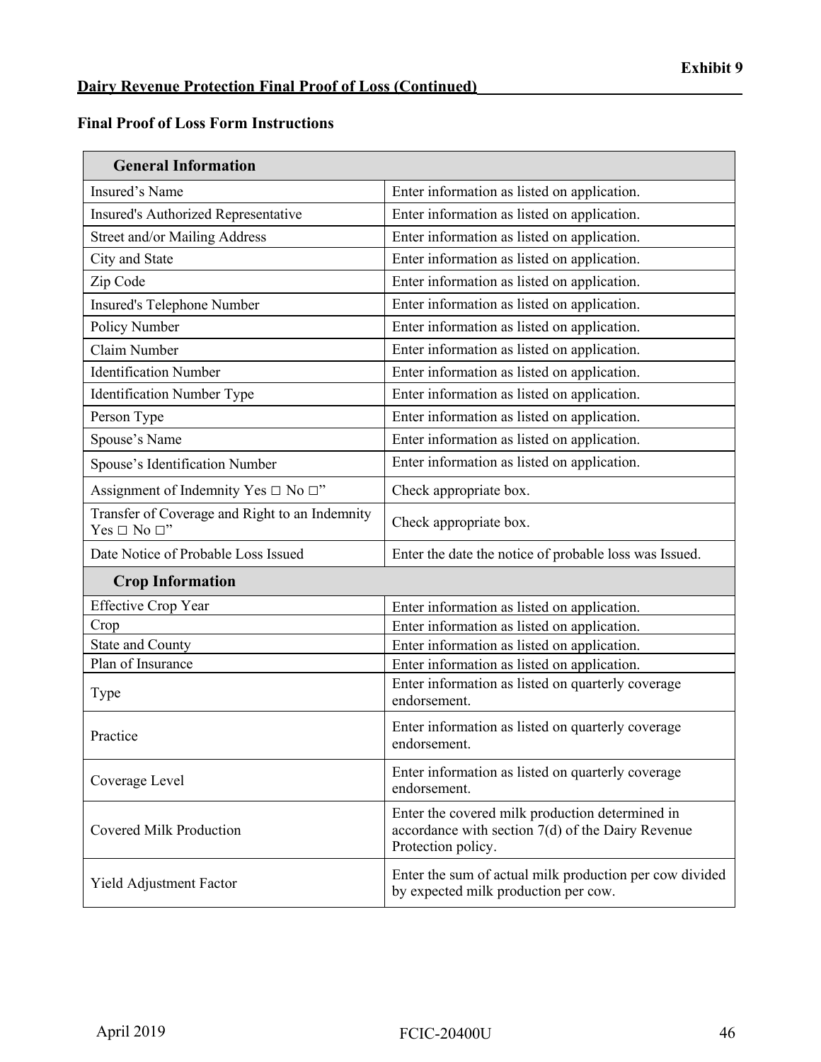**Exhibit 9**

**Dairy Revenue Protection Final Proof of Loss (Continued)**

**Final Proof of Loss Form Instructions**

| **General Information** | |
|---|---|
| Insured's Name | Enter information as listed on application. |
| Insured's Authorized Representative | Enter information as listed on application. |
| Street and/or Mailing Address | Enter information as listed on application. |
| City and State | Enter information as listed on application. |
| Zip Code | Enter information as listed on application. |
| Insured's Telephone Number | Enter information as listed on application. |
| Policy Number | Enter information as listed on application. |
| Claim Number | Enter information as listed on application. |
| Identification Number | Enter information as listed on application. |
| Identification Number Type | Enter information as listed on application. |
| Person Type | Enter information as listed on application. |
| Spouse's Name | Enter information as listed on application. |
| Spouse's Identification Number | Enter information as listed on application. |
| Assignment of Indemnity Yes □ No □" | Check appropriate box. |
| Transfer of Coverage and Right to an Indemnity Yes □ No □" | Check appropriate box. |
| Date Notice of Probable Loss Issued | Enter the date the notice of probable loss was Issued. |
| **Crop Information** | |
| Effective Crop Year | Enter information as listed on application. |
| Crop | Enter information as listed on application. |
| State and County | Enter information as listed on application. |
| Plan of Insurance | Enter information as listed on application. |
| Type | Enter information as listed on quarterly coverage endorsement. |
| Practice | Enter information as listed on quarterly coverage endorsement. |
| Coverage Level | Enter information as listed on quarterly coverage endorsement. |
| Covered Milk Production | Enter the covered milk production determined in accordance with section 7(d) of the Dairy Revenue Protection policy. |
| Yield Adjustment Factor | Enter the sum of actual milk production per cow divided by expected milk production per cow. |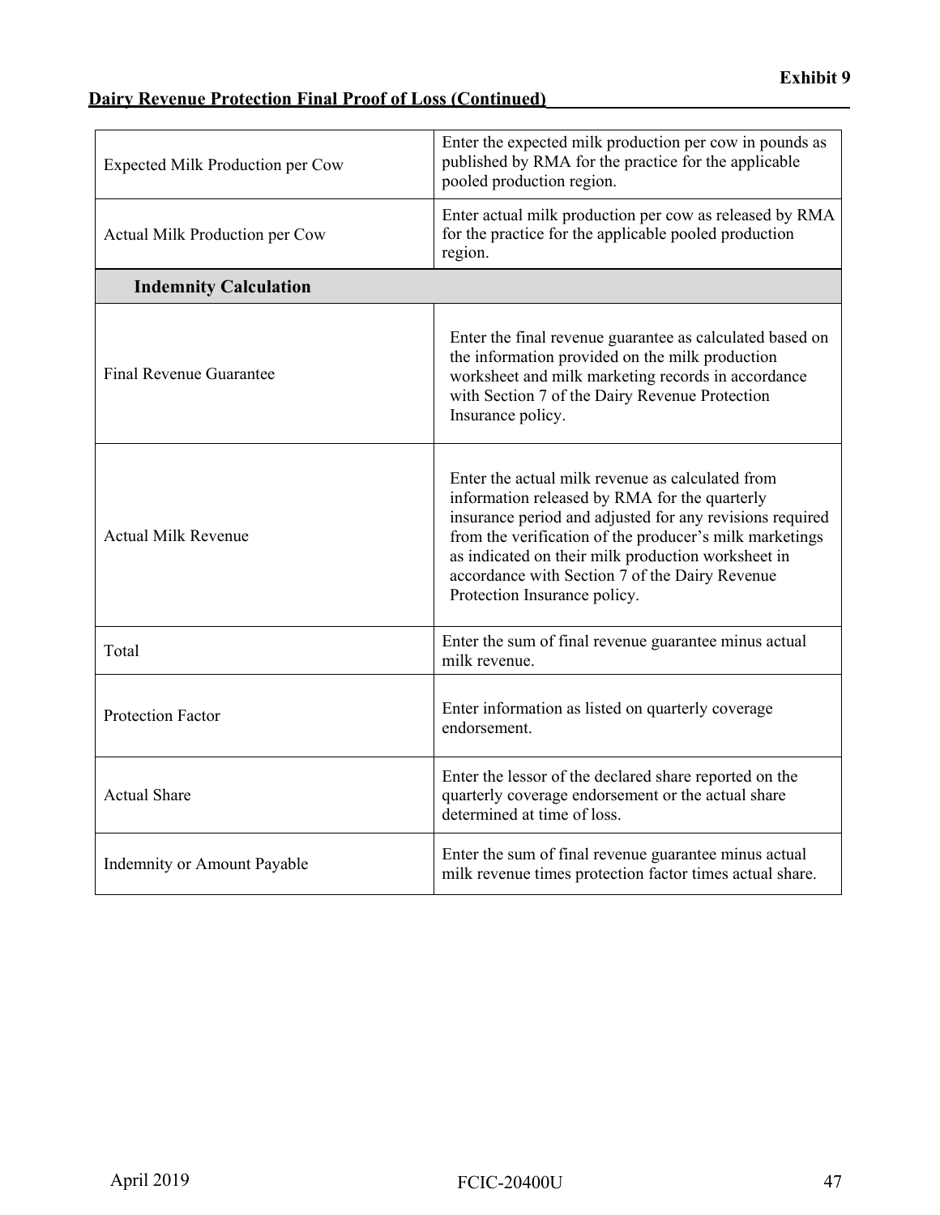**Dairy Revenue Protection Final Proof of Loss (Continued)**

| | |
|---|---|
| Expected Milk Production per Cow | Enter the expected milk production per cow in pounds as published by RMA for the practice for the applicable pooled production region. |
| Actual Milk Production per Cow | Enter actual milk production per cow as released by RMA for the practice for the applicable pooled production region. |
| **Indemnity Calculation** | |
| Final Revenue Guarantee | Enter the final revenue guarantee as calculated based on the information provided on the milk production worksheet and milk marketing records in accordance with Section 7 of the Dairy Revenue Protection Insurance policy. |
| Actual Milk Revenue | Enter the actual milk revenue as calculated from information released by RMA for the quarterly insurance period and adjusted for any revisions required from the verification of the producer's milk marketings as indicated on their milk production worksheet in accordance with Section 7 of the Dairy Revenue Protection Insurance policy. |
| Total | Enter the sum of final revenue guarantee minus actual milk revenue. |
| Protection Factor | Enter information as listed on quarterly coverage endorsement. |
| Actual Share | Enter the lessor of the declared share reported on the quarterly coverage endorsement or the actual share determined at time of loss. |
| Indemnity or Amount Payable | Enter the sum of final revenue guarantee minus actual milk revenue times protection factor times actual share. |